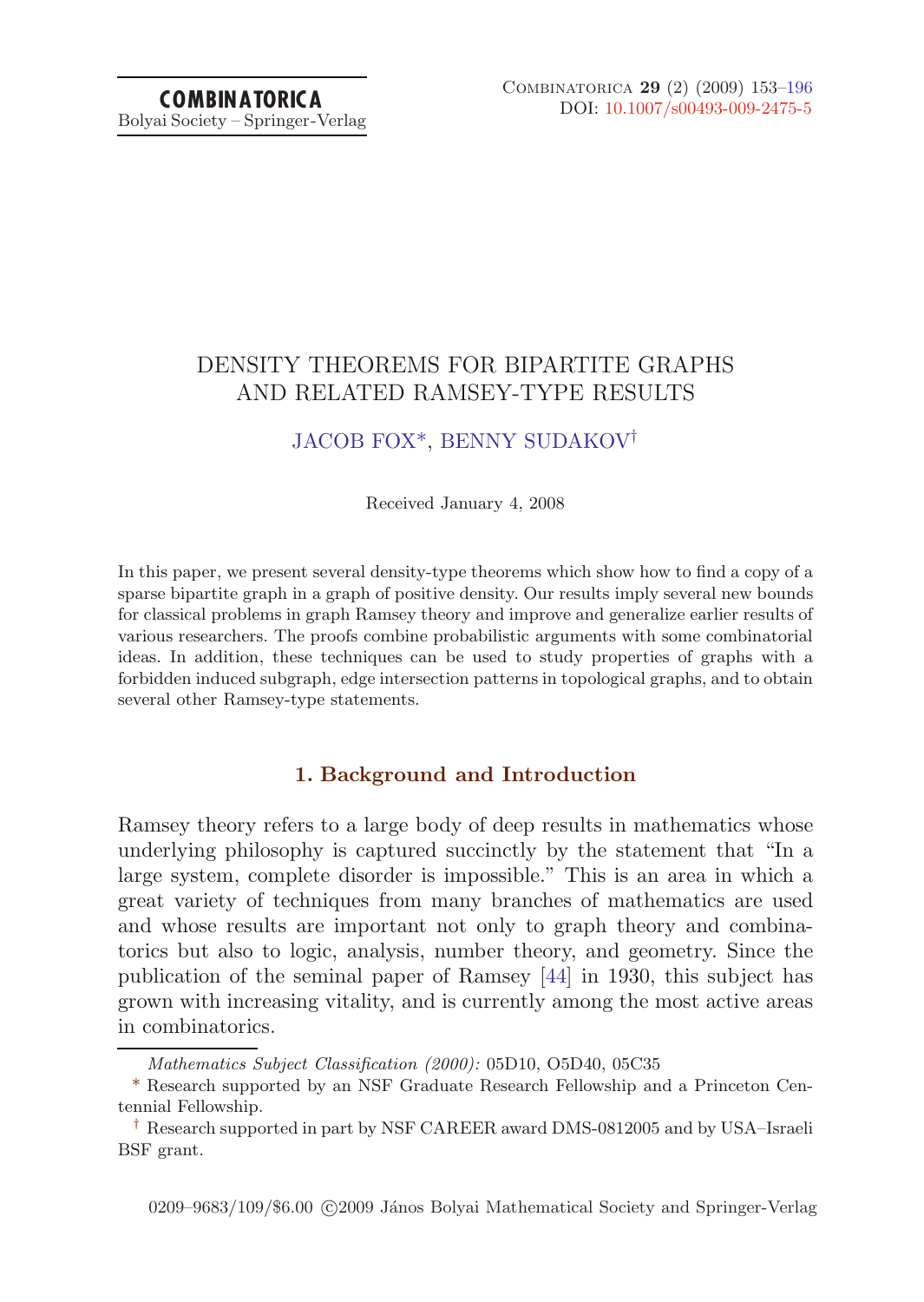# DENSITY THEOREMS FOR BIPARTITE GRAPHS AND RELATED RAMSEY-TYPE RESULTS

JACOB FOX*, BENNY SUDAKOV†

Received January 4, 2008

In this paper, we present several density-type theorems which show how to find a copy of a sparse bipartite graph in a graph of positive density. Our results imply several new bounds for classical problems in graph Ramsey theory and improve and generalize earlier results of various researchers. The proofs combine probabilistic arguments with some combinatorial ideas. In addition, these techniques can be used to study properties of graphs with a forbidden induced subgraph, edge intersection patterns in topological graphs, and to obtain several other Ramsey-type statements.

## 1. Background and Introduction

Ramsey theory refers to a large body of deep results in mathematics whose underlying philosophy is captured succinctly by the statement that "In a large system, complete disorder is impossible." This is an area in which a great variety of techniques from many branches of mathematics are used and whose results are important not only to graph theory and combinatorics but also to logic, analysis, number theory, and geometry. Since the publication of the seminal paper of Ramsey [44] in 1930, this subject has grown with increasing vitality, and is currently among the most active areas in combinatorics.

*Mathematics Subject Classification (2000):* 05D10, O5D40, 05C35

\* Research supported by an NSF Graduate Research Fellowship and a Princeton Centennial Fellowship.

† Research supported in part by NSF CAREER award DMS-0812005 and by USA–Israeli BSF grant.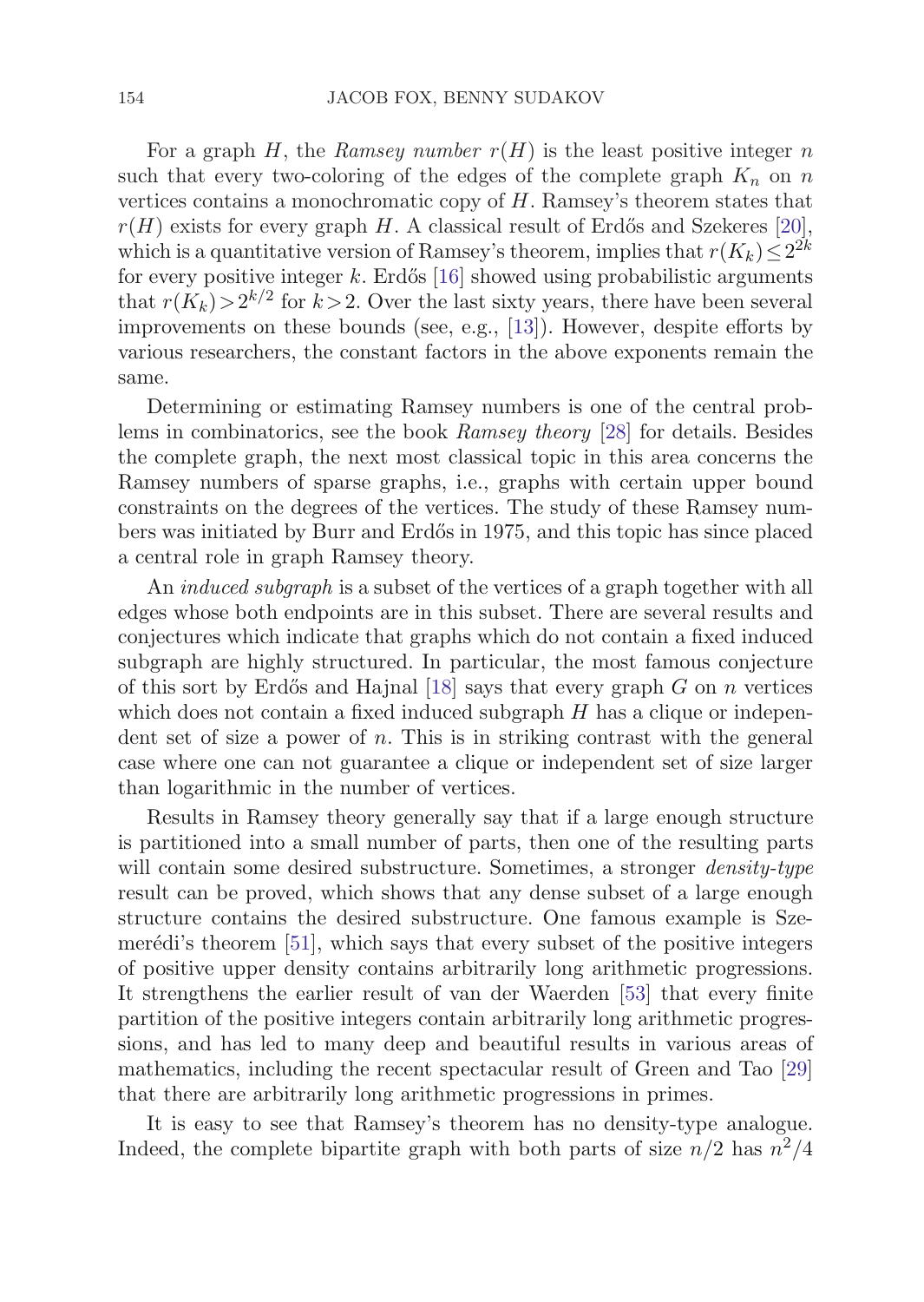For a graph $H$, the *Ramsey number* $r(H)$ is the least positive integer $n$ such that every two-coloring of the edges of the complete graph $K_n$ on $n$ vertices contains a monochromatic copy of $H$. Ramsey's theorem states that $r(H)$ exists for every graph $H$. A classical result of Erdős and Szekeres [20], which is a quantitative version of Ramsey's theorem, implies that $r(K_k) \le 2^{2k}$ for every positive integer $k$. Erdős [16] showed using probabilistic arguments that $r(K_k) > 2^{k/2}$ for $k > 2$. Over the last sixty years, there have been several improvements on these bounds (see, e.g., [13]). However, despite efforts by various researchers, the constant factors in the above exponents remain the same.

Determining or estimating Ramsey numbers is one of the central problems in combinatorics, see the book *Ramsey theory* [28] for details. Besides the complete graph, the next most classical topic in this area concerns the Ramsey numbers of sparse graphs, i.e., graphs with certain upper bound constraints on the degrees of the vertices. The study of these Ramsey numbers was initiated by Burr and Erdős in 1975, and this topic has since placed a central role in graph Ramsey theory.

An *induced subgraph* is a subset of the vertices of a graph together with all edges whose both endpoints are in this subset. There are several results and conjectures which indicate that graphs which do not contain a fixed induced subgraph are highly structured. In particular, the most famous conjecture of this sort by Erdős and Hajnal [18] says that every graph $G$ on $n$ vertices which does not contain a fixed induced subgraph $H$ has a clique or independent set of size a power of $n$. This is in striking contrast with the general case where one can not guarantee a clique or independent set of size larger than logarithmic in the number of vertices.

Results in Ramsey theory generally say that if a large enough structure is partitioned into a small number of parts, then one of the resulting parts will contain some desired substructure. Sometimes, a stronger *density-type* result can be proved, which shows that any dense subset of a large enough structure contains the desired substructure. One famous example is Szemerédi's theorem [51], which says that every subset of the positive integers of positive upper density contains arbitrarily long arithmetic progressions. It strengthens the earlier result of van der Waerden [53] that every finite partition of the positive integers contain arbitrarily long arithmetic progressions, and has led to many deep and beautiful results in various areas of mathematics, including the recent spectacular result of Green and Tao [29] that there are arbitrarily long arithmetic progressions in primes.

It is easy to see that Ramsey's theorem has no density-type analogue. Indeed, the complete bipartite graph with both parts of size $n/2$ has $n^2/4$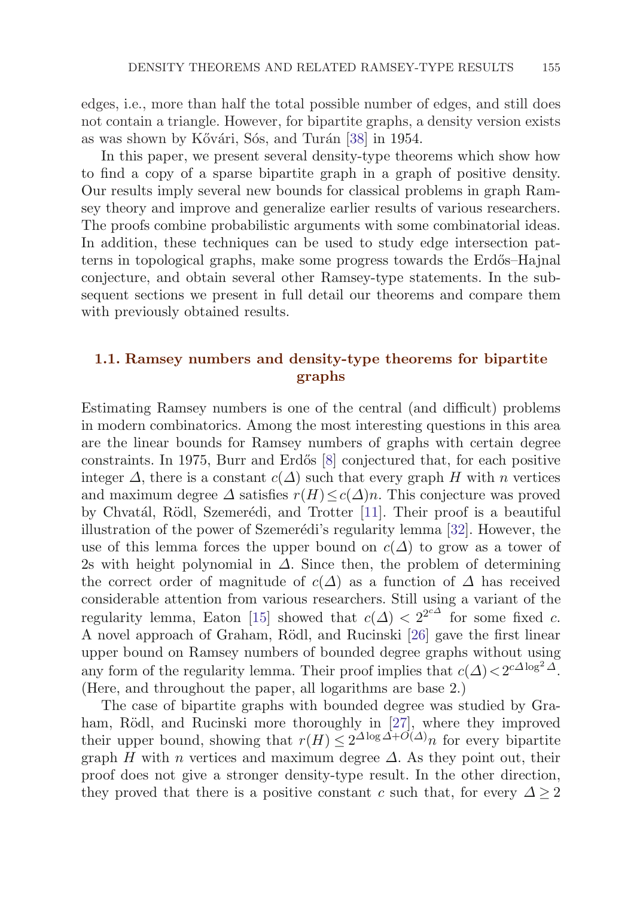edges, i.e., more than half the total possible number of edges, and still does not contain a triangle. However, for bipartite graphs, a density version exists as was shown by Kővári, Sós, and Turán [38] in 1954.

In this paper, we present several density-type theorems which show how to find a copy of a sparse bipartite graph in a graph of positive density. Our results imply several new bounds for classical problems in graph Ramsey theory and improve and generalize earlier results of various researchers. The proofs combine probabilistic arguments with some combinatorial ideas. In addition, these techniques can be used to study edge intersection patterns in topological graphs, make some progress towards the Erdős–Hajnal conjecture, and obtain several other Ramsey-type statements. In the subsequent sections we present in full detail our theorems and compare them with previously obtained results.

## 1.1. Ramsey numbers and density-type theorems for bipartite graphs

Estimating Ramsey numbers is one of the central (and difficult) problems in modern combinatorics. Among the most interesting questions in this area are the linear bounds for Ramsey numbers of graphs with certain degree constraints. In 1975, Burr and Erdős [8] conjectured that, for each positive integer $\Delta$, there is a constant $c(\Delta)$ such that every graph $H$ with $n$ vertices and maximum degree $\Delta$ satisfies $r(H) \le c(\Delta)n$. This conjecture was proved by Chvatál, Rödl, Szemerédi, and Trotter [11]. Their proof is a beautiful illustration of the power of Szemerédi's regularity lemma [32]. However, the use of this lemma forces the upper bound on $c(\Delta)$ to grow as a tower of 2s with height polynomial in $\Delta$. Since then, the problem of determining the correct order of magnitude of $c(\Delta)$ as a function of $\Delta$ has received considerable attention from various researchers. Still using a variant of the regularity lemma, Eaton [15] showed that $c(\Delta) < 2^{2^{c\Delta}}$ for some fixed $c$. A novel approach of Graham, Rödl, and Rucinski [26] gave the first linear upper bound on Ramsey numbers of bounded degree graphs without using any form of the regularity lemma. Their proof implies that $c(\Delta) < 2^{c\Delta \log^2 \Delta}$. (Here, and throughout the paper, all logarithms are base 2.)

The case of bipartite graphs with bounded degree was studied by Graham, Rödl, and Rucinski more thoroughly in [27], where they improved their upper bound, showing that $r(H) \le 2^{\Delta \log \Delta + O(\Delta)}n$ for every bipartite graph $H$ with $n$ vertices and maximum degree $\Delta$. As they point out, their proof does not give a stronger density-type result. In the other direction, they proved that there is a positive constant $c$ such that, for every $\Delta \ge 2$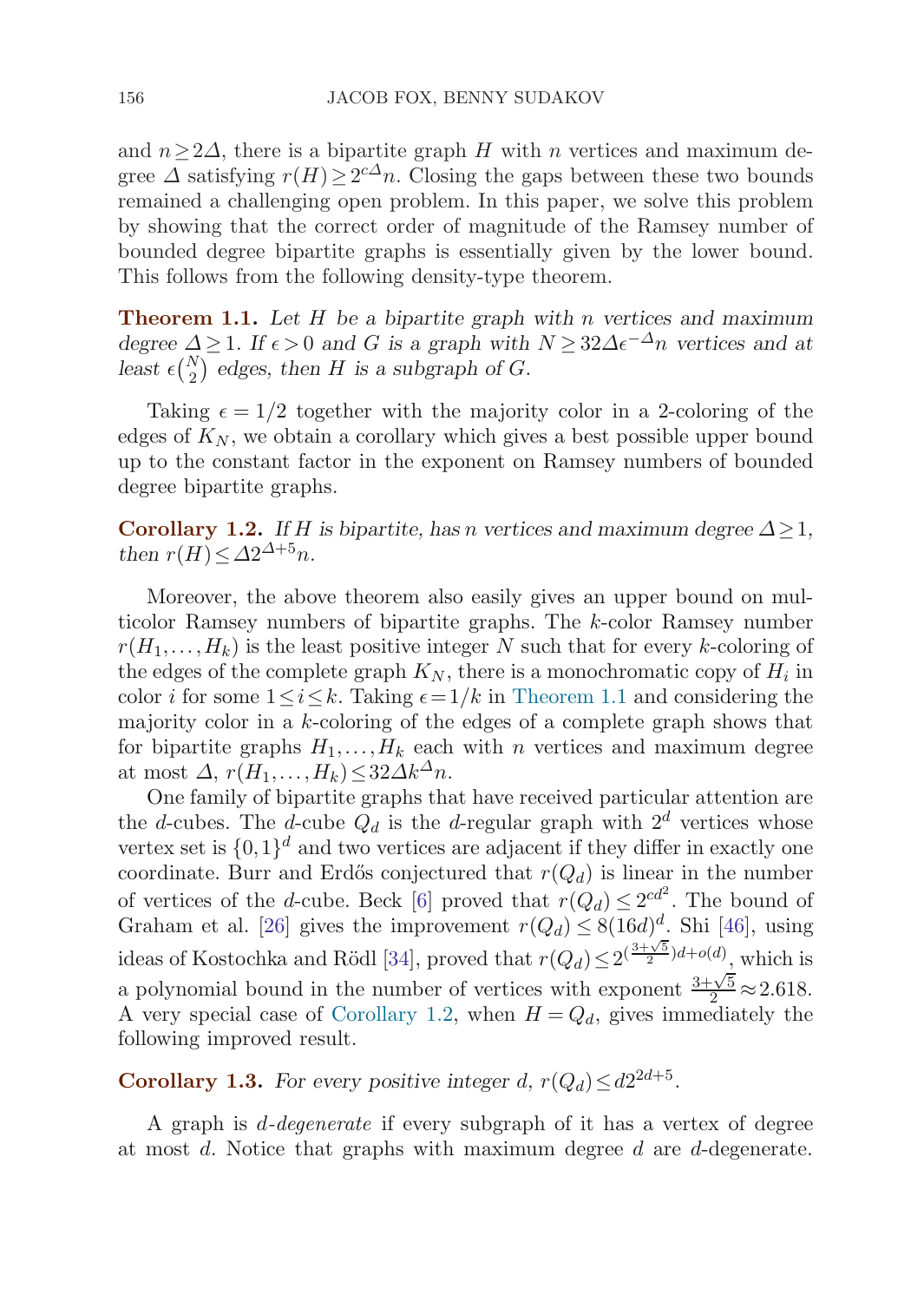and $n \geq 2\Delta$, there is a bipartite graph $H$ with $n$ vertices and maximum degree $\Delta$ satisfying $r(H) \geq 2^{c\Delta} n$. Closing the gaps between these two bounds remained a challenging open problem. In this paper, we solve this problem by showing that the correct order of magnitude of the Ramsey number of bounded degree bipartite graphs is essentially given by the lower bound. This follows from the following density-type theorem.

**Theorem 1.1.** *Let $H$ be a bipartite graph with $n$ vertices and maximum degree $\Delta \geq 1$. If $\epsilon > 0$ and $G$ is a graph with $N \geq 32\Delta\epsilon^{-\Delta} n$ vertices and at least $\epsilon\binom{N}{2}$ edges, then $H$ is a subgraph of $G$.*

Taking $\epsilon = 1/2$ together with the majority color in a 2-coloring of the edges of $K_N$, we obtain a corollary which gives a best possible upper bound up to the constant factor in the exponent on Ramsey numbers of bounded degree bipartite graphs.

**Corollary 1.2.** *If $H$ is bipartite, has $n$ vertices and maximum degree $\Delta \geq 1$, then $r(H) \leq \Delta 2^{\Delta+5} n$.*

Moreover, the above theorem also easily gives an upper bound on multicolor Ramsey numbers of bipartite graphs. The $k$-color Ramsey number $r(H_1, \ldots, H_k)$ is the least positive integer $N$ such that for every $k$-coloring of the edges of the complete graph $K_N$, there is a monochromatic copy of $H_i$ in color $i$ for some $1 \leq i \leq k$. Taking $\epsilon = 1/k$ in Theorem 1.1 and considering the majority color in a $k$-coloring of the edges of a complete graph shows that for bipartite graphs $H_1, \ldots, H_k$ each with $n$ vertices and maximum degree at most $\Delta$, $r(H_1, \ldots, H_k) \leq 32\Delta k^{\Delta} n$.

One family of bipartite graphs that have received particular attention are the $d$-cubes. The $d$-cube $Q_d$ is the $d$-regular graph with $2^d$ vertices whose vertex set is $\{0,1\}^d$ and two vertices are adjacent if they differ in exactly one coordinate. Burr and Erdős conjectured that $r(Q_d)$ is linear in the number of vertices of the $d$-cube. Beck [6] proved that $r(Q_d) \leq 2^{cd^2}$. The bound of Graham et al. [26] gives the improvement $r(Q_d) \leq 8(16d)^d$. Shi [46], using ideas of Kostochka and Rödl [34], proved that $r(Q_d) \leq 2^{(\frac{3+\sqrt{5}}{2})d+o(d)}$, which is a polynomial bound in the number of vertices with exponent $\frac{3+\sqrt{5}}{2} \approx 2.618$. A very special case of Corollary 1.2, when $H = Q_d$, gives immediately the following improved result.

**Corollary 1.3.** *For every positive integer $d$, $r(Q_d) \leq d2^{2d+5}$.*

A graph is *$d$-degenerate* if every subgraph of it has a vertex of degree at most $d$. Notice that graphs with maximum degree $d$ are $d$-degenerate.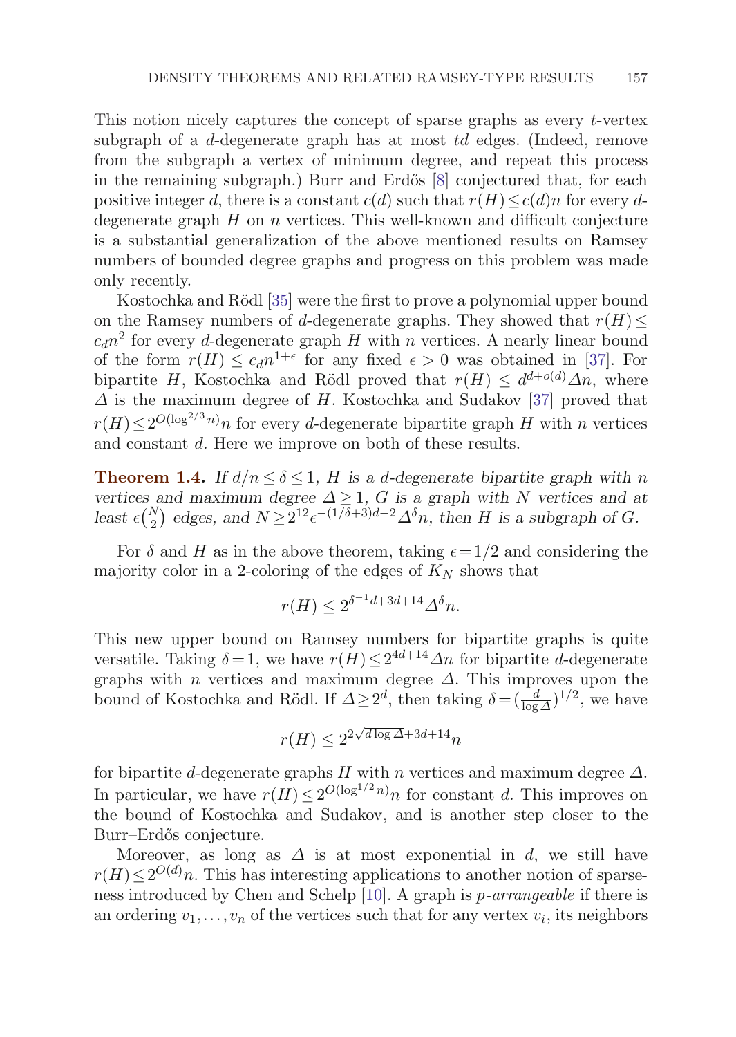This notion nicely captures the concept of sparse graphs as every $t$-vertex subgraph of a $d$-degenerate graph has at most $td$ edges. (Indeed, remove from the subgraph a vertex of minimum degree, and repeat this process in the remaining subgraph.) Burr and Erdős [8] conjectured that, for each positive integer $d$, there is a constant $c(d)$ such that $r(H) \le c(d)n$ for every $d$-degenerate graph $H$ on $n$ vertices. This well-known and difficult conjecture is a substantial generalization of the above mentioned results on Ramsey numbers of bounded degree graphs and progress on this problem was made only recently.

Kostochka and Rödl [35] were the first to prove a polynomial upper bound on the Ramsey numbers of $d$-degenerate graphs. They showed that $r(H) \le c_d n^2$ for every $d$-degenerate graph $H$ with $n$ vertices. A nearly linear bound of the form $r(H) \le c_d n^{1+\epsilon}$ for any fixed $\epsilon > 0$ was obtained in [37]. For bipartite $H$, Kostochka and Rödl proved that $r(H) \le d^{d+o(d)}\Delta n$, where $\Delta$ is the maximum degree of $H$. Kostochka and Sudakov [37] proved that $r(H) \le 2^{O(\log^{2/3} n)} n$ for every $d$-degenerate bipartite graph $H$ with $n$ vertices and constant $d$. Here we improve on both of these results.

**Theorem 1.4.** *If $d/n \le \delta \le 1$, $H$ is a $d$-degenerate bipartite graph with $n$ vertices and maximum degree $\Delta \ge 1$, $G$ is a graph with $N$ vertices and at least $\epsilon\binom{N}{2}$ edges, and $N \ge 2^{12}\epsilon^{-(1/\delta+3)d-2}\Delta^{\delta} n$, then $H$ is a subgraph of $G$.*

For $\delta$ and $H$ as in the above theorem, taking $\epsilon = 1/2$ and considering the majority color in a 2-coloring of the edges of $K_N$ shows that

$$r(H) \le 2^{\delta^{-1}d+3d+14}\Delta^{\delta} n.$$

This new upper bound on Ramsey numbers for bipartite graphs is quite versatile. Taking $\delta = 1$, we have $r(H) \le 2^{4d+14}\Delta n$ for bipartite $d$-degenerate graphs with $n$ vertices and maximum degree $\Delta$. This improves upon the bound of Kostochka and Rödl. If $\Delta \ge 2^d$, then taking $\delta = (\frac{d}{\log \Delta})^{1/2}$, we have

$$r(H) \le 2^{2\sqrt{d \log \Delta}+3d+14} n$$

for bipartite $d$-degenerate graphs $H$ with $n$ vertices and maximum degree $\Delta$. In particular, we have $r(H) \le 2^{O(\log^{1/2} n)} n$ for constant $d$. This improves on the bound of Kostochka and Sudakov, and is another step closer to the Burr–Erdős conjecture.

Moreover, as long as $\Delta$ is at most exponential in $d$, we still have $r(H) \le 2^{O(d)} n$. This has interesting applications to another notion of sparseness introduced by Chen and Schelp [10]. A graph is *p-arrangeable* if there is an ordering $v_1, \ldots, v_n$ of the vertices such that for any vertex $v_i$, its neighbors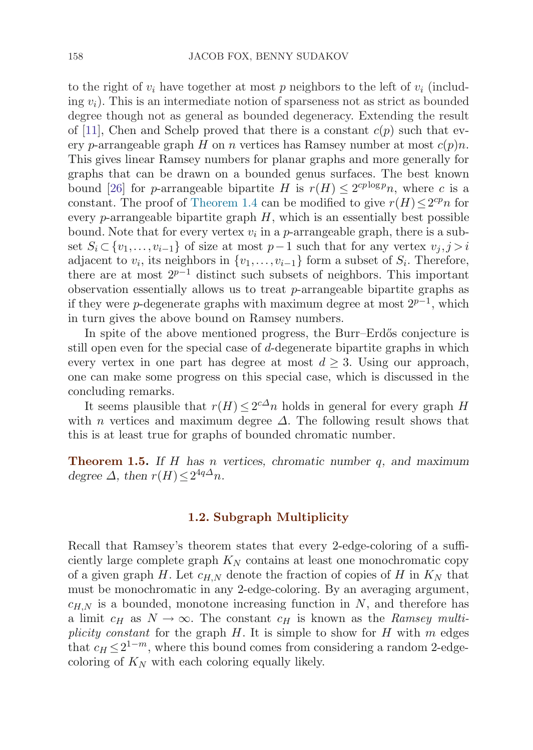to the right of $v_i$ have together at most $p$ neighbors to the left of $v_i$ (including $v_i$). This is an intermediate notion of sparseness not as strict as bounded degree though not as general as bounded degeneracy. Extending the result of [11], Chen and Schelp proved that there is a constant $c(p)$ such that every $p$-arrangeable graph $H$ on $n$ vertices has Ramsey number at most $c(p)n$. This gives linear Ramsey numbers for planar graphs and more generally for graphs that can be drawn on a bounded genus surfaces. The best known bound [26] for $p$-arrangeable bipartite $H$ is $r(H) \leq 2^{cp \log p} n$, where $c$ is a constant. The proof of Theorem 1.4 can be modified to give $r(H) \leq 2^{cp} n$ for every $p$-arrangeable bipartite graph $H$, which is an essentially best possible bound. Note that for every vertex $v_i$ in a $p$-arrangeable graph, there is a subset $S_i \subset \{v_1, \ldots, v_{i-1}\}$ of size at most $p-1$ such that for any vertex $v_j, j > i$ adjacent to $v_i$, its neighbors in $\{v_1, \ldots, v_{i-1}\}$ form a subset of $S_i$. Therefore, there are at most $2^{p-1}$ distinct such subsets of neighbors. This important observation essentially allows us to treat $p$-arrangeable bipartite graphs as if they were $p$-degenerate graphs with maximum degree at most $2^{p-1}$, which in turn gives the above bound on Ramsey numbers.

In spite of the above mentioned progress, the Burr–Erdős conjecture is still open even for the special case of $d$-degenerate bipartite graphs in which every vertex in one part has degree at most $d \geq 3$. Using our approach, one can make some progress on this special case, which is discussed in the concluding remarks.

It seems plausible that $r(H) \leq 2^{c\Delta} n$ holds in general for every graph $H$ with $n$ vertices and maximum degree $\Delta$. The following result shows that this is at least true for graphs of bounded chromatic number.

**Theorem 1.5.** *If $H$ has $n$ vertices, chromatic number $q$, and maximum degree $\Delta$, then $r(H) \leq 2^{4q\Delta} n$.*

### 1.2. Subgraph Multiplicity

Recall that Ramsey's theorem states that every 2-edge-coloring of a sufficiently large complete graph $K_N$ contains at least one monochromatic copy of a given graph $H$. Let $c_{H,N}$ denote the fraction of copies of $H$ in $K_N$ that must be monochromatic in any 2-edge-coloring. By an averaging argument, $c_{H,N}$ is a bounded, monotone increasing function in $N$, and therefore has a limit $c_H$ as $N \to \infty$. The constant $c_H$ is known as the *Ramsey multiplicity constant* for the graph $H$. It is simple to show for $H$ with $m$ edges that $c_H \leq 2^{1-m}$, where this bound comes from considering a random 2-edge-coloring of $K_N$ with each coloring equally likely.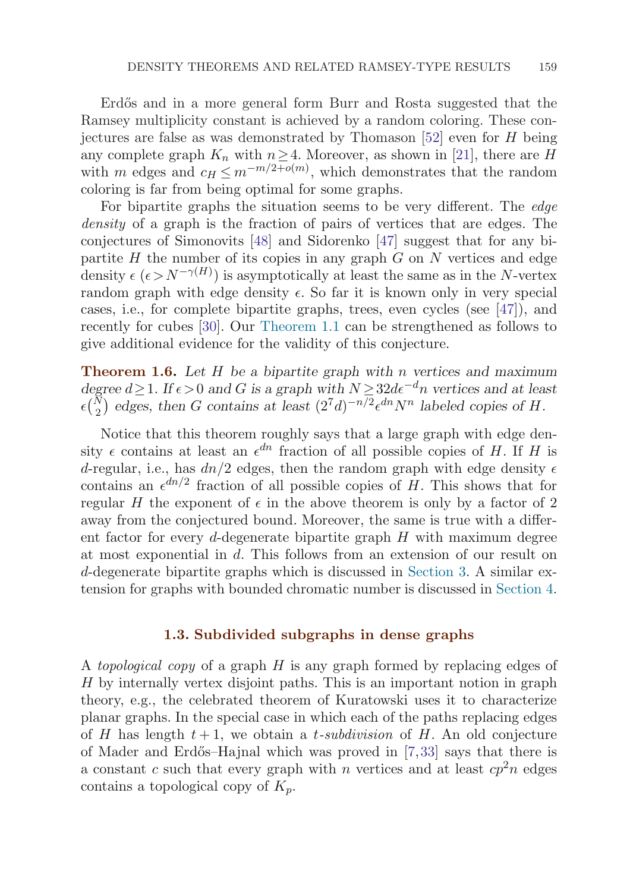Erdős and in a more general form Burr and Rosta suggested that the Ramsey multiplicity constant is achieved by a random coloring. These conjectures are false as was demonstrated by Thomason [52] even for $H$ being any complete graph $K_n$ with $n \geq 4$. Moreover, as shown in [21], there are $H$ with $m$ edges and $c_H \leq m^{-m/2+o(m)}$, which demonstrates that the random coloring is far from being optimal for some graphs.

For bipartite graphs the situation seems to be very different. The *edge density* of a graph is the fraction of pairs of vertices that are edges. The conjectures of Simonovits [48] and Sidorenko [47] suggest that for any bipartite $H$ the number of its copies in any graph $G$ on $N$ vertices and edge density $\epsilon$ ($\epsilon > N^{-\gamma(H)}$) is asymptotically at least the same as in the $N$-vertex random graph with edge density $\epsilon$. So far it is known only in very special cases, i.e., for complete bipartite graphs, trees, even cycles (see [47]), and recently for cubes [30]. Our Theorem 1.1 can be strengthened as follows to give additional evidence for the validity of this conjecture.

**Theorem 1.6.** *Let $H$ be a bipartite graph with $n$ vertices and maximum degree $d \geq 1$. If $\epsilon > 0$ and $G$ is a graph with $N \geq 32d\epsilon^{-d}n$ vertices and at least $\epsilon\binom{N}{2}$ edges, then $G$ contains at least $(2^7 d)^{-n/2}\epsilon^{dn}N^n$ labeled copies of $H$.*

Notice that this theorem roughly says that a large graph with edge density $\epsilon$ contains at least an $\epsilon^{dn}$ fraction of all possible copies of $H$. If $H$ is $d$-regular, i.e., has $dn/2$ edges, then the random graph with edge density $\epsilon$ contains an $\epsilon^{dn/2}$ fraction of all possible copies of $H$. This shows that for regular $H$ the exponent of $\epsilon$ in the above theorem is only by a factor of 2 away from the conjectured bound. Moreover, the same is true with a different factor for every $d$-degenerate bipartite graph $H$ with maximum degree at most exponential in $d$. This follows from an extension of our result on $d$-degenerate bipartite graphs which is discussed in Section 3. A similar extension for graphs with bounded chromatic number is discussed in Section 4.

### 1.3. Subdivided subgraphs in dense graphs

A *topological copy* of a graph $H$ is any graph formed by replacing edges of $H$ by internally vertex disjoint paths. This is an important notion in graph theory, e.g., the celebrated theorem of Kuratowski uses it to characterize planar graphs. In the special case in which each of the paths replacing edges of $H$ has length $t+1$, we obtain a *$t$-subdivision* of $H$. An old conjecture of Mader and Erdős–Hajnal which was proved in [7,33] says that there is a constant $c$ such that every graph with $n$ vertices and at least $cp^2 n$ edges contains a topological copy of $K_p$.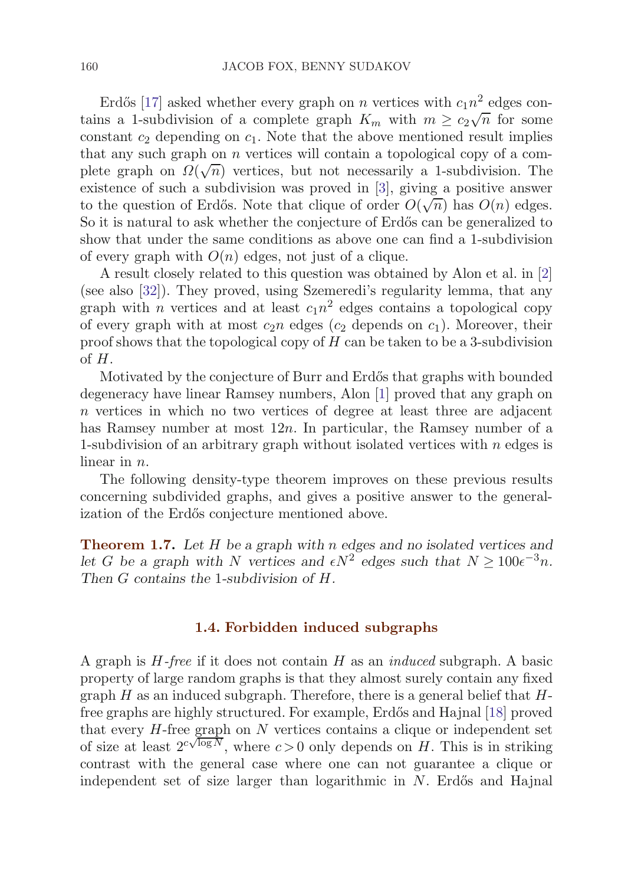Erdős [17] asked whether every graph on $n$ vertices with $c_1 n^2$ edges contains a 1-subdivision of a complete graph $K_m$ with $m \geq c_2\sqrt{n}$ for some constant $c_2$ depending on $c_1$. Note that the above mentioned result implies that any such graph on $n$ vertices will contain a topological copy of a complete graph on $\Omega(\sqrt{n})$ vertices, but not necessarily a 1-subdivision. The existence of such a subdivision was proved in [3], giving a positive answer to the question of Erdős. Note that clique of order $O(\sqrt{n})$ has $O(n)$ edges. So it is natural to ask whether the conjecture of Erdős can be generalized to show that under the same conditions as above one can find a 1-subdivision of every graph with $O(n)$ edges, not just of a clique.

A result closely related to this question was obtained by Alon et al. in [2] (see also [32]). They proved, using Szemeredi's regularity lemma, that any graph with $n$ vertices and at least $c_1 n^2$ edges contains a topological copy of every graph with at most $c_2 n$ edges ($c_2$ depends on $c_1$). Moreover, their proof shows that the topological copy of $H$ can be taken to be a 3-subdivision of $H$.

Motivated by the conjecture of Burr and Erdős that graphs with bounded degeneracy have linear Ramsey numbers, Alon [1] proved that any graph on $n$ vertices in which no two vertices of degree at least three are adjacent has Ramsey number at most $12n$. In particular, the Ramsey number of a 1-subdivision of an arbitrary graph without isolated vertices with $n$ edges is linear in $n$.

The following density-type theorem improves on these previous results concerning subdivided graphs, and gives a positive answer to the generalization of the Erdős conjecture mentioned above.

**Theorem 1.7.** *Let $H$ be a graph with $n$ edges and no isolated vertices and let $G$ be a graph with $N$ vertices and $\epsilon N^2$ edges such that $N \geq 100\epsilon^{-3}n$. Then $G$ contains the 1-subdivision of $H$.*

### 1.4. Forbidden induced subgraphs

A graph is *$H$-free* if it does not contain $H$ as an *induced* subgraph. A basic property of large random graphs is that they almost surely contain any fixed graph $H$ as an induced subgraph. Therefore, there is a general belief that $H$-free graphs are highly structured. For example, Erdős and Hajnal [18] proved that every $H$-free graph on $N$ vertices contains a clique or independent set of size at least $2^{c\sqrt{\log N}}$, where $c > 0$ only depends on $H$. This is in striking contrast with the general case where one can not guarantee a clique or independent set of size larger than logarithmic in $N$. Erdős and Hajnal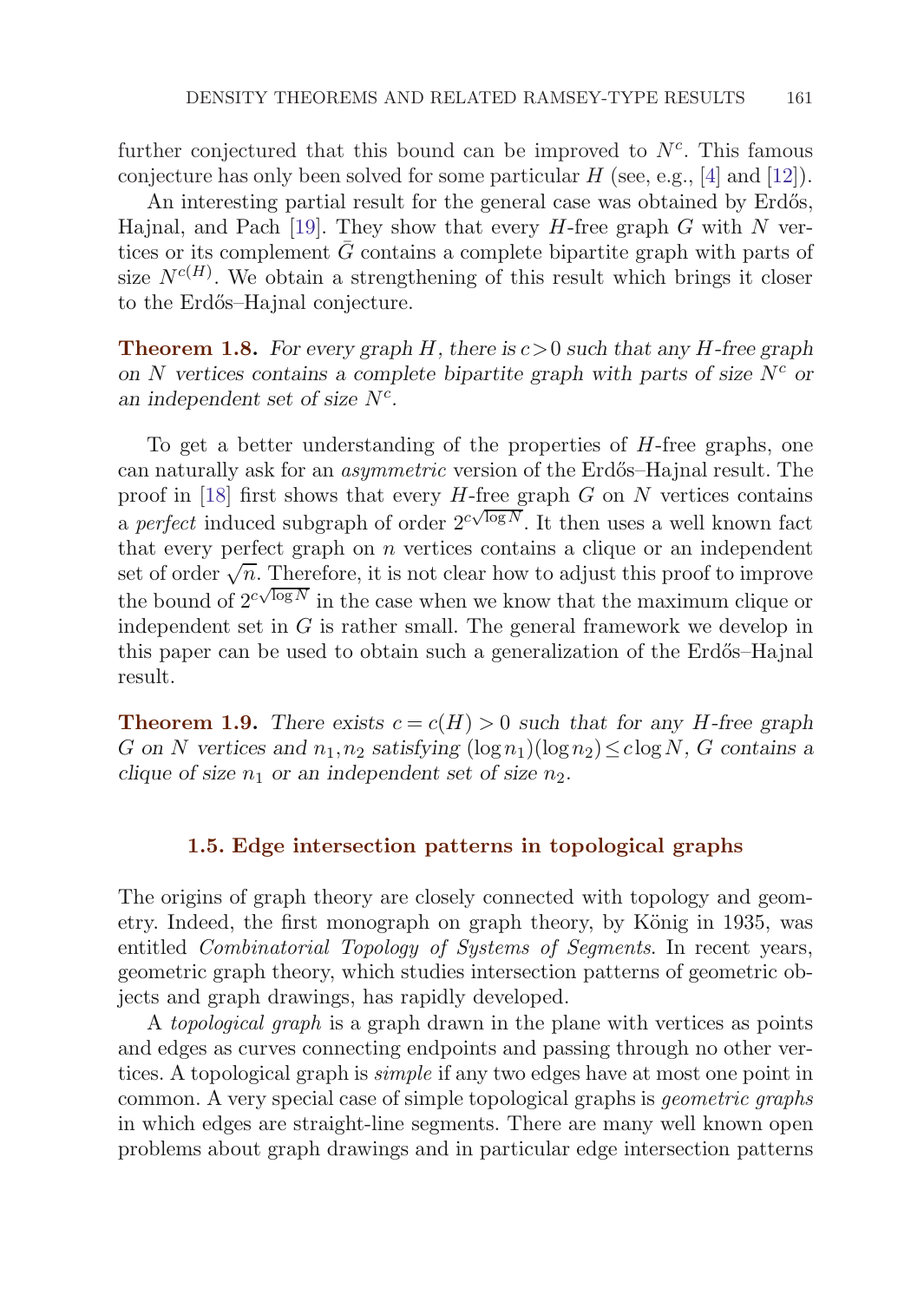further conjectured that this bound can be improved to $N^c$. This famous conjecture has only been solved for some particular $H$ (see, e.g., [4] and [12]).

An interesting partial result for the general case was obtained by Erdős, Hajnal, and Pach [19]. They show that every $H$-free graph $G$ with $N$ vertices or its complement $\bar{G}$ contains a complete bipartite graph with parts of size $N^{c(H)}$. We obtain a strengthening of this result which brings it closer to the Erdős–Hajnal conjecture.

**Theorem 1.8.** *For every graph $H$, there is $c>0$ such that any $H$-free graph on $N$ vertices contains a complete bipartite graph with parts of size $N^c$ or an independent set of size $N^c$.*

To get a better understanding of the properties of $H$-free graphs, one can naturally ask for an *asymmetric* version of the Erdős–Hajnal result. The proof in [18] first shows that every $H$-free graph $G$ on $N$ vertices contains a *perfect* induced subgraph of order $2^{c\sqrt{\log N}}$. It then uses a well known fact that every perfect graph on $n$ vertices contains a clique or an independent set of order $\sqrt{n}$. Therefore, it is not clear how to adjust this proof to improve the bound of $2^{c\sqrt{\log N}}$ in the case when we know that the maximum clique or independent set in $G$ is rather small. The general framework we develop in this paper can be used to obtain such a generalization of the Erdős–Hajnal result.

**Theorem 1.9.** *There exists $c=c(H)>0$ such that for any $H$-free graph $G$ on $N$ vertices and $n_1, n_2$ satisfying $(\log n_1)(\log n_2) \le c \log N$, $G$ contains a clique of size $n_1$ or an independent set of size $n_2$.*

### 1.5. Edge intersection patterns in topological graphs

The origins of graph theory are closely connected with topology and geometry. Indeed, the first monograph on graph theory, by König in 1935, was entitled *Combinatorial Topology of Systems of Segments*. In recent years, geometric graph theory, which studies intersection patterns of geometric objects and graph drawings, has rapidly developed.

A *topological graph* is a graph drawn in the plane with vertices as points and edges as curves connecting endpoints and passing through no other vertices. A topological graph is *simple* if any two edges have at most one point in common. A very special case of simple topological graphs is *geometric graphs* in which edges are straight-line segments. There are many well known open problems about graph drawings and in particular edge intersection patterns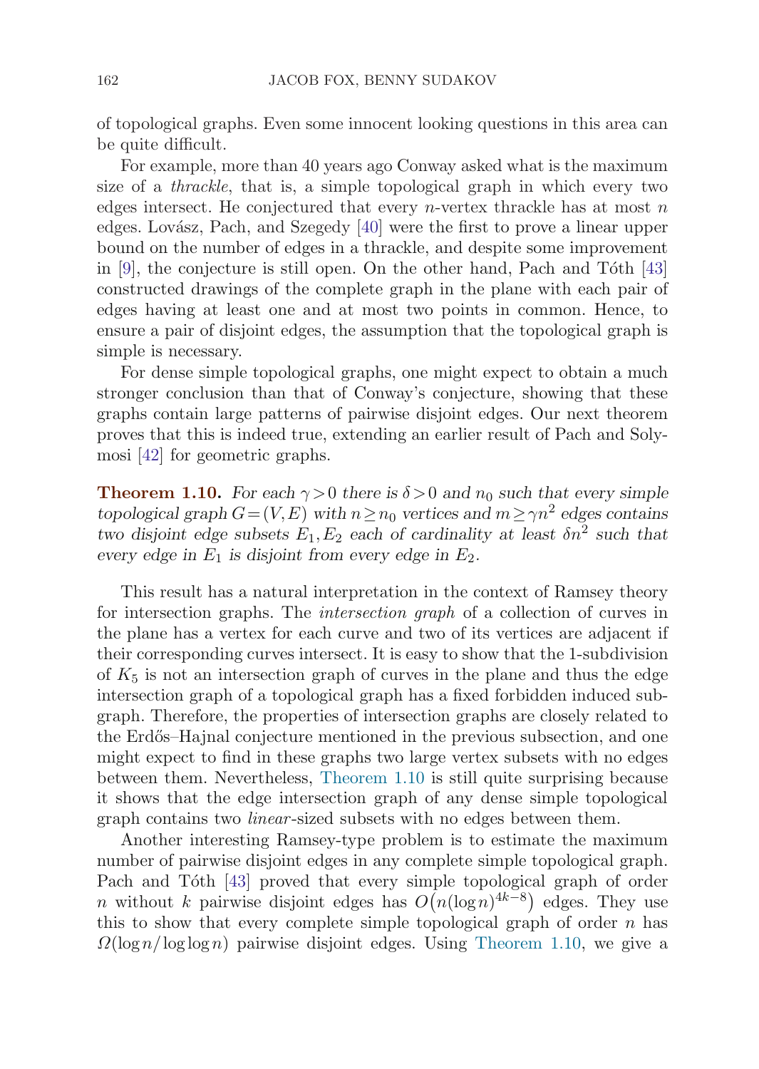of topological graphs. Even some innocent looking questions in this area can be quite difficult.

For example, more than 40 years ago Conway asked what is the maximum size of a *thrackle*, that is, a simple topological graph in which every two edges intersect. He conjectured that every $n$-vertex thrackle has at most $n$ edges. Lovász, Pach, and Szegedy [40] were the first to prove a linear upper bound on the number of edges in a thrackle, and despite some improvement in [9], the conjecture is still open. On the other hand, Pach and Tóth [43] constructed drawings of the complete graph in the plane with each pair of edges having at least one and at most two points in common. Hence, to ensure a pair of disjoint edges, the assumption that the topological graph is simple is necessary.

For dense simple topological graphs, one might expect to obtain a much stronger conclusion than that of Conway's conjecture, showing that these graphs contain large patterns of pairwise disjoint edges. Our next theorem proves that this is indeed true, extending an earlier result of Pach and Solymosi [42] for geometric graphs.

**Theorem 1.10.** *For each $\gamma > 0$ there is $\delta > 0$ and $n_0$ such that every simple topological graph $G = (V, E)$ with $n \geq n_0$ vertices and $m \geq \gamma n^2$ edges contains two disjoint edge subsets $E_1, E_2$ each of cardinality at least $\delta n^2$ such that every edge in $E_1$ is disjoint from every edge in $E_2$.*

This result has a natural interpretation in the context of Ramsey theory for intersection graphs. The *intersection graph* of a collection of curves in the plane has a vertex for each curve and two of its vertices are adjacent if their corresponding curves intersect. It is easy to show that the 1-subdivision of $K_5$ is not an intersection graph of curves in the plane and thus the edge intersection graph of a topological graph has a fixed forbidden induced subgraph. Therefore, the properties of intersection graphs are closely related to the Erdős–Hajnal conjecture mentioned in the previous subsection, and one might expect to find in these graphs two large vertex subsets with no edges between them. Nevertheless, Theorem 1.10 is still quite surprising because it shows that the edge intersection graph of any dense simple topological graph contains two *linear*-sized subsets with no edges between them.

Another interesting Ramsey-type problem is to estimate the maximum number of pairwise disjoint edges in any complete simple topological graph. Pach and Tóth [43] proved that every simple topological graph of order $n$ without $k$ pairwise disjoint edges has $O\big(n(\log n)^{4k-8}\big)$ edges. They use this to show that every complete simple topological graph of order $n$ has $\Omega(\log n/\log\log n)$ pairwise disjoint edges. Using Theorem 1.10, we give a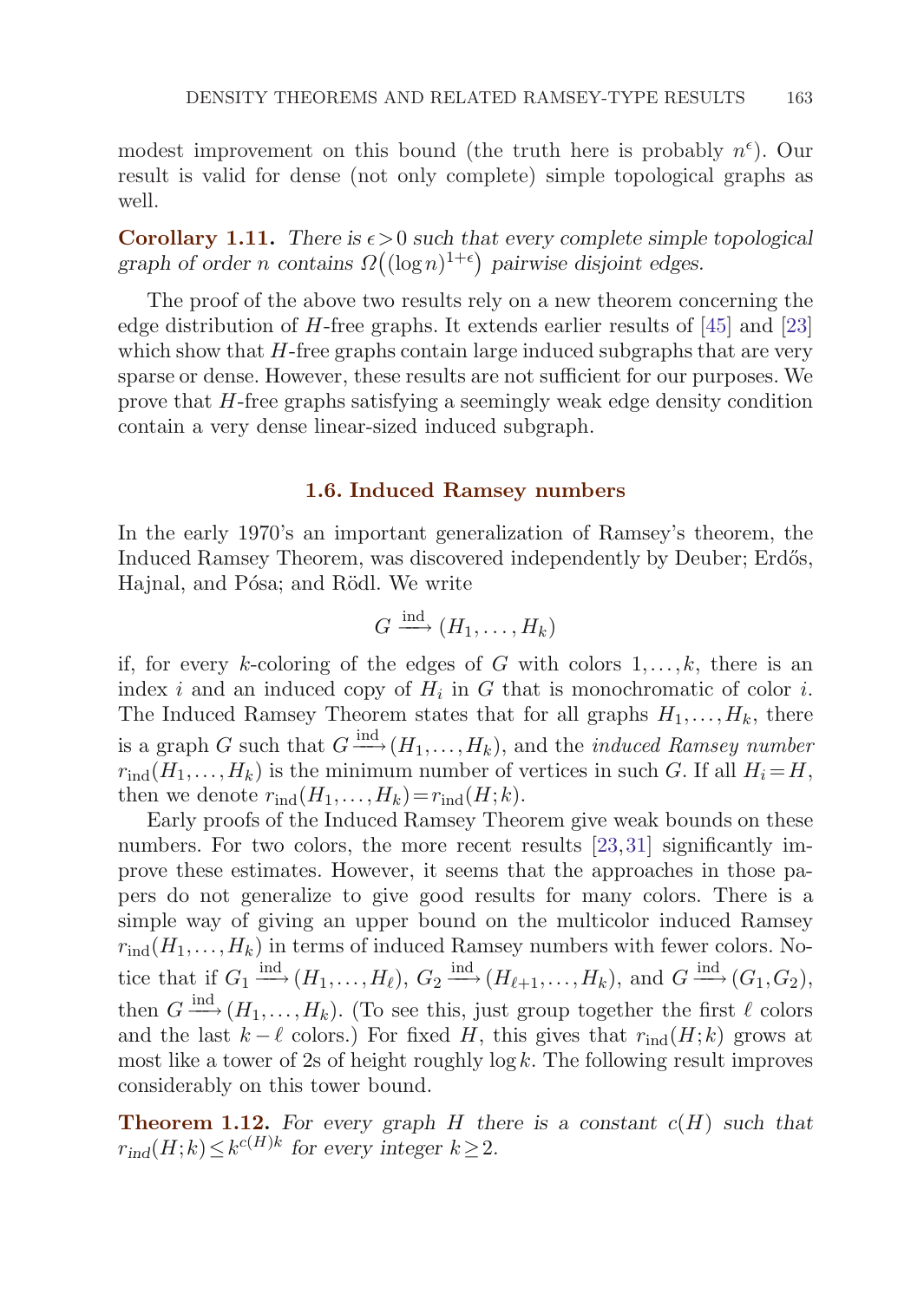modest improvement on this bound (the truth here is probably $n^{\epsilon}$). Our result is valid for dense (not only complete) simple topological graphs as well.

**Corollary 1.11.** *There is $\epsilon > 0$ such that every complete simple topological graph of order $n$ contains $\Omega\big((\log n)^{1+\epsilon}\big)$ pairwise disjoint edges.*

The proof of the above two results rely on a new theorem concerning the edge distribution of $H$-free graphs. It extends earlier results of [45] and [23] which show that $H$-free graphs contain large induced subgraphs that are very sparse or dense. However, these results are not sufficient for our purposes. We prove that $H$-free graphs satisfying a seemingly weak edge density condition contain a very dense linear-sized induced subgraph.

### 1.6. Induced Ramsey numbers

In the early 1970's an important generalization of Ramsey's theorem, the Induced Ramsey Theorem, was discovered independently by Deuber; Erdős, Hajnal, and Pósa; and Rödl. We write

$$G \xrightarrow{\text{ind}} (H_1, \ldots, H_k)$$

if, for every $k$-coloring of the edges of $G$ with colors $1, \ldots, k$, there is an index $i$ and an induced copy of $H_i$ in $G$ that is monochromatic of color $i$. The Induced Ramsey Theorem states that for all graphs $H_1, \ldots, H_k$, there is a graph $G$ such that $G \xrightarrow{\text{ind}} (H_1, \ldots, H_k)$, and the *induced Ramsey number* $r_{\text{ind}}(H_1, \ldots, H_k)$ is the minimum number of vertices in such $G$. If all $H_i = H$, then we denote $r_{\text{ind}}(H_1, \ldots, H_k) = r_{\text{ind}}(H; k)$.

Early proofs of the Induced Ramsey Theorem give weak bounds on these numbers. For two colors, the more recent results [23,31] significantly improve these estimates. However, it seems that the approaches in those papers do not generalize to give good results for many colors. There is a simple way of giving an upper bound on the multicolor induced Ramsey $r_{\text{ind}}(H_1, \ldots, H_k)$ in terms of induced Ramsey numbers with fewer colors. Notice that if $G_1 \xrightarrow{\text{ind}} (H_1, \ldots, H_\ell)$, $G_2 \xrightarrow{\text{ind}} (H_{\ell+1}, \ldots, H_k)$, and $G \xrightarrow{\text{ind}} (G_1, G_2)$, then $G \xrightarrow{\text{ind}} (H_1, \ldots, H_k)$. (To see this, just group together the first $\ell$ colors and the last $k - \ell$ colors.) For fixed $H$, this gives that $r_{\text{ind}}(H; k)$ grows at most like a tower of 2s of height roughly $\log k$. The following result improves considerably on this tower bound.

**Theorem 1.12.** *For every graph $H$ there is a constant $c(H)$ such that $r_{ind}(H; k) \leq k^{c(H)k}$ for every integer $k \geq 2$.*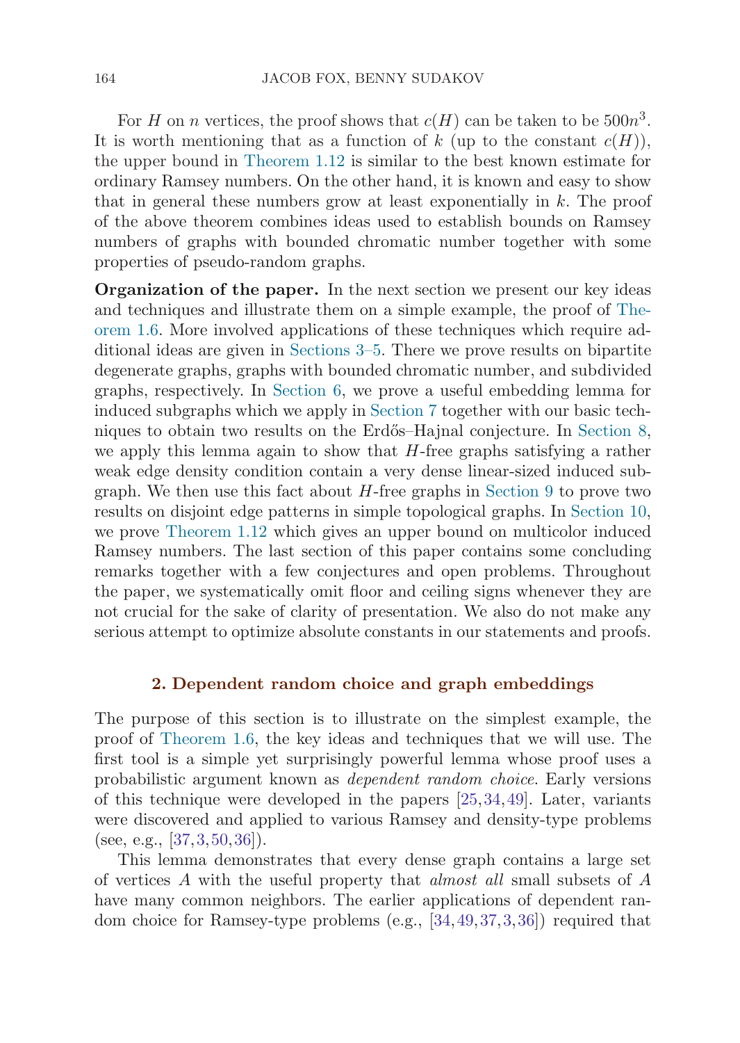For $H$ on $n$ vertices, the proof shows that $c(H)$ can be taken to be $500n^3$. It is worth mentioning that as a function of $k$ (up to the constant $c(H)$), the upper bound in Theorem 1.12 is similar to the best known estimate for ordinary Ramsey numbers. On the other hand, it is known and easy to show that in general these numbers grow at least exponentially in $k$. The proof of the above theorem combines ideas used to establish bounds on Ramsey numbers of graphs with bounded chromatic number together with some properties of pseudo-random graphs.

**Organization of the paper.** In the next section we present our key ideas and techniques and illustrate them on a simple example, the proof of Theorem 1.6. More involved applications of these techniques which require additional ideas are given in Sections 3–5. There we prove results on bipartite degenerate graphs, graphs with bounded chromatic number, and subdivided graphs, respectively. In Section 6, we prove a useful embedding lemma for induced subgraphs which we apply in Section 7 together with our basic techniques to obtain two results on the Erdős–Hajnal conjecture. In Section 8, we apply this lemma again to show that $H$-free graphs satisfying a rather weak edge density condition contain a very dense linear-sized induced subgraph. We then use this fact about $H$-free graphs in Section 9 to prove two results on disjoint edge patterns in simple topological graphs. In Section 10, we prove Theorem 1.12 which gives an upper bound on multicolor induced Ramsey numbers. The last section of this paper contains some concluding remarks together with a few conjectures and open problems. Throughout the paper, we systematically omit floor and ceiling signs whenever they are not crucial for the sake of clarity of presentation. We also do not make any serious attempt to optimize absolute constants in our statements and proofs.

## 2. Dependent random choice and graph embeddings

The purpose of this section is to illustrate on the simplest example, the proof of Theorem 1.6, the key ideas and techniques that we will use. The first tool is a simple yet surprisingly powerful lemma whose proof uses a probabilistic argument known as *dependent random choice*. Early versions of this technique were developed in the papers [25,34,49]. Later, variants were discovered and applied to various Ramsey and density-type problems (see, e.g., [37,3,50,36]).

This lemma demonstrates that every dense graph contains a large set of vertices $A$ with the useful property that *almost all* small subsets of $A$ have many common neighbors. The earlier applications of dependent random choice for Ramsey-type problems (e.g., [34,49,37,3,36]) required that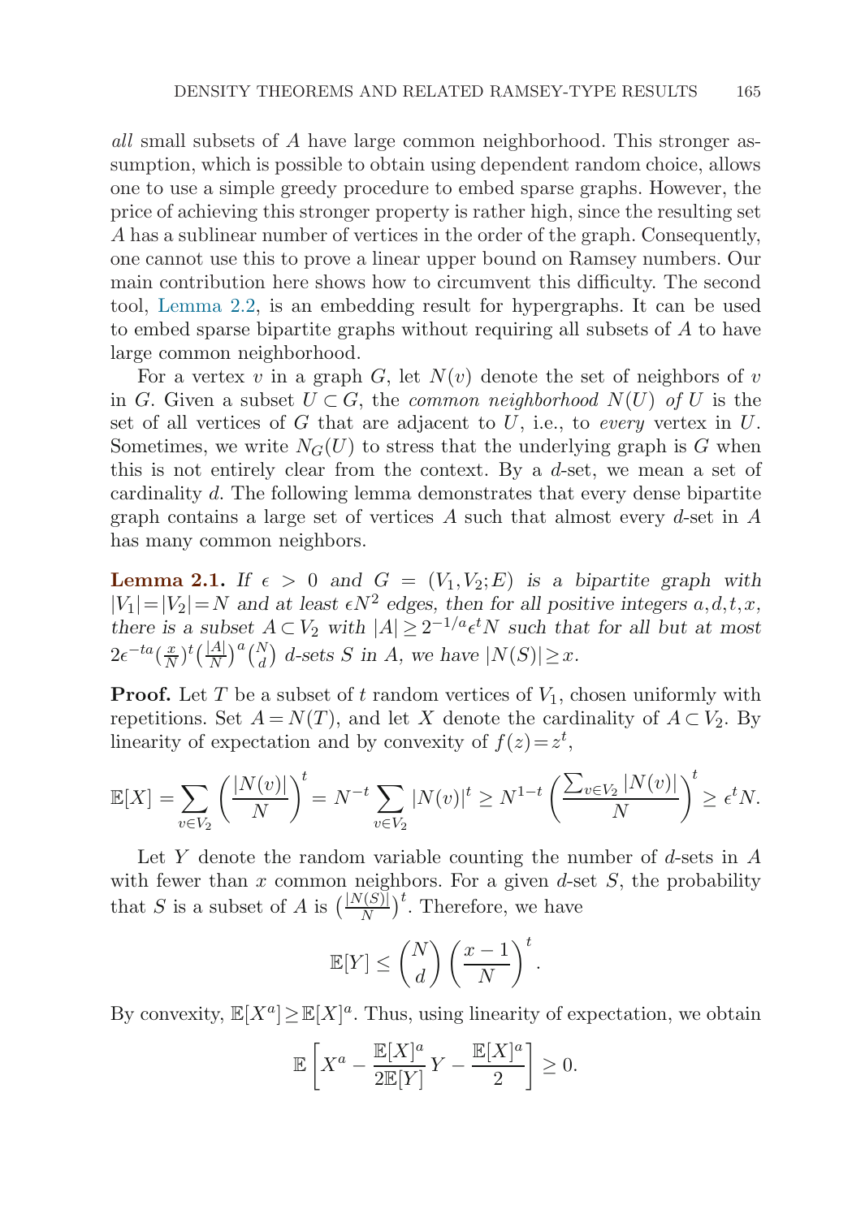*all* small subsets of $A$ have large common neighborhood. This stronger assumption, which is possible to obtain using dependent random choice, allows one to use a simple greedy procedure to embed sparse graphs. However, the price of achieving this stronger property is rather high, since the resulting set $A$ has a sublinear number of vertices in the order of the graph. Consequently, one cannot use this to prove a linear upper bound on Ramsey numbers. Our main contribution here shows how to circumvent this difficulty. The second tool, Lemma 2.2, is an embedding result for hypergraphs. It can be used to embed sparse bipartite graphs without requiring all subsets of $A$ to have large common neighborhood.

For a vertex $v$ in a graph $G$, let $N(v)$ denote the set of neighbors of $v$ in $G$. Given a subset $U \subset G$, the *common neighborhood* $N(U)$ *of* $U$ is the set of all vertices of $G$ that are adjacent to $U$, i.e., to *every* vertex in $U$. Sometimes, we write $N_G(U)$ to stress that the underlying graph is $G$ when this is not entirely clear from the context. By a $d$-set, we mean a set of cardinality $d$. The following lemma demonstrates that every dense bipartite graph contains a large set of vertices $A$ such that almost every $d$-set in $A$ has many common neighbors.

**Lemma 2.1.** *If $\epsilon > 0$ and $G = (V_1, V_2; E)$ is a bipartite graph with $|V_1| = |V_2| = N$ and at least $\epsilon N^2$ edges, then for all positive integers $a, d, t, x$, there is a subset $A \subset V_2$ with $|A| \geq 2^{-1/a}\epsilon^t N$ such that for all but at most $2\epsilon^{-ta}\left(\frac{x}{N}\right)^t\left(\frac{|A|}{N}\right)^a\binom{N}{d}$ $d$-sets $S$ in $A$, we have $|N(S)| \geq x$.*

**Proof.** Let $T$ be a subset of $t$ random vertices of $V_1$, chosen uniformly with repetitions. Set $A = N(T)$, and let $X$ denote the cardinality of $A \subset V_2$. By linearity of expectation and by convexity of $f(z) = z^t$,

$$\mathbb{E}[X] = \sum_{v \in V_2} \left(\frac{|N(v)|}{N}\right)^t = N^{-t} \sum_{v \in V_2} |N(v)|^t \geq N^{1-t}\left(\frac{\sum_{v \in V_2} |N(v)|}{N}\right)^t \geq \epsilon^t N.$$

Let $Y$ denote the random variable counting the number of $d$-sets in $A$ with fewer than $x$ common neighbors. For a given $d$-set $S$, the probability that $S$ is a subset of $A$ is $\left(\frac{|N(S)|}{N}\right)^t$. Therefore, we have

$$\mathbb{E}[Y] \leq \binom{N}{d}\left(\frac{x-1}{N}\right)^t.$$

By convexity, $\mathbb{E}[X^a] \geq \mathbb{E}[X]^a$. Thus, using linearity of expectation, we obtain

$$\mathbb{E}\left[X^a - \frac{\mathbb{E}[X]^a}{2\mathbb{E}[Y]}Y - \frac{\mathbb{E}[X]^a}{2}\right] \geq 0.$$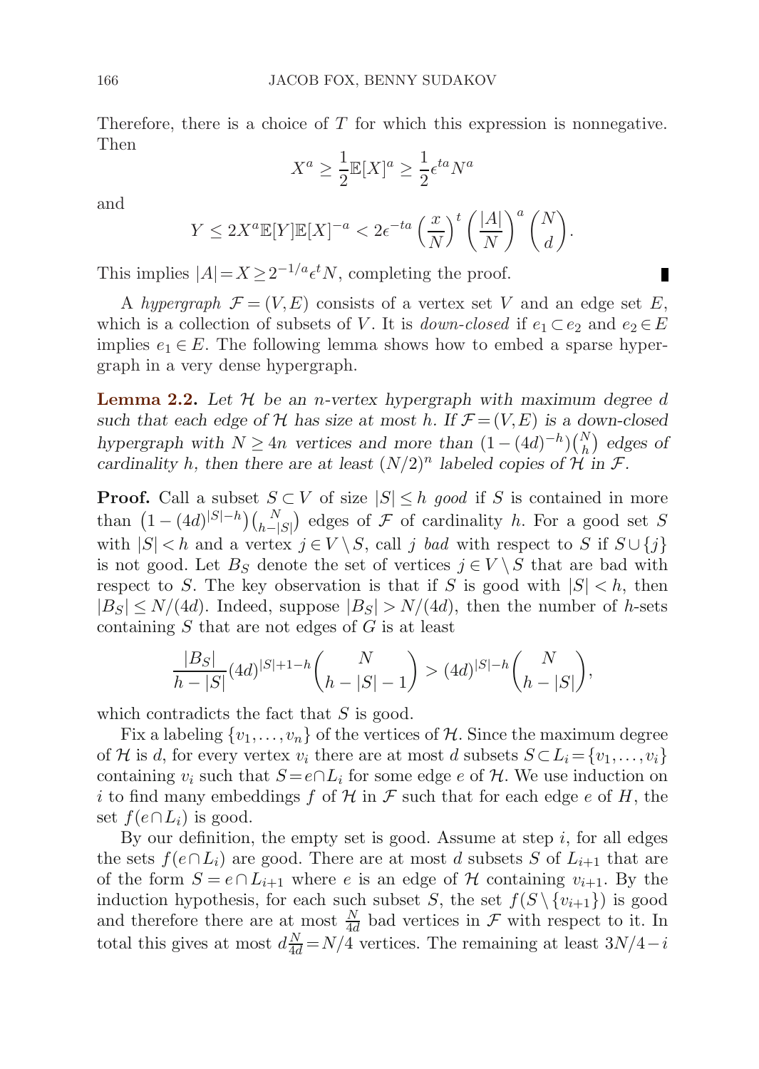Therefore, there is a choice of $T$ for which this expression is nonnegative. Then

$$X^a \geq \frac{1}{2}\mathbb{E}[X]^a \geq \frac{1}{2}\epsilon^{ta}N^a$$

and

$$Y \leq 2X^a\mathbb{E}[Y]\mathbb{E}[X]^{-a} < 2\epsilon^{-ta}\left(\frac{x}{N}\right)^t\left(\frac{|A|}{N}\right)^a\binom{N}{d}.$$

This implies $|A| = X \geq 2^{-1/a}\epsilon^t N$, completing the proof. ∎

A *hypergraph* $\mathcal{F} = (V, E)$ consists of a vertex set $V$ and an edge set $E$, which is a collection of subsets of $V$. It is *down-closed* if $e_1 \subset e_2$ and $e_2 \in E$ implies $e_1 \in E$. The following lemma shows how to embed a sparse hypergraph in a very dense hypergraph.

**Lemma 2.2.** *Let $\mathcal{H}$ be an $n$-vertex hypergraph with maximum degree $d$ such that each edge of $\mathcal{H}$ has size at most $h$. If $\mathcal{F} = (V, E)$ is a down-closed hypergraph with $N \geq 4n$ vertices and more than $(1-(4d)^{-h})\binom{N}{h}$ edges of cardinality $h$, then there are at least $(N/2)^n$ labeled copies of $\mathcal{H}$ in $\mathcal{F}$.*

**Proof.** Call a subset $S \subset V$ of size $|S| \leq h$ *good* if $S$ is contained in more than $\left(1-(4d)^{|S|-h}\right)\binom{N}{h-|S|}$ edges of $\mathcal{F}$ of cardinality $h$. For a good set $S$ with $|S| < h$ and a vertex $j \in V \setminus S$, call $j$ *bad* with respect to $S$ if $S \cup \{j\}$ is not good. Let $B_S$ denote the set of vertices $j \in V \setminus S$ that are bad with respect to $S$. The key observation is that if $S$ is good with $|S| < h$, then $|B_S| \leq N/(4d)$. Indeed, suppose $|B_S| > N/(4d)$, then the number of $h$-sets containing $S$ that are not edges of $G$ is at least

$$\frac{|B_S|}{h-|S|}(4d)^{|S|+1-h}\binom{N}{h-|S|-1} > (4d)^{|S|-h}\binom{N}{h-|S|},$$

which contradicts the fact that $S$ is good.

Fix a labeling $\{v_1, \ldots, v_n\}$ of the vertices of $\mathcal{H}$. Since the maximum degree of $\mathcal{H}$ is $d$, for every vertex $v_i$ there are at most $d$ subsets $S \subset L_i = \{v_1, \ldots, v_i\}$ containing $v_i$ such that $S = e \cap L_i$ for some edge $e$ of $\mathcal{H}$. We use induction on $i$ to find many embeddings $f$ of $\mathcal{H}$ in $\mathcal{F}$ such that for each edge $e$ of $H$, the set $f(e \cap L_i)$ is good.

By our definition, the empty set is good. Assume at step $i$, for all edges the sets $f(e \cap L_i)$ are good. There are at most $d$ subsets $S$ of $L_{i+1}$ that are of the form $S = e \cap L_{i+1}$ where $e$ is an edge of $\mathcal{H}$ containing $v_{i+1}$. By the induction hypothesis, for each such subset $S$, the set $f(S \setminus \{v_{i+1}\})$ is good and therefore there are at most $\frac{N}{4d}$ bad vertices in $\mathcal{F}$ with respect to it. In total this gives at most $d\frac{N}{4d} = N/4$ vertices. The remaining at least $3N/4 - i$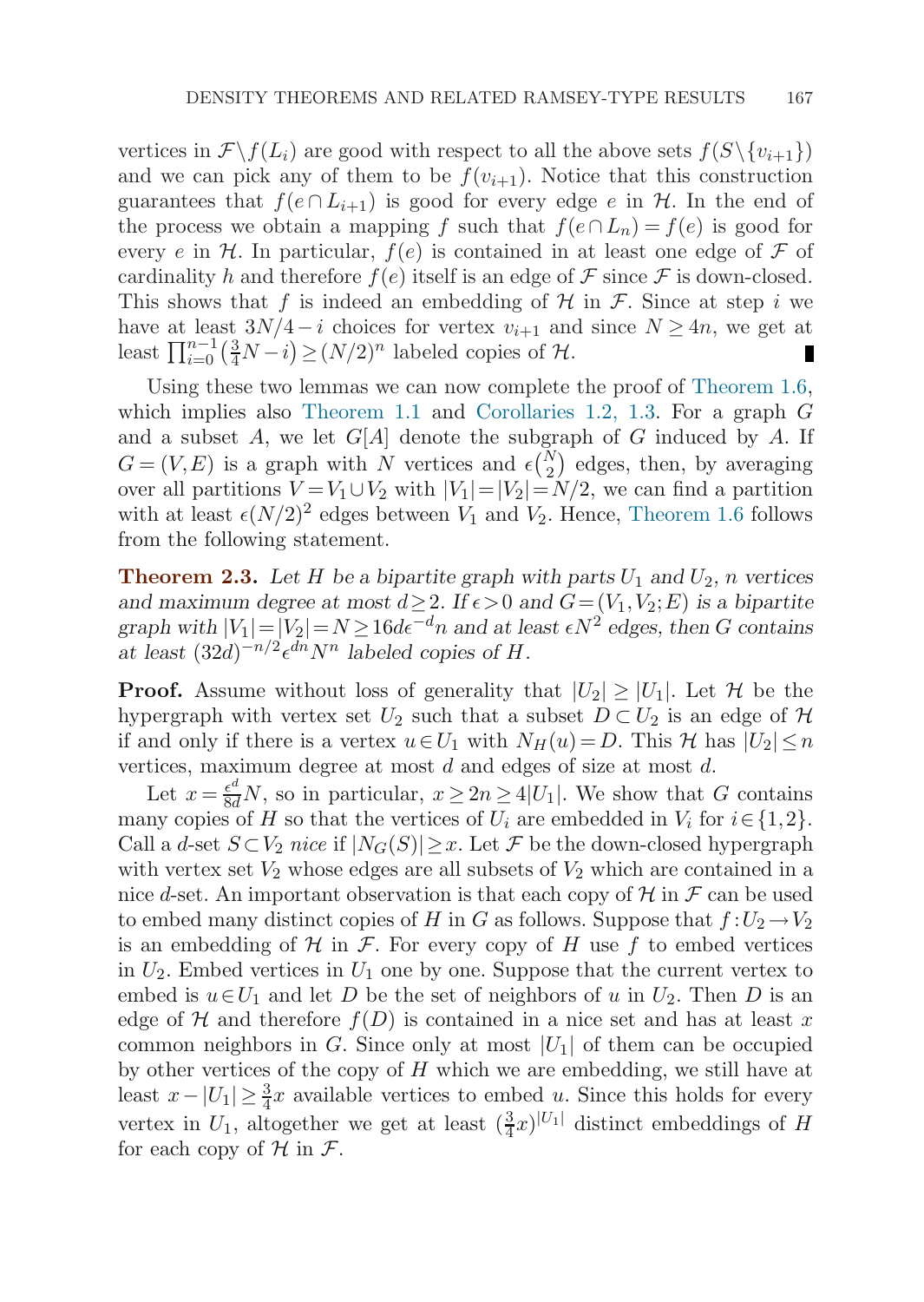vertices in $\mathcal{F}\setminus f(L_i)$ are good with respect to all the above sets $f(S\setminus\{v_{i+1}\})$ and we can pick any of them to be $f(v_{i+1})$. Notice that this construction guarantees that $f(e\cap L_{i+1})$ is good for every edge $e$ in $\mathcal{H}$. In the end of the process we obtain a mapping $f$ such that $f(e\cap L_n)=f(e)$ is good for every $e$ in $\mathcal{H}$. In particular, $f(e)$ is contained in at least one edge of $\mathcal{F}$ of cardinality $h$ and therefore $f(e)$ itself is an edge of $\mathcal{F}$ since $\mathcal{F}$ is down-closed. This shows that $f$ is indeed an embedding of $\mathcal{H}$ in $\mathcal{F}$. Since at step $i$ we have at least $3N/4-i$ choices for vertex $v_{i+1}$ and since $N\geq 4n$, we get at least $\prod_{i=0}^{n-1}\left(\frac{3}{4}N-i\right)\geq (N/2)^n$ labeled copies of $\mathcal{H}$. ∎

Using these two lemmas we can now complete the proof of Theorem 1.6, which implies also Theorem 1.1 and Corollaries 1.2, 1.3. For a graph $G$ and a subset $A$, we let $G[A]$ denote the subgraph of $G$ induced by $A$. If $G=(V,E)$ is a graph with $N$ vertices and $\epsilon\binom{N}{2}$ edges, then, by averaging over all partitions $V=V_1\cup V_2$ with $|V_1|=|V_2|=N/2$, we can find a partition with at least $\epsilon(N/2)^2$ edges between $V_1$ and $V_2$. Hence, Theorem 1.6 follows from the following statement.

**Theorem 2.3.** *Let $H$ be a bipartite graph with parts $U_1$ and $U_2$, $n$ vertices and maximum degree at most $d\geq 2$. If $\epsilon>0$ and $G=(V_1,V_2;E)$ is a bipartite graph with $|V_1|=|V_2|=N\geq 16d\epsilon^{-d}n$ and at least $\epsilon N^2$ edges, then $G$ contains at least $(32d)^{-n/2}\epsilon^{dn}N^n$ labeled copies of $H$.*

**Proof.** Assume without loss of generality that $|U_2|\geq|U_1|$. Let $\mathcal{H}$ be the hypergraph with vertex set $U_2$ such that a subset $D\subset U_2$ is an edge of $\mathcal{H}$ if and only if there is a vertex $u\in U_1$ with $N_H(u)=D$. This $\mathcal{H}$ has $|U_2|\leq n$ vertices, maximum degree at most $d$ and edges of size at most $d$.

Let $x=\frac{\epsilon^d}{8d}N$, so in particular, $x\geq 2n\geq 4|U_1|$. We show that $G$ contains many copies of $H$ so that the vertices of $U_i$ are embedded in $V_i$ for $i\in\{1,2\}$. Call a $d$-set $S\subset V_2$ *nice* if $|N_G(S)|\geq x$. Let $\mathcal{F}$ be the down-closed hypergraph with vertex set $V_2$ whose edges are all subsets of $V_2$ which are contained in a nice $d$-set. An important observation is that each copy of $\mathcal{H}$ in $\mathcal{F}$ can be used to embed many distinct copies of $H$ in $G$ as follows. Suppose that $f:U_2\to V_2$ is an embedding of $\mathcal{H}$ in $\mathcal{F}$. For every copy of $H$ use $f$ to embed vertices in $U_2$. Embed vertices in $U_1$ one by one. Suppose that the current vertex to embed is $u\in U_1$ and let $D$ be the set of neighbors of $u$ in $U_2$. Then $D$ is an edge of $\mathcal{H}$ and therefore $f(D)$ is contained in a nice set and has at least $x$ common neighbors in $G$. Since only at most $|U_1|$ of them can be occupied by other vertices of the copy of $H$ which we are embedding, we still have at least $x-|U_1|\geq\frac{3}{4}x$ available vertices to embed $u$. Since this holds for every vertex in $U_1$, altogether we get at least $(\frac{3}{4}x)^{|U_1|}$ distinct embeddings of $H$ for each copy of $\mathcal{H}$ in $\mathcal{F}$.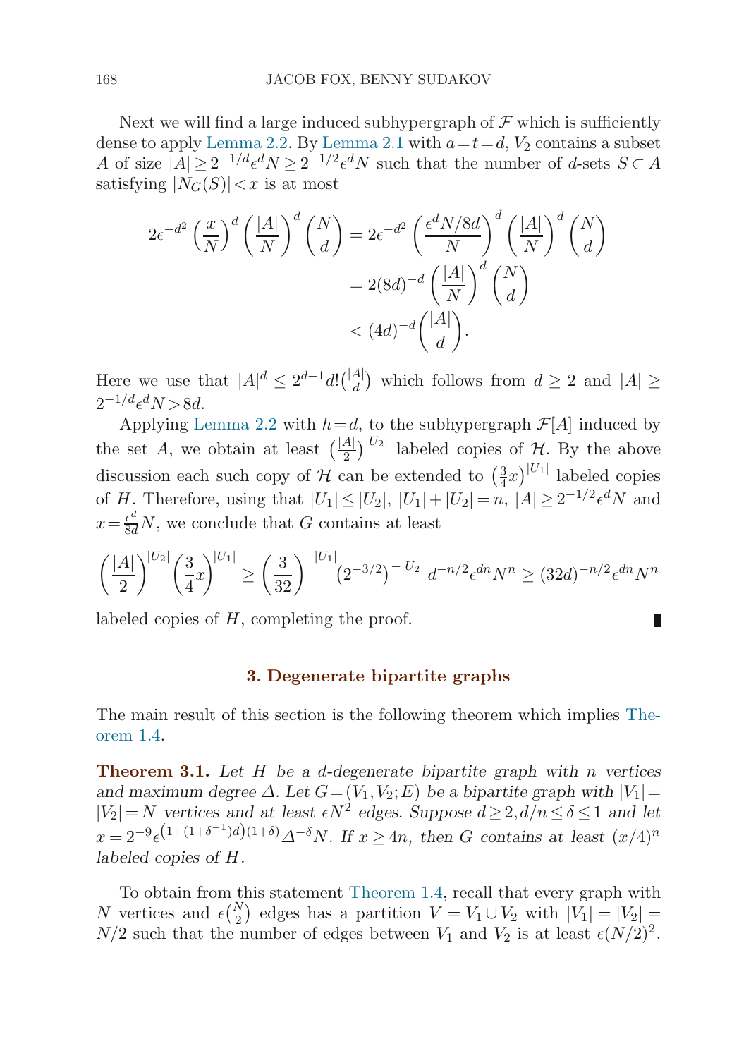Next we will find a large induced subhypergraph of $\mathcal{F}$ which is sufficiently dense to apply Lemma 2.2. By Lemma 2.1 with $a=t=d$, $V_2$ contains a subset $A$ of size $|A|\geq 2^{-1/d}\epsilon^d N \geq 2^{-1/2}\epsilon^d N$ such that the number of $d$-sets $S\subset A$ satisfying $|N_G(S)|<x$ is at most

$$
\begin{aligned}
2\epsilon^{-d^2}\left(\frac{x}{N}\right)^d\left(\frac{|A|}{N}\right)^d\binom{N}{d} &= 2\epsilon^{-d^2}\left(\frac{\epsilon^d N/8d}{N}\right)^d\left(\frac{|A|}{N}\right)^d\binom{N}{d}\\
&= 2(8d)^{-d}\left(\frac{|A|}{N}\right)^d\binom{N}{d}\\
&< (4d)^{-d}\binom{|A|}{d}.
\end{aligned}
$$

Here we use that $|A|^d \leq 2^{d-1}d!\binom{|A|}{d}$ which follows from $d\geq 2$ and $|A|\geq 2^{-1/d}\epsilon^d N > 8d$.

Applying Lemma 2.2 with $h=d$, to the subhypergraph $\mathcal{F}[A]$ induced by the set $A$, we obtain at least $\left(\frac{|A|}{2}\right)^{|U_2|}$ labeled copies of $\mathcal{H}$. By the above discussion each such copy of $\mathcal{H}$ can be extended to $\left(\frac{3}{4}x\right)^{|U_1|}$ labeled copies of $H$. Therefore, using that $|U_1|\leq|U_2|$, $|U_1|+|U_2|=n$, $|A|\geq 2^{-1/2}\epsilon^d N$ and $x=\frac{\epsilon^d}{8d}N$, we conclude that $G$ contains at least

$$
\left(\frac{|A|}{2}\right)^{|U_2|}\left(\frac{3}{4}x\right)^{|U_1|} \geq \left(\frac{3}{32}\right)^{-|U_1|}\left(2^{-3/2}\right)^{-|U_2|}d^{-n/2}\epsilon^{dn}N^n \geq (32d)^{-n/2}\epsilon^{dn}N^n
$$

labeled copies of $H$, completing the proof. ∎

## 3. Degenerate bipartite graphs

The main result of this section is the following theorem which implies Theorem 1.4.

**Theorem 3.1.** *Let $H$ be a $d$-degenerate bipartite graph with $n$ vertices and maximum degree $\Delta$. Let $G=(V_1,V_2;E)$ be a bipartite graph with $|V_1|=|V_2|=N$ vertices and at least $\epsilon N^2$ edges. Suppose $d\geq 2, d/n\leq\delta\leq 1$ and let $x=2^{-9}\epsilon^{\left(1+(1+\delta^{-1})d\right)(1+\delta)}\Delta^{-\delta}N$. If $x\geq 4n$, then $G$ contains at least $(x/4)^n$ labeled copies of $H$.*

To obtain from this statement Theorem 1.4, recall that every graph with $N$ vertices and $\epsilon\binom{N}{2}$ edges has a partition $V=V_1\cup V_2$ with $|V_1|=|V_2|=N/2$ such that the number of edges between $V_1$ and $V_2$ is at least $\epsilon(N/2)^2$.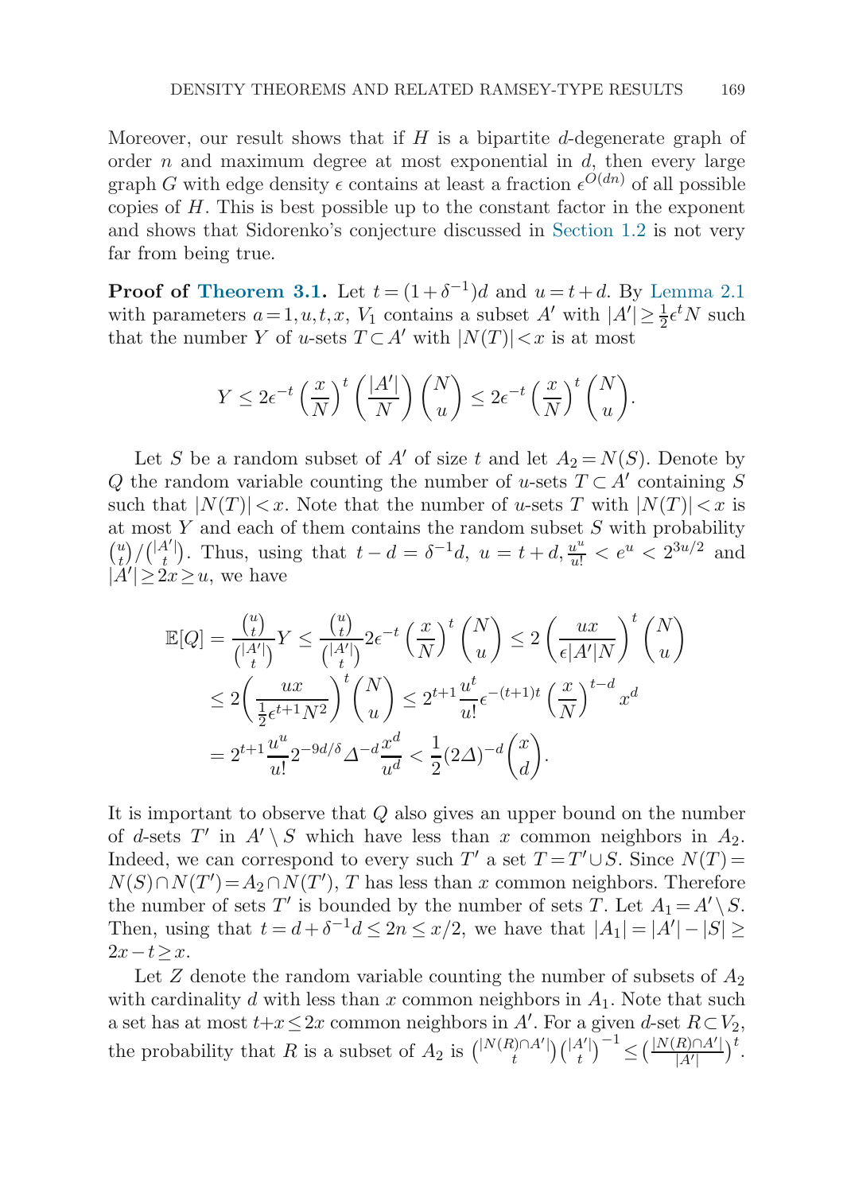Moreover, our result shows that if $H$ is a bipartite $d$-degenerate graph of order $n$ and maximum degree at most exponential in $d$, then every large graph $G$ with edge density $\epsilon$ contains at least a fraction $\epsilon^{O(dn)}$ of all possible copies of $H$. This is best possible up to the constant factor in the exponent and shows that Sidorenko's conjecture discussed in Section 1.2 is not very far from being true.

**Proof of Theorem 3.1.** Let $t=(1+\delta^{-1})d$ and $u=t+d$. By Lemma 2.1 with parameters $a=1,u,t,x$, $V_1$ contains a subset $A'$ with $|A'|\geq \frac{1}{2}\epsilon^t N$ such that the number $Y$ of $u$-sets $T\subset A'$ with $|N(T)|<x$ is at most

$$Y \leq 2\epsilon^{-t}\left(\frac{x}{N}\right)^t\left(\frac{|A'|}{N}\right)\binom{N}{u} \leq 2\epsilon^{-t}\left(\frac{x}{N}\right)^t\binom{N}{u}.$$

Let $S$ be a random subset of $A'$ of size $t$ and let $A_2=N(S)$. Denote by $Q$ the random variable counting the number of $u$-sets $T\subset A'$ containing $S$ such that $|N(T)|<x$. Note that the number of $u$-sets $T$ with $|N(T)|<x$ is at most $Y$ and each of them contains the random subset $S$ with probability $\binom{u}{t}/\binom{|A'|}{t}$. Thus, using that $t-d=\delta^{-1}d$, $u=t+d, \frac{u^u}{u!}<e^u<2^{3u/2}$ and $|A'|\geq 2x\geq u$, we have

$$\begin{aligned}
\mathbb{E}[Q] &= \frac{\binom{u}{t}}{\binom{|A'|}{t}}Y \leq \frac{\binom{u}{t}}{\binom{|A'|}{t}}2\epsilon^{-t}\left(\frac{x}{N}\right)^t\binom{N}{u} \leq 2\left(\frac{ux}{\epsilon|A'|N}\right)^t\binom{N}{u}\\
&\leq 2\left(\frac{ux}{\frac{1}{2}\epsilon^{t+1}N^2}\right)^t\binom{N}{u} \leq 2^{t+1}\frac{u^t}{u!}\epsilon^{-(t+1)t}\left(\frac{x}{N}\right)^{t-d}x^d\\
&= 2^{t+1}\frac{u^u}{u!}2^{-9d/\delta}\Delta^{-d}\frac{x^d}{u^d} < \frac{1}{2}(2\Delta)^{-d}\binom{x}{d}.
\end{aligned}$$

It is important to observe that $Q$ also gives an upper bound on the number of $d$-sets $T'$ in $A'\setminus S$ which have less than $x$ common neighbors in $A_2$. Indeed, we can correspond to every such $T'$ a set $T=T'\cup S$. Since $N(T)=N(S)\cap N(T')=A_2\cap N(T')$, $T$ has less than $x$ common neighbors. Therefore the number of sets $T'$ is bounded by the number of sets $T$. Let $A_1=A'\setminus S$. Then, using that $t=d+\delta^{-1}d\leq 2n\leq x/2$, we have that $|A_1|=|A'|-|S|\geq 2x-t\geq x$.

Let $Z$ denote the random variable counting the number of subsets of $A_2$ with cardinality $d$ with less than $x$ common neighbors in $A_1$. Note that such a set has at most $t+x\leq 2x$ common neighbors in $A'$. For a given $d$-set $R\subset V_2$, the probability that $R$ is a subset of $A_2$ is $\binom{|N(R)\cap A'|}{t}\binom{|A'|}{t}^{-1}\leq\left(\frac{|N(R)\cap A'|}{|A'|}\right)^t$.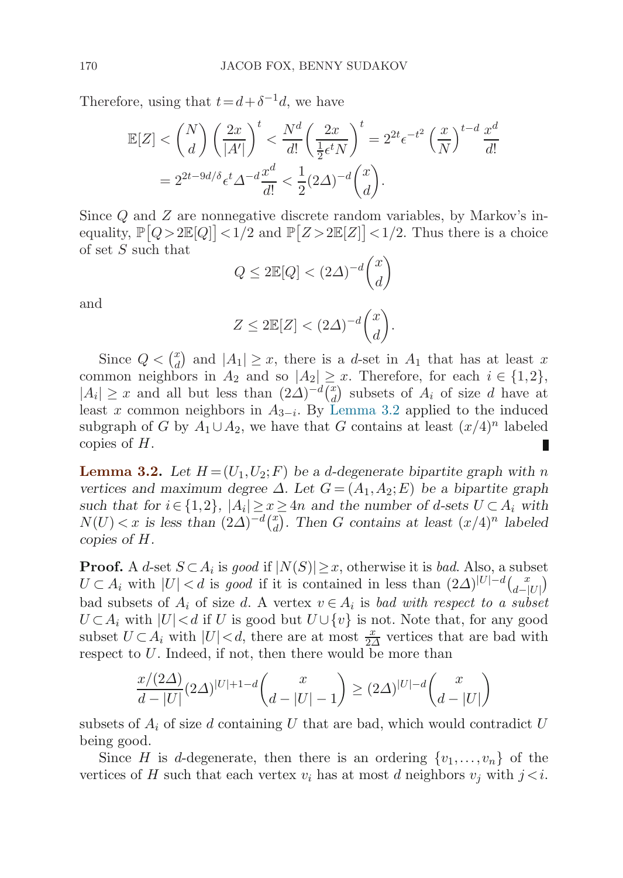Therefore, using that $t = d + \delta^{-1}d$, we have

$$\mathbb{E}[Z] < \binom{N}{d}\left(\frac{2x}{|A'|}\right)^t < \frac{N^d}{d!}\left(\frac{2x}{\frac{1}{2}\epsilon^t N}\right)^t = 2^{2t}\epsilon^{-t^2}\left(\frac{x}{N}\right)^{t-d}\frac{x^d}{d!}$$
$$= 2^{2t-9d/\delta}\epsilon^t \Delta^{-d}\frac{x^d}{d!} < \frac{1}{2}(2\Delta)^{-d}\binom{x}{d}.$$

Since $Q$ and $Z$ are nonnegative discrete random variables, by Markov's inequality, $\mathbb{P}\big[Q > 2\mathbb{E}[Q]\big] < 1/2$ and $\mathbb{P}\big[Z > 2\mathbb{E}[Z]\big] < 1/2$. Thus there is a choice of set $S$ such that

$$Q \le 2\mathbb{E}[Q] < (2\Delta)^{-d}\binom{x}{d}$$

and

$$Z \le 2\mathbb{E}[Z] < (2\Delta)^{-d}\binom{x}{d}.$$

Since $Q < \binom{x}{d}$ and $|A_1| \ge x$, there is a $d$-set in $A_1$ that has at least $x$ common neighbors in $A_2$ and so $|A_2| \ge x$. Therefore, for each $i \in \{1,2\}$, $|A_i| \ge x$ and all but less than $(2\Delta)^{-d}\binom{x}{d}$ subsets of $A_i$ of size $d$ have at least $x$ common neighbors in $A_{3-i}$. By Lemma 3.2 applied to the induced subgraph of $G$ by $A_1 \cup A_2$, we have that $G$ contains at least $(x/4)^n$ labeled copies of $H$. ∎

**Lemma 3.2.** *Let $H = (U_1, U_2; F)$ be a $d$-degenerate bipartite graph with $n$ vertices and maximum degree $\Delta$. Let $G = (A_1, A_2; E)$ be a bipartite graph such that for $i \in \{1,2\}$, $|A_i| \ge x \ge 4n$ and the number of $d$-sets $U \subset A_i$ with $N(U) < x$ is less than $(2\Delta)^{-d}\binom{x}{d}$. Then $G$ contains at least $(x/4)^n$ labeled copies of $H$.*

**Proof.** A $d$-set $S \subset A_i$ is *good* if $|N(S)| \ge x$, otherwise it is *bad*. Also, a subset $U \subset A_i$ with $|U| < d$ is *good* if it is contained in less than $(2\Delta)^{|U|-d}\binom{x}{d-|U|}$ bad subsets of $A_i$ of size $d$. A vertex $v \in A_i$ is *bad with respect to a subset* $U \subset A_i$ with $|U| < d$ if $U$ is good but $U \cup \{v\}$ is not. Note that, for any good subset $U \subset A_i$ with $|U| < d$, there are at most $\frac{x}{2\Delta}$ vertices that are bad with respect to $U$. Indeed, if not, then there would be more than

$$\frac{x/(2\Delta)}{d-|U|}(2\Delta)^{|U|+1-d}\binom{x}{d-|U|-1} \ge (2\Delta)^{|U|-d}\binom{x}{d-|U|}$$

subsets of $A_i$ of size $d$ containing $U$ that are bad, which would contradict $U$ being good.

Since $H$ is $d$-degenerate, then there is an ordering $\{v_1, \ldots, v_n\}$ of the vertices of $H$ such that each vertex $v_i$ has at most $d$ neighbors $v_j$ with $j < i$.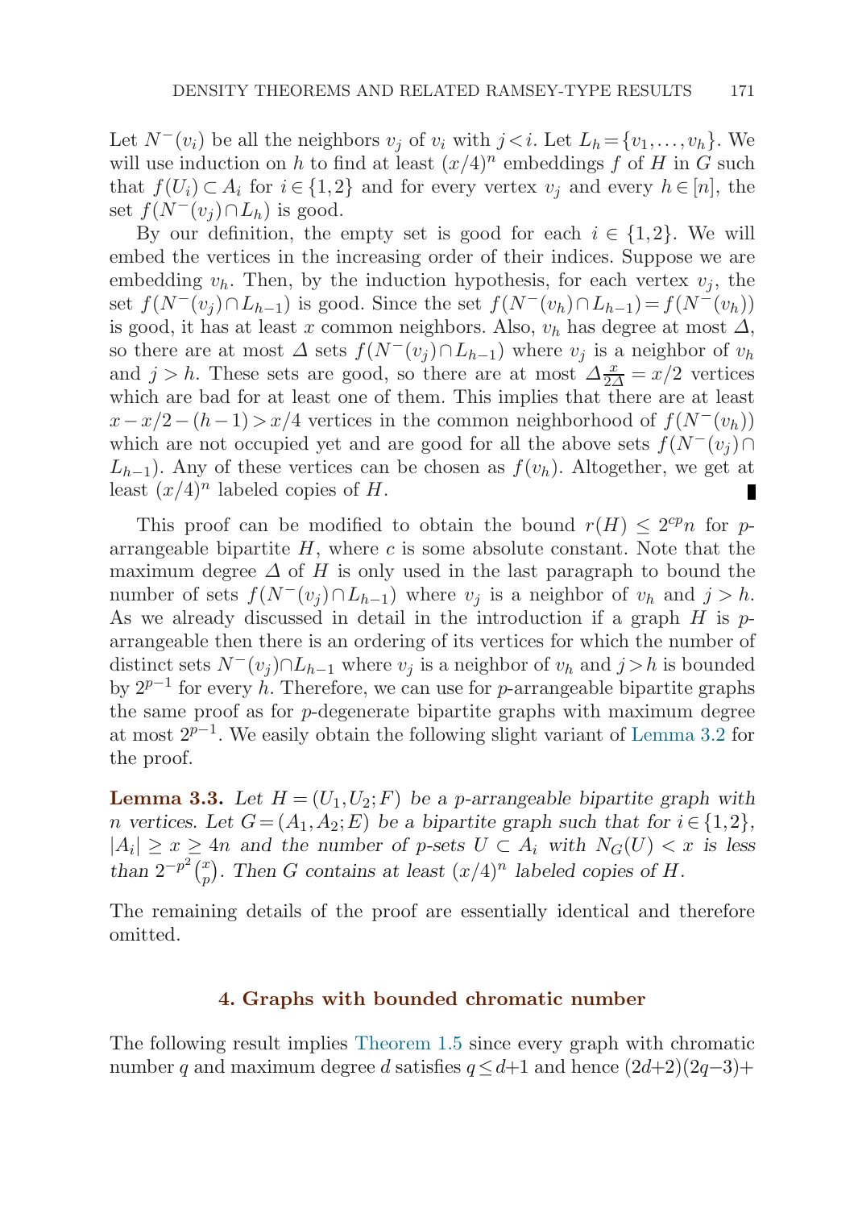Let $N^-(v_i)$ be all the neighbors $v_j$ of $v_i$ with $j<i$. Let $L_h=\{v_1,\dots,v_h\}$. We will use induction on $h$ to find at least $(x/4)^n$ embeddings $f$ of $H$ in $G$ such that $f(U_i)\subset A_i$ for $i\in\{1,2\}$ and for every vertex $v_j$ and every $h\in[n]$, the set $f(N^-(v_j)\cap L_h)$ is good.

By our definition, the empty set is good for each $i\in\{1,2\}$. We will embed the vertices in the increasing order of their indices. Suppose we are embedding $v_h$. Then, by the induction hypothesis, for each vertex $v_j$, the set $f(N^-(v_j)\cap L_{h-1})$ is good. Since the set $f(N^-(v_h)\cap L_{h-1})=f(N^-(v_h))$ is good, it has at least $x$ common neighbors. Also, $v_h$ has degree at most $\Delta$, so there are at most $\Delta$ sets $f(N^-(v_j)\cap L_{h-1})$ where $v_j$ is a neighbor of $v_h$ and $j>h$. These sets are good, so there are at most $\Delta\frac{x}{2\Delta}=x/2$ vertices which are bad for at least one of them. This implies that there are at least $x-x/2-(h-1)>x/4$ vertices in the common neighborhood of $f(N^-(v_h))$ which are not occupied yet and are good for all the above sets $f(N^-(v_j)\cap L_{h-1})$. Any of these vertices can be chosen as $f(v_h)$. Altogether, we get at least $(x/4)^n$ labeled copies of $H$. ∎

This proof can be modified to obtain the bound $r(H)\le 2^{cp}n$ for $p$-arrangeable bipartite $H$, where $c$ is some absolute constant. Note that the maximum degree $\Delta$ of $H$ is only used in the last paragraph to bound the number of sets $f(N^-(v_j)\cap L_{h-1})$ where $v_j$ is a neighbor of $v_h$ and $j>h$. As we already discussed in detail in the introduction if a graph $H$ is $p$-arrangeable then there is an ordering of its vertices for which the number of distinct sets $N^-(v_j)\cap L_{h-1}$ where $v_j$ is a neighbor of $v_h$ and $j>h$ is bounded by $2^{p-1}$ for every $h$. Therefore, we can use for $p$-arrangeable bipartite graphs the same proof as for $p$-degenerate bipartite graphs with maximum degree at most $2^{p-1}$. We easily obtain the following slight variant of Lemma 3.2 for the proof.

**Lemma 3.3.** *Let $H=(U_1,U_2;F)$ be a $p$-arrangeable bipartite graph with $n$ vertices. Let $G=(A_1,A_2;E)$ be a bipartite graph such that for $i\in\{1,2\}$, $|A_i|\ge x\ge 4n$ and the number of $p$-sets $U\subset A_i$ with $N_G(U)<x$ is less than $2^{-p^2}\binom{x}{p}$. Then $G$ contains at least $(x/4)^n$ labeled copies of $H$.*

The remaining details of the proof are essentially identical and therefore omitted.

## 4. Graphs with bounded chromatic number

The following result implies Theorem 1.5 since every graph with chromatic number $q$ and maximum degree $d$ satisfies $q\le d+1$ and hence $(2d+2)(2q-3)+$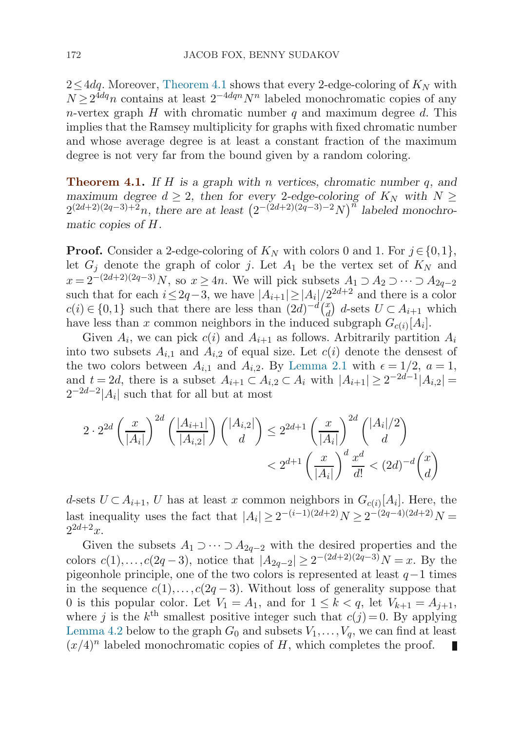$2 \le 4dq$. Moreover, Theorem 4.1 shows that every 2-edge-coloring of $K_N$ with $N \ge 2^{4dq}n$ contains at least $2^{-4dqn}N^n$ labeled monochromatic copies of any $n$-vertex graph $H$ with chromatic number $q$ and maximum degree $d$. This implies that the Ramsey multiplicity for graphs with fixed chromatic number and whose average degree is at least a constant fraction of the maximum degree is not very far from the bound given by a random coloring.

**Theorem 4.1.** *If $H$ is a graph with $n$ vertices, chromatic number $q$, and maximum degree $d \ge 2$, then for every 2-edge-coloring of $K_N$ with $N \ge 2^{(2d+2)(2q-3)+2}n$, there are at least $\left(2^{-(2d+2)(2q-3)-2}N\right)^n$ labeled monochromatic copies of $H$.*

**Proof.** Consider a 2-edge-coloring of $K_N$ with colors 0 and 1. For $j \in \{0,1\}$, let $G_j$ denote the graph of color $j$. Let $A_1$ be the vertex set of $K_N$ and $x = 2^{-(2d+2)(2q-3)}N$, so $x \ge 4n$. We will pick subsets $A_1 \supset A_2 \supset \cdots \supset A_{2q-2}$ such that for each $i \le 2q-3$, we have $|A_{i+1}| \ge |A_i|/2^{2d+2}$ and there is a color $c(i) \in \{0,1\}$ such that there are less than $(2d)^{-d}\binom{x}{d}$ $d$-sets $U \subset A_{i+1}$ which have less than $x$ common neighbors in the induced subgraph $G_{c(i)}[A_i]$.

Given $A_i$, we can pick $c(i)$ and $A_{i+1}$ as follows. Arbitrarily partition $A_i$ into two subsets $A_{i,1}$ and $A_{i,2}$ of equal size. Let $c(i)$ denote the densest of the two colors between $A_{i,1}$ and $A_{i,2}$. By Lemma 2.1 with $\epsilon = 1/2$, $a = 1$, and $t = 2d$, there is a subset $A_{i+1} \subset A_{i,2} \subset A_i$ with $|A_{i+1}| \ge 2^{-2d-1}|A_{i,2}| = 2^{-2d-2}|A_i|$ such that for all but at most

$$2 \cdot 2^{2d}\left(\frac{x}{|A_i|}\right)^{2d}\left(\frac{|A_{i+1}|}{|A_{i,2}|}\right)\binom{|A_{i,2}|}{d} \le 2^{2d+1}\left(\frac{x}{|A_i|}\right)^{2d}\binom{|A_i|/2}{d}$$
$$< 2^{d+1}\left(\frac{x}{|A_i|}\right)^{d}\frac{x^d}{d!} < (2d)^{-d}\binom{x}{d}$$

$d$-sets $U \subset A_{i+1}$, $U$ has at least $x$ common neighbors in $G_{c(i)}[A_i]$. Here, the last inequality uses the fact that $|A_i| \ge 2^{-(i-1)(2d+2)}N \ge 2^{-(2q-4)(2d+2)}N = 2^{2d+2}x$.

Given the subsets $A_1 \supset \cdots \supset A_{2q-2}$ with the desired properties and the colors $c(1), \ldots, c(2q-3)$, notice that $|A_{2q-2}| \ge 2^{-(2d+2)(2q-3)}N = x$. By the pigeonhole principle, one of the two colors is represented at least $q-1$ times in the sequence $c(1), \ldots, c(2q-3)$. Without loss of generality suppose that 0 is this popular color. Let $V_1 = A_1$, and for $1 \le k < q$, let $V_{k+1} = A_{j+1}$, where $j$ is the $k^{\text{th}}$ smallest positive integer such that $c(j) = 0$. By applying Lemma 4.2 below to the graph $G_0$ and subsets $V_1, \ldots, V_q$, we can find at least $(x/4)^n$ labeled monochromatic copies of $H$, which completes the proof. ∎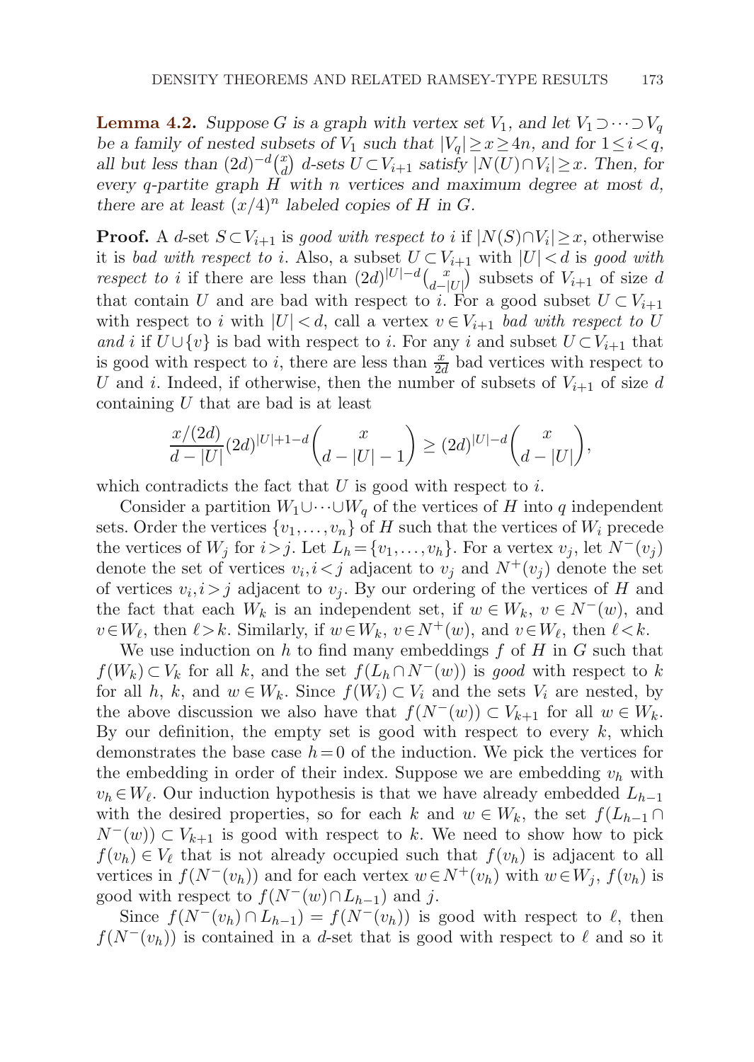**Lemma 4.2.** *Suppose $G$ is a graph with vertex set $V_1$, and let $V_1 \supset \cdots \supset V_q$ be a family of nested subsets of $V_1$ such that $|V_q| \geq x \geq 4n$, and for $1 \leq i < q$, all but less than $(2d)^{-d}\binom{x}{d}$ $d$-sets $U \subset V_{i+1}$ satisfy $|N(U) \cap V_i| \geq x$. Then, for every $q$-partite graph $H$ with $n$ vertices and maximum degree at most $d$, there are at least $(x/4)^n$ labeled copies of $H$ in $G$.*

**Proof.** A $d$-set $S \subset V_{i+1}$ is *good with respect to* $i$ if $|N(S) \cap V_i| \geq x$, otherwise it is *bad with respect to* $i$. Also, a subset $U \subset V_{i+1}$ with $|U| < d$ is *good with respect to* $i$ if there are less than $(2d)^{|U|-d}\binom{x}{d-|U|}$ subsets of $V_{i+1}$ of size $d$ that contain $U$ and are bad with respect to $i$. For a good subset $U \subset V_{i+1}$ with respect to $i$ with $|U| < d$, call a vertex $v \in V_{i+1}$ *bad with respect to $U$ and $i$* if $U \cup \{v\}$ is bad with respect to $i$. For any $i$ and subset $U \subset V_{i+1}$ that is good with respect to $i$, there are less than $\frac{x}{2d}$ bad vertices with respect to $U$ and $i$. Indeed, if otherwise, then the number of subsets of $V_{i+1}$ of size $d$ containing $U$ that are bad is at least

$$\frac{x/(2d)}{d-|U|}(2d)^{|U|+1-d}\binom{x}{d-|U|-1} \geq (2d)^{|U|-d}\binom{x}{d-|U|},$$

which contradicts the fact that $U$ is good with respect to $i$.

Consider a partition $W_1 \cup \cdots \cup W_q$ of the vertices of $H$ into $q$ independent sets. Order the vertices $\{v_1, \ldots, v_n\}$ of $H$ such that the vertices of $W_i$ precede the vertices of $W_j$ for $i > j$. Let $L_h = \{v_1, \ldots, v_h\}$. For a vertex $v_j$, let $N^-(v_j)$ denote the set of vertices $v_i, i < j$ adjacent to $v_j$ and $N^+(v_j)$ denote the set of vertices $v_i, i > j$ adjacent to $v_j$. By our ordering of the vertices of $H$ and the fact that each $W_k$ is an independent set, if $w \in W_k$, $v \in N^-(w)$, and $v \in W_\ell$, then $\ell > k$. Similarly, if $w \in W_k$, $v \in N^+(w)$, and $v \in W_\ell$, then $\ell < k$.

We use induction on $h$ to find many embeddings $f$ of $H$ in $G$ such that $f(W_k) \subset V_k$ for all $k$, and the set $f(L_h \cap N^-(w))$ is *good* with respect to $k$ for all $h$, $k$, and $w \in W_k$. Since $f(W_i) \subset V_i$ and the sets $V_i$ are nested, by the above discussion we also have that $f(N^-(w)) \subset V_{k+1}$ for all $w \in W_k$. By our definition, the empty set is good with respect to every $k$, which demonstrates the base case $h = 0$ of the induction. We pick the vertices for the embedding in order of their index. Suppose we are embedding $v_h$ with $v_h \in W_\ell$. Our induction hypothesis is that we have already embedded $L_{h-1}$ with the desired properties, so for each $k$ and $w \in W_k$, the set $f(L_{h-1} \cap N^-(w)) \subset V_{k+1}$ is good with respect to $k$. We need to show how to pick $f(v_h) \in V_\ell$ that is not already occupied such that $f(v_h)$ is adjacent to all vertices in $f(N^-(v_h))$ and for each vertex $w \in N^+(v_h)$ with $w \in W_j$, $f(v_h)$ is good with respect to $f(N^-(w) \cap L_{h-1})$ and $j$.

Since $f(N^-(v_h) \cap L_{h-1}) = f(N^-(v_h))$ is good with respect to $\ell$, then $f(N^-(v_h))$ is contained in a $d$-set that is good with respect to $\ell$ and so it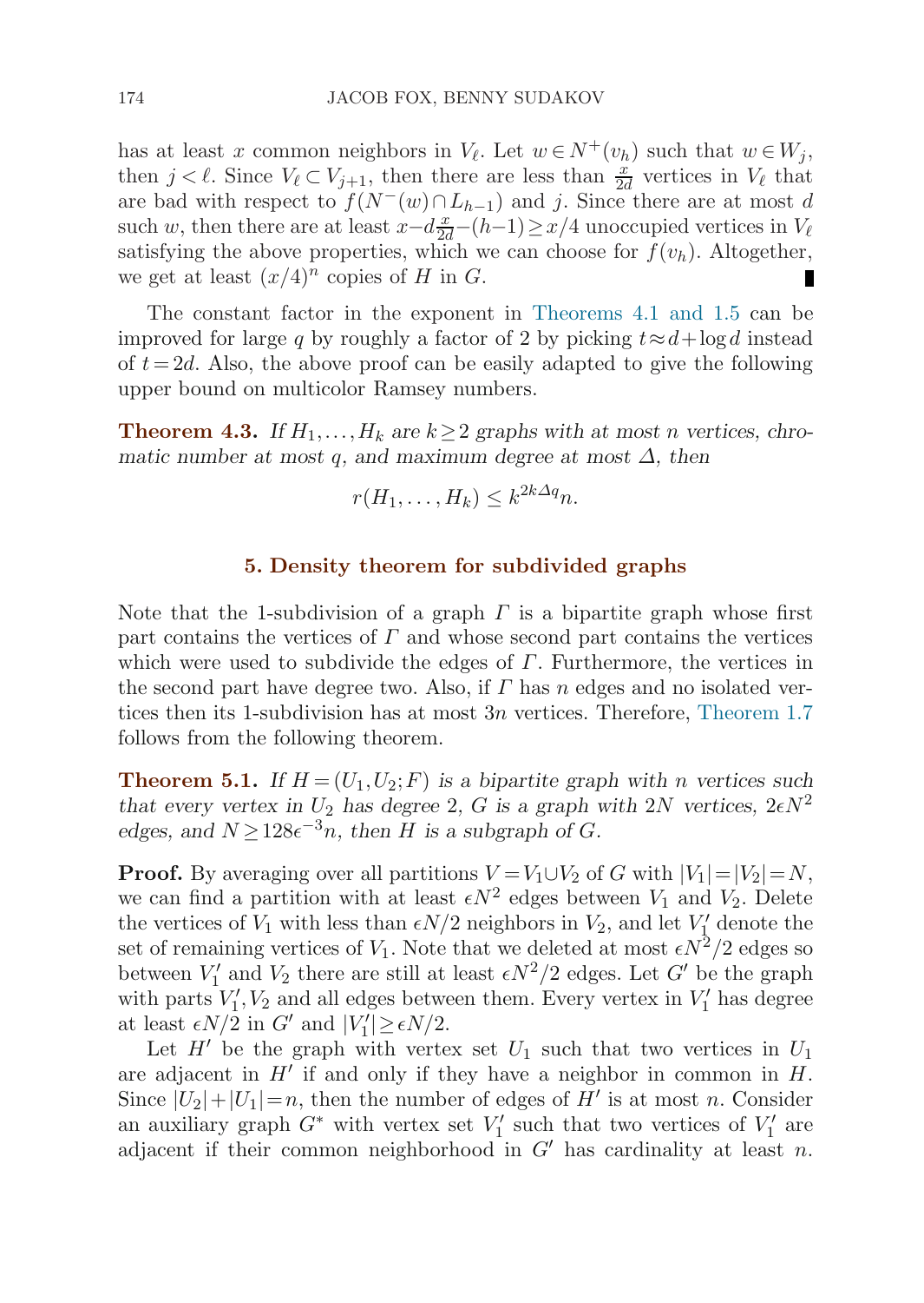has at least $x$ common neighbors in $V_\ell$. Let $w \in N^+(v_h)$ such that $w \in W_j$, then $j < \ell$. Since $V_\ell \subset V_{j+1}$, then there are less than $\frac{x}{2d}$ vertices in $V_\ell$ that are bad with respect to $f(N^-(w) \cap L_{h-1})$ and $j$. Since there are at most $d$ such $w$, then there are at least $x - d\frac{x}{2d} - (h-1) \geq x/4$ unoccupied vertices in $V_\ell$ satisfying the above properties, which we can choose for $f(v_h)$. Altogether, we get at least $(x/4)^n$ copies of $H$ in $G$. ∎

The constant factor in the exponent in Theorems 4.1 and 1.5 can be improved for large $q$ by roughly a factor of 2 by picking $t \approx d + \log d$ instead of $t = 2d$. Also, the above proof can be easily adapted to give the following upper bound on multicolor Ramsey numbers.

**Theorem 4.3.** *If $H_1, \ldots, H_k$ are $k \geq 2$ graphs with at most $n$ vertices, chromatic number at most $q$, and maximum degree at most $\Delta$, then*

$$r(H_1, \ldots, H_k) \leq k^{2k\Delta q} n.$$

## 5. Density theorem for subdivided graphs

Note that the 1-subdivision of a graph $\Gamma$ is a bipartite graph whose first part contains the vertices of $\Gamma$ and whose second part contains the vertices which were used to subdivide the edges of $\Gamma$. Furthermore, the vertices in the second part have degree two. Also, if $\Gamma$ has $n$ edges and no isolated vertices then its 1-subdivision has at most $3n$ vertices. Therefore, Theorem 1.7 follows from the following theorem.

**Theorem 5.1.** *If $H = (U_1, U_2; F)$ is a bipartite graph with $n$ vertices such that every vertex in $U_2$ has degree 2, $G$ is a graph with $2N$ vertices, $2\epsilon N^2$ edges, and $N \geq 128\epsilon^{-3} n$, then $H$ is a subgraph of $G$.*

**Proof.** By averaging over all partitions $V = V_1 \cup V_2$ of $G$ with $|V_1| = |V_2| = N$, we can find a partition with at least $\epsilon N^2$ edges between $V_1$ and $V_2$. Delete the vertices of $V_1$ with less than $\epsilon N/2$ neighbors in $V_2$, and let $V_1'$ denote the set of remaining vertices of $V_1$. Note that we deleted at most $\epsilon N^2/2$ edges so between $V_1'$ and $V_2$ there are still at least $\epsilon N^2/2$ edges. Let $G'$ be the graph with parts $V_1', V_2$ and all edges between them. Every vertex in $V_1'$ has degree at least $\epsilon N/2$ in $G'$ and $|V_1'| \geq \epsilon N/2$.

Let $H'$ be the graph with vertex set $U_1$ such that two vertices in $U_1$ are adjacent in $H'$ if and only if they have a neighbor in common in $H$. Since $|U_2| + |U_1| = n$, then the number of edges of $H'$ is at most $n$. Consider an auxiliary graph $G^*$ with vertex set $V_1'$ such that two vertices of $V_1'$ are adjacent if their common neighborhood in $G'$ has cardinality at least $n$.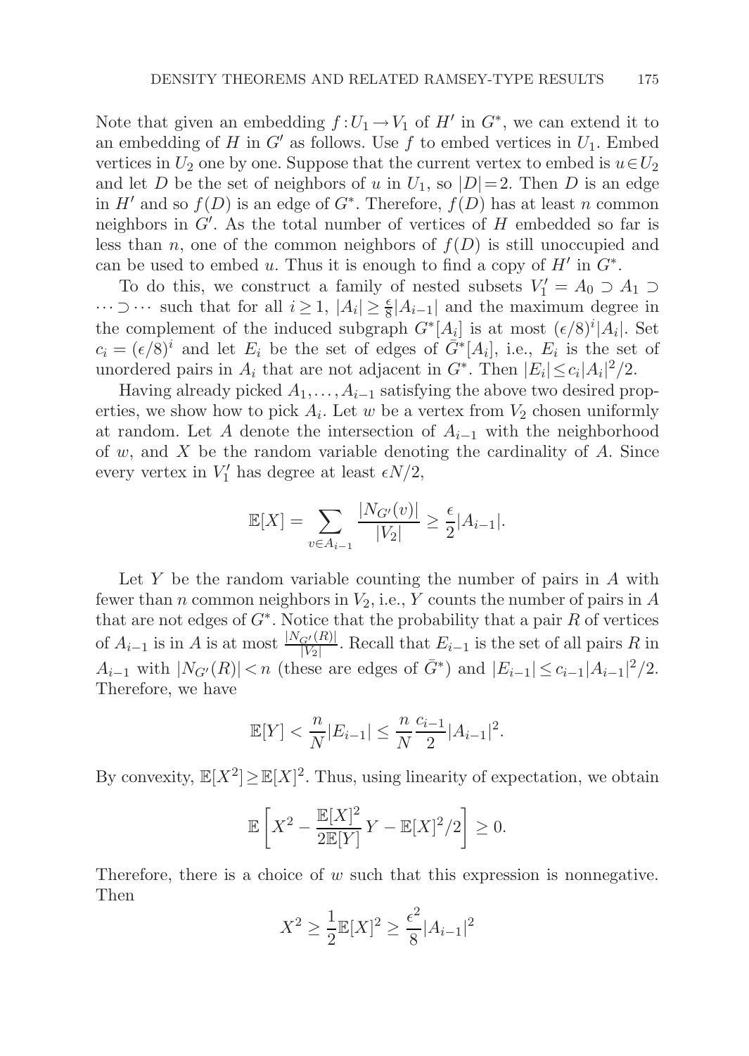Note that given an embedding $f:U_1\to V_1$ of $H'$ in $G^*$, we can extend it to an embedding of $H$ in $G'$ as follows. Use $f$ to embed vertices in $U_1$. Embed vertices in $U_2$ one by one. Suppose that the current vertex to embed is $u\in U_2$ and let $D$ be the set of neighbors of $u$ in $U_1$, so $|D|=2$. Then $D$ is an edge in $H'$ and so $f(D)$ is an edge of $G^*$. Therefore, $f(D)$ has at least $n$ common neighbors in $G'$. As the total number of vertices of $H$ embedded so far is less than $n$, one of the common neighbors of $f(D)$ is still unoccupied and can be used to embed $u$. Thus it is enough to find a copy of $H'$ in $G^*$.

To do this, we construct a family of nested subsets $V_1' = A_0 \supset A_1 \supset \cdots \supset \cdots$ such that for all $i \geq 1$, $|A_i| \geq \frac{\epsilon}{8}|A_{i-1}|$ and the maximum degree in the complement of the induced subgraph $G^*[A_i]$ is at most $(\epsilon/8)^i|A_i|$. Set $c_i = (\epsilon/8)^i$ and let $E_i$ be the set of edges of $\bar{G}^*[A_i]$, i.e., $E_i$ is the set of unordered pairs in $A_i$ that are not adjacent in $G^*$. Then $|E_i|\leq c_i|A_i|^2/2$.

Having already picked $A_1,\ldots,A_{i-1}$ satisfying the above two desired properties, we show how to pick $A_i$. Let $w$ be a vertex from $V_2$ chosen uniformly at random. Let $A$ denote the intersection of $A_{i-1}$ with the neighborhood of $w$, and $X$ be the random variable denoting the cardinality of $A$. Since every vertex in $V_1'$ has degree at least $\epsilon N/2$,

$$\mathbb{E}[X] = \sum_{v\in A_{i-1}} \frac{|N_{G'}(v)|}{|V_2|} \geq \frac{\epsilon}{2}|A_{i-1}|.$$

Let $Y$ be the random variable counting the number of pairs in $A$ with fewer than $n$ common neighbors in $V_2$, i.e., $Y$ counts the number of pairs in $A$ that are not edges of $G^*$. Notice that the probability that a pair $R$ of vertices of $A_{i-1}$ is in $A$ is at most $\frac{|N_{G'}(R)|}{|V_2|}$. Recall that $E_{i-1}$ is the set of all pairs $R$ in $A_{i-1}$ with $|N_{G'}(R)|<n$ (these are edges of $\bar{G}^*$) and $|E_{i-1}|\leq c_{i-1}|A_{i-1}|^2/2$. Therefore, we have

$$\mathbb{E}[Y] < \frac{n}{N}|E_{i-1}| \leq \frac{n}{N}\frac{c_{i-1}}{2}|A_{i-1}|^2.$$

By convexity, $\mathbb{E}[X^2]\geq \mathbb{E}[X]^2$. Thus, using linearity of expectation, we obtain

$$\mathbb{E}\left[X^2 - \frac{\mathbb{E}[X]^2}{2\mathbb{E}[Y]}Y - \mathbb{E}[X]^2/2\right] \geq 0.$$

Therefore, there is a choice of $w$ such that this expression is nonnegative. Then

$$X^2 \geq \frac{1}{2}\mathbb{E}[X]^2 \geq \frac{\epsilon^2}{8}|A_{i-1}|^2$$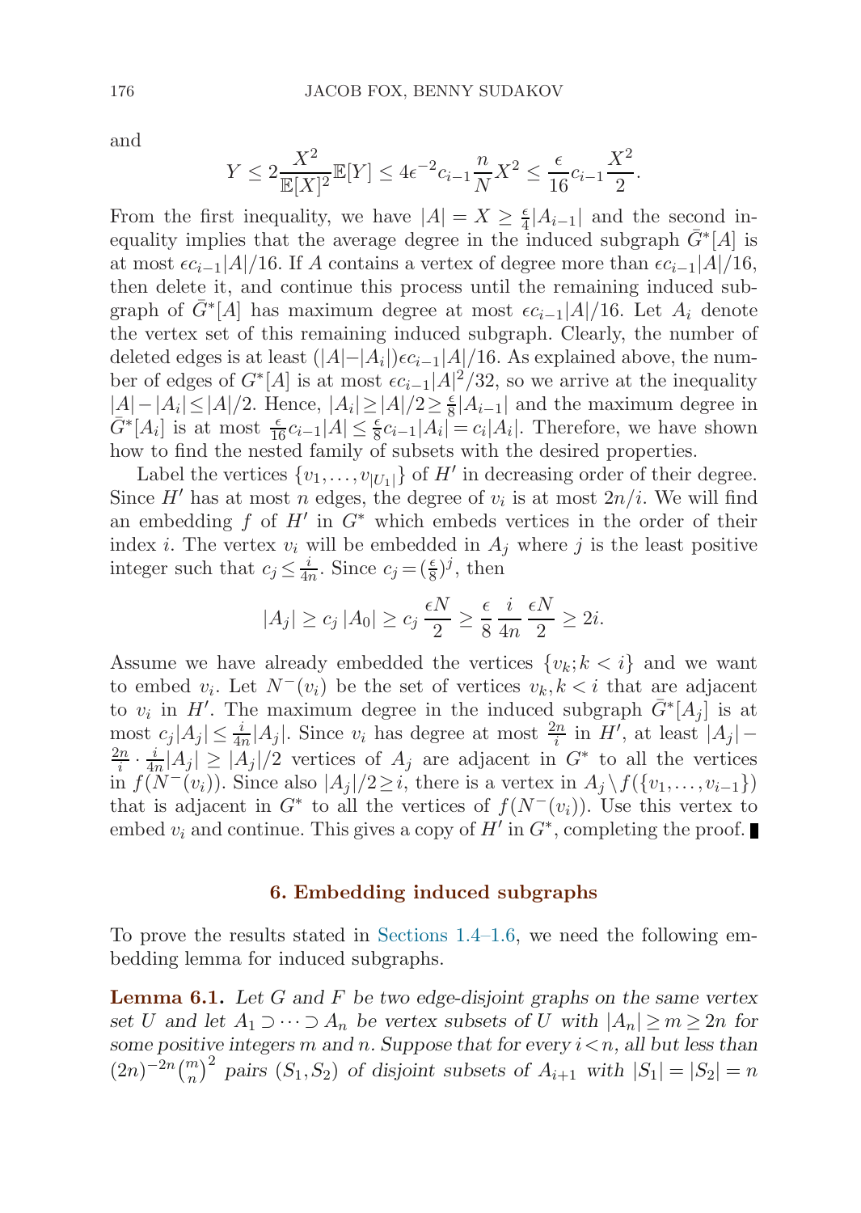and

$$Y \le 2\frac{X^2}{\mathbb{E}[X]^2}\mathbb{E}[Y] \le 4\epsilon^{-2}c_{i-1}\frac{n}{N}X^2 \le \frac{\epsilon}{16}c_{i-1}\frac{X^2}{2}.$$

From the first inequality, we have $|A| = X \ge \frac{\epsilon}{4}|A_{i-1}|$ and the second inequality implies that the average degree in the induced subgraph $\bar{G}^*[A]$ is at most $\epsilon c_{i-1}|A|/16$. If $A$ contains a vertex of degree more than $\epsilon c_{i-1}|A|/16$, then delete it, and continue this process until the remaining induced subgraph of $\bar{G}^*[A]$ has maximum degree at most $\epsilon c_{i-1}|A|/16$. Let $A_i$ denote the vertex set of this remaining induced subgraph. Clearly, the number of deleted edges is at least $(|A|-|A_i|)\epsilon c_{i-1}|A|/16$. As explained above, the number of edges of $G^*[A]$ is at most $\epsilon c_{i-1}|A|^2/32$, so we arrive at the inequality $|A|-|A_i| \le |A|/2$. Hence, $|A_i| \ge |A|/2 \ge \frac{\epsilon}{8}|A_{i-1}|$ and the maximum degree in $\bar{G}^*[A_i]$ is at most $\frac{\epsilon}{16}c_{i-1}|A| \le \frac{\epsilon}{8}c_{i-1}|A_i| = c_i|A_i|$. Therefore, we have shown how to find the nested family of subsets with the desired properties.

Label the vertices $\{v_1,\dots,v_{|U_1|}\}$ of $H'$ in decreasing order of their degree. Since $H'$ has at most $n$ edges, the degree of $v_i$ is at most $2n/i$. We will find an embedding $f$ of $H'$ in $G^*$ which embeds vertices in the order of their index $i$. The vertex $v_i$ will be embedded in $A_j$ where $j$ is the least positive integer such that $c_j \le \frac{i}{4n}$. Since $c_j = (\frac{\epsilon}{8})^j$, then

$$|A_j| \ge c_j\,|A_0| \ge c_j\,\frac{\epsilon N}{2} \ge \frac{\epsilon}{8}\,\frac{i}{4n}\,\frac{\epsilon N}{2} \ge 2i.$$

Assume we have already embedded the vertices $\{v_k; k<i\}$ and we want to embed $v_i$. Let $N^-(v_i)$ be the set of vertices $v_k, k<i$ that are adjacent to $v_i$ in $H'$. The maximum degree in the induced subgraph $\bar{G}^*[A_j]$ is at most $c_j|A_j| \le \frac{i}{4n}|A_j|$. Since $v_i$ has degree at most $\frac{2n}{i}$ in $H'$, at least $|A_j| - \frac{2n}{i}\cdot\frac{i}{4n}|A_j| \ge |A_j|/2$ vertices of $A_j$ are adjacent in $G^*$ to all the vertices in $f(N^-(v_i))$. Since also $|A_j|/2 \ge i$, there is a vertex in $A_j \setminus f(\{v_1,\dots,v_{i-1}\})$ that is adjacent in $G^*$ to all the vertices of $f(N^-(v_i))$. Use this vertex to embed $v_i$ and continue. This gives a copy of $H'$ in $G^*$, completing the proof. ∎

## 6. Embedding induced subgraphs

To prove the results stated in Sections 1.4–1.6, we need the following embedding lemma for induced subgraphs.

**Lemma 6.1.** *Let $G$ and $F$ be two edge-disjoint graphs on the same vertex set $U$ and let $A_1 \supset \cdots \supset A_n$ be vertex subsets of $U$ with $|A_n| \ge m \ge 2n$ for some positive integers $m$ and $n$. Suppose that for every $i<n$, all but less than $(2n)^{-2n}\binom{m}{n}^2$ pairs $(S_1,S_2)$ of disjoint subsets of $A_{i+1}$ with $|S_1| = |S_2| = n$*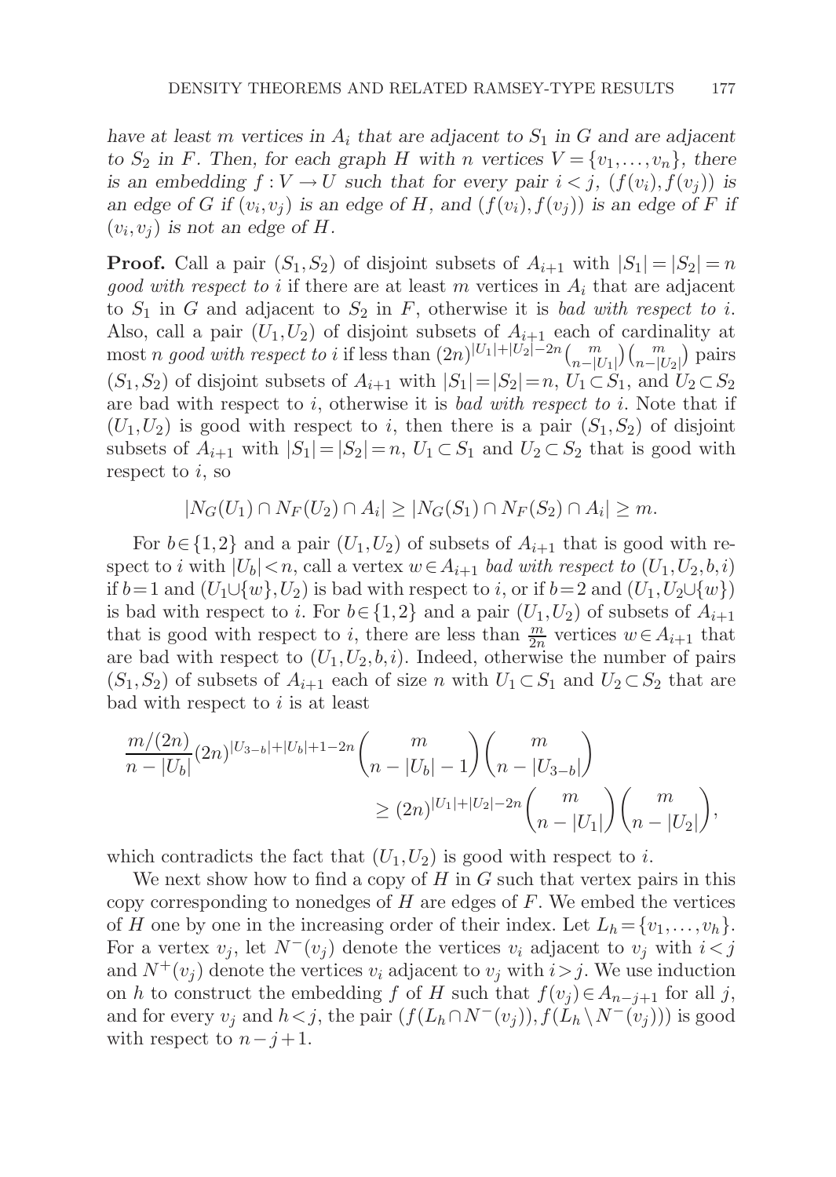*have at least $m$ vertices in $A_i$ that are adjacent to $S_1$ in $G$ and are adjacent to $S_2$ in $F$. Then, for each graph $H$ with $n$ vertices $V=\{v_1,\dots,v_n\}$, there is an embedding $f:V\to U$ such that for every pair $i<j$, $(f(v_i),f(v_j))$ is an edge of $G$ if $(v_i,v_j)$ is an edge of $H$, and $(f(v_i),f(v_j))$ is an edge of $F$ if $(v_i,v_j)$ is not an edge of $H$.*

**Proof.** Call a pair $(S_1,S_2)$ of disjoint subsets of $A_{i+1}$ with $|S_1|=|S_2|=n$ *good with respect to* $i$ if there are at least $m$ vertices in $A_i$ that are adjacent to $S_1$ in $G$ and adjacent to $S_2$ in $F$, otherwise it is *bad with respect to* $i$. Also, call a pair $(U_1,U_2)$ of disjoint subsets of $A_{i+1}$ each of cardinality at most $n$ *good with respect to* $i$ if less than $(2n)^{|U_1|+|U_2|-2n}\binom{m}{n-|U_1|}\binom{m}{n-|U_2|}$ pairs $(S_1,S_2)$ of disjoint subsets of $A_{i+1}$ with $|S_1|=|S_2|=n$, $U_1\subset S_1$, and $U_2\subset S_2$ are bad with respect to $i$, otherwise it is *bad with respect to* $i$. Note that if $(U_1,U_2)$ is good with respect to $i$, then there is a pair $(S_1,S_2)$ of disjoint subsets of $A_{i+1}$ with $|S_1|=|S_2|=n$, $U_1\subset S_1$ and $U_2\subset S_2$ that is good with respect to $i$, so

$$|N_G(U_1)\cap N_F(U_2)\cap A_i|\ge |N_G(S_1)\cap N_F(S_2)\cap A_i|\ge m.$$

For $b\in\{1,2\}$ and a pair $(U_1,U_2)$ of subsets of $A_{i+1}$ that is good with respect to $i$ with $|U_b|<n$, call a vertex $w\in A_{i+1}$ *bad with respect to* $(U_1,U_2,b,i)$ if $b=1$ and $(U_1\cup\{w\},U_2)$ is bad with respect to $i$, or if $b=2$ and $(U_1,U_2\cup\{w\})$ is bad with respect to $i$. For $b\in\{1,2\}$ and a pair $(U_1,U_2)$ of subsets of $A_{i+1}$ that is good with respect to $i$, there are less than $\frac{m}{2n}$ vertices $w\in A_{i+1}$ that are bad with respect to $(U_1,U_2,b,i)$. Indeed, otherwise the number of pairs $(S_1,S_2)$ of subsets of $A_{i+1}$ each of size $n$ with $U_1\subset S_1$ and $U_2\subset S_2$ that are bad with respect to $i$ is at least

$$\frac{m/(2n)}{n-|U_b|}(2n)^{|U_{3-b}|+|U_b|+1-2n}\binom{m}{n-|U_b|-1}\binom{m}{n-|U_{3-b}|}\ge (2n)^{|U_1|+|U_2|-2n}\binom{m}{n-|U_1|}\binom{m}{n-|U_2|},$$

which contradicts the fact that $(U_1,U_2)$ is good with respect to $i$.

We next show how to find a copy of $H$ in $G$ such that vertex pairs in this copy corresponding to nonedges of $H$ are edges of $F$. We embed the vertices of $H$ one by one in the increasing order of their index. Let $L_h=\{v_1,\dots,v_h\}$. For a vertex $v_j$, let $N^-(v_j)$ denote the vertices $v_i$ adjacent to $v_j$ with $i<j$ and $N^+(v_j)$ denote the vertices $v_i$ adjacent to $v_j$ with $i>j$. We use induction on $h$ to construct the embedding $f$ of $H$ such that $f(v_j)\in A_{n-j+1}$ for all $j$, and for every $v_j$ and $h<j$, the pair $(f(L_h\cap N^-(v_j)),f(L_h\setminus N^-(v_j)))$ is good with respect to $n-j+1$.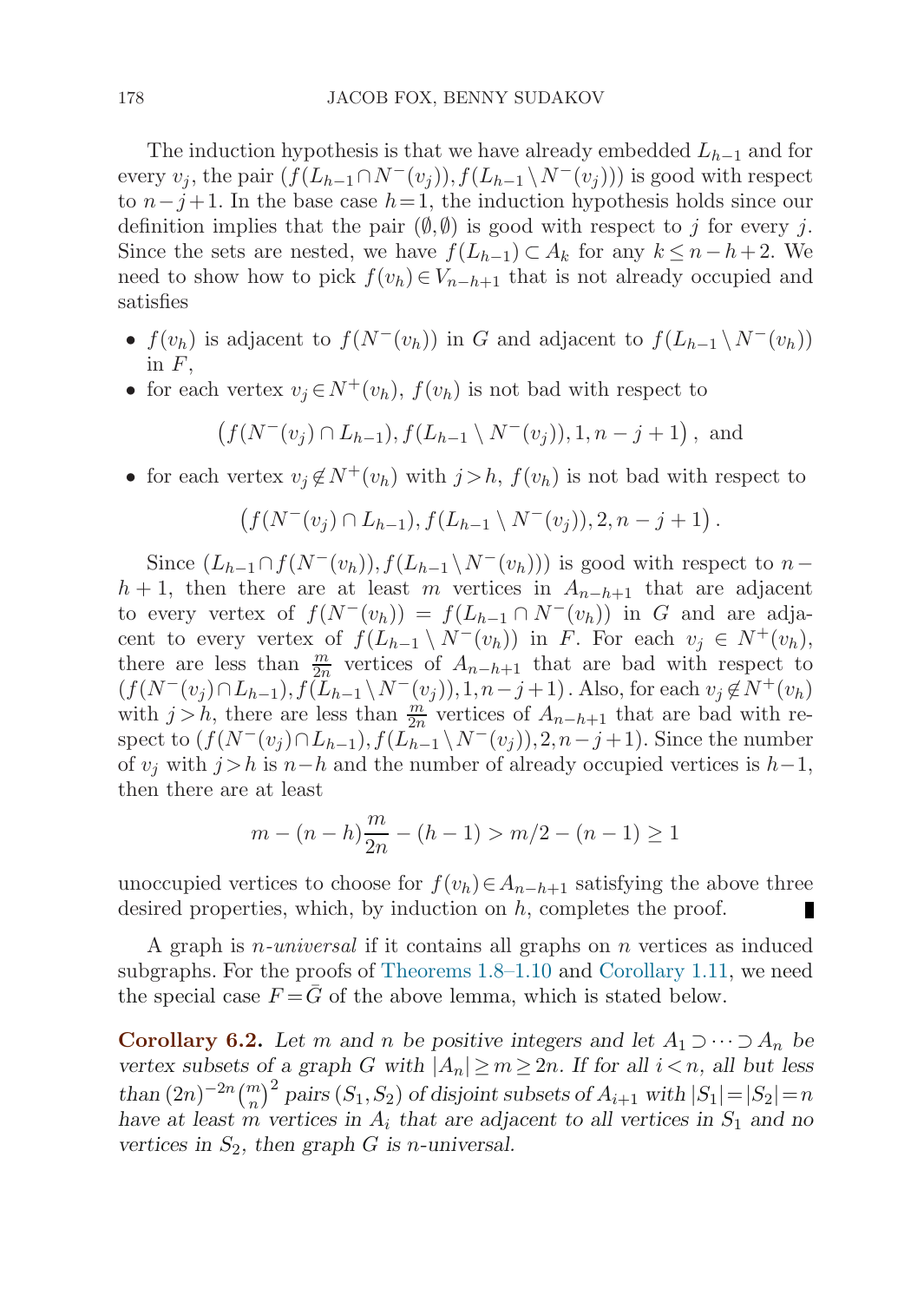The induction hypothesis is that we have already embedded $L_{h-1}$ and for every $v_j$, the pair $(f(L_{h-1}\cap N^-(v_j)), f(L_{h-1}\setminus N^-(v_j)))$ is good with respect to $n-j+1$. In the base case $h=1$, the induction hypothesis holds since our definition implies that the pair $(\emptyset,\emptyset)$ is good with respect to $j$ for every $j$. Since the sets are nested, we have $f(L_{h-1})\subset A_k$ for any $k\le n-h+2$. We need to show how to pick $f(v_h)\in V_{n-h+1}$ that is not already occupied and satisfies

- $f(v_h)$ is adjacent to $f(N^-(v_h))$ in $G$ and adjacent to $f(L_{h-1}\setminus N^-(v_h))$ in $F$,
- for each vertex $v_j\in N^+(v_h)$, $f(v_h)$ is not bad with respect to
$$\left(f(N^-(v_j))\cap L_{h-1}), f(L_{h-1}\setminus N^-(v_j)), 1, n-j+1\right), \text{ and}$$
- for each vertex $v_j\notin N^+(v_h)$ with $j>h$, $f(v_h)$ is not bad with respect to
$$\left(f(N^-(v_j)\cap L_{h-1}), f(L_{h-1}\setminus N^-(v_j)), 2, n-j+1\right).$$

Since $(L_{h-1}\cap f(N^-(v_h)), f(L_{h-1}\setminus N^-(v_h)))$ is good with respect to $n-h+1$, then there are at least $m$ vertices in $A_{n-h+1}$ that are adjacent to every vertex of $f(N^-(v_h)) = f(L_{h-1}\cap N^-(v_h))$ in $G$ and are adjacent to every vertex of $f(L_{h-1}\setminus N^-(v_h))$ in $F$. For each $v_j\in N^+(v_h)$, there are less than $\frac{m}{2n}$ vertices of $A_{n-h+1}$ that are bad with respect to $(f(N^-(v_j)\cap L_{h-1}), f(L_{h-1}\setminus N^-(v_j)), 1, n-j+1)$. Also, for each $v_j\notin N^+(v_h)$ with $j>h$, there are less than $\frac{m}{2n}$ vertices of $A_{n-h+1}$ that are bad with respect to $(f(N^-(v_j)\cap L_{h-1}), f(L_{h-1}\setminus N^-(v_j)), 2, n-j+1)$. Since the number of $v_j$ with $j>h$ is $n-h$ and the number of already occupied vertices is $h-1$, then there are at least

$$m-(n-h)\frac{m}{2n}-(h-1) > m/2-(n-1)\ge 1$$

unoccupied vertices to choose for $f(v_h)\in A_{n-h+1}$ satisfying the above three desired properties, which, by induction on $h$, completes the proof. ∎

A graph is *$n$-universal* if it contains all graphs on $n$ vertices as induced subgraphs. For the proofs of Theorems 1.8–1.10 and Corollary 1.11, we need the special case $F=\bar{G}$ of the above lemma, which is stated below.

**Corollary 6.2.** *Let $m$ and $n$ be positive integers and let $A_1\supset\cdots\supset A_n$ be vertex subsets of a graph $G$ with $|A_n|\ge m\ge 2n$. If for all $i<n$, all but less than $(2n)^{-2n}\binom{m}{n}^2$ pairs $(S_1,S_2)$ of disjoint subsets of $A_{i+1}$ with $|S_1|=|S_2|=n$ have at least $m$ vertices in $A_i$ that are adjacent to all vertices in $S_1$ and no vertices in $S_2$, then graph $G$ is $n$-universal.*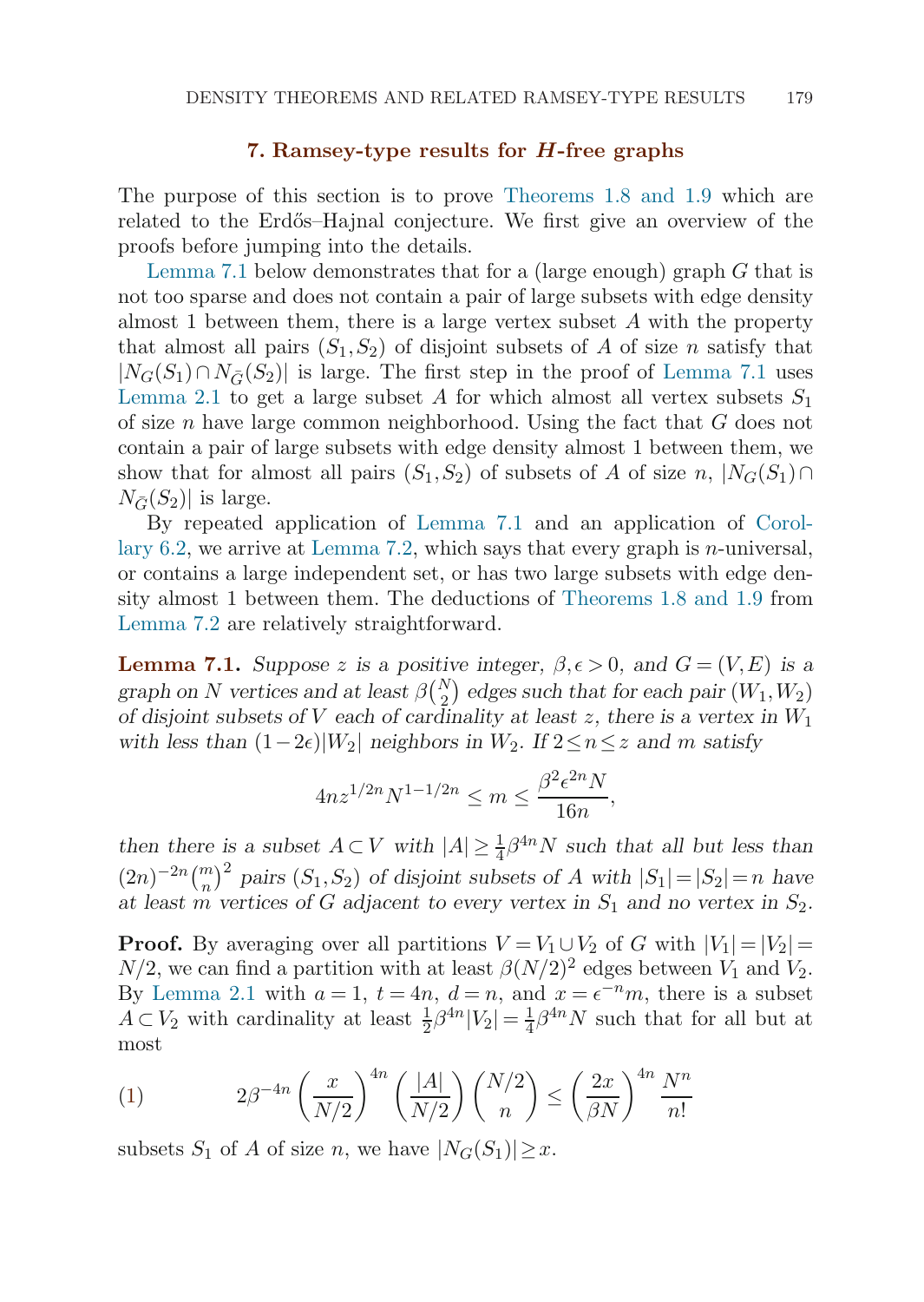## 7. Ramsey-type results for $H$-free graphs

The purpose of this section is to prove Theorems 1.8 and 1.9 which are related to the Erdős–Hajnal conjecture. We first give an overview of the proofs before jumping into the details.

Lemma 7.1 below demonstrates that for a (large enough) graph $G$ that is not too sparse and does not contain a pair of large subsets with edge density almost 1 between them, there is a large vertex subset $A$ with the property that almost all pairs $(S_1, S_2)$ of disjoint subsets of $A$ of size $n$ satisfy that $|N_G(S_1) \cap N_{\bar{G}}(S_2)|$ is large. The first step in the proof of Lemma 7.1 uses Lemma 2.1 to get a large subset $A$ for which almost all vertex subsets $S_1$ of size $n$ have large common neighborhood. Using the fact that $G$ does not contain a pair of large subsets with edge density almost 1 between them, we show that for almost all pairs $(S_1, S_2)$ of subsets of $A$ of size $n$, $|N_G(S_1) \cap N_{\bar{G}}(S_2)|$ is large.

By repeated application of Lemma 7.1 and an application of Corollary 6.2, we arrive at Lemma 7.2, which says that every graph is $n$-universal, or contains a large independent set, or has two large subsets with edge density almost 1 between them. The deductions of Theorems 1.8 and 1.9 from Lemma 7.2 are relatively straightforward.

**Lemma 7.1.** *Suppose $z$ is a positive integer, $\beta, \epsilon > 0$, and $G = (V, E)$ is a graph on $N$ vertices and at least $\beta\binom{N}{2}$ edges such that for each pair $(W_1, W_2)$ of disjoint subsets of $V$ each of cardinality at least $z$, there is a vertex in $W_1$ with less than $(1-2\epsilon)|W_2|$ neighbors in $W_2$. If $2 \le n \le z$ and $m$ satisfy*

$$4nz^{1/2n}N^{1-1/2n} \le m \le \frac{\beta^2\epsilon^{2n}N}{16n},$$

*then there is a subset $A \subset V$ with $|A| \ge \frac{1}{4}\beta^{4n}N$ such that all but less than $(2n)^{-2n}\binom{m}{n}^2$ pairs $(S_1, S_2)$ of disjoint subsets of $A$ with $|S_1| = |S_2| = n$ have at least $m$ vertices of $G$ adjacent to every vertex in $S_1$ and no vertex in $S_2$.*

**Proof.** By averaging over all partitions $V = V_1 \cup V_2$ of $G$ with $|V_1| = |V_2| = N/2$, we can find a partition with at least $\beta(N/2)^2$ edges between $V_1$ and $V_2$. By Lemma 2.1 with $a = 1$, $t = 4n$, $d = n$, and $x = \epsilon^{-n}m$, there is a subset $A \subset V_2$ with cardinality at least $\frac{1}{2}\beta^{4n}|V_2| = \frac{1}{4}\beta^{4n}N$ such that for all but at most

$$2\beta^{-4n}\left(\frac{x}{N/2}\right)^{4n}\left(\frac{|A|}{N/2}\right)\binom{N/2}{n} \le \left(\frac{2x}{\beta N}\right)^{4n}\frac{N^n}{n!} \tag{1}$$

subsets $S_1$ of $A$ of size $n$, we have $|N_G(S_1)| \ge x$.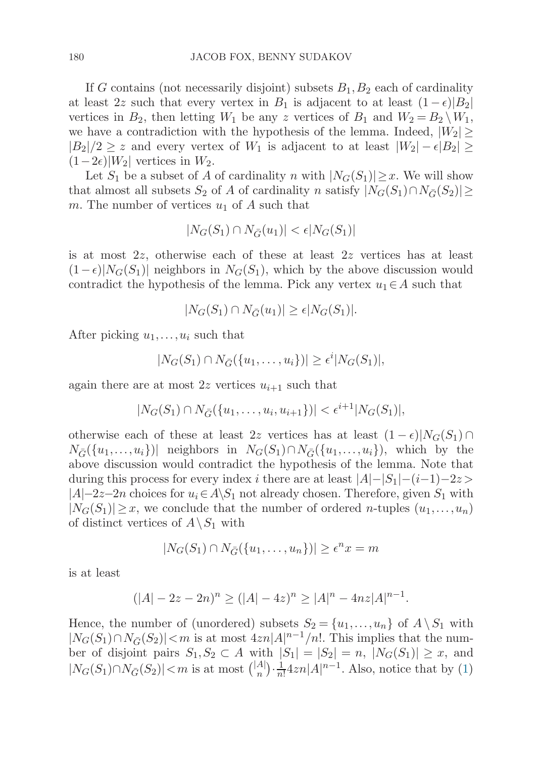If $G$ contains (not necessarily disjoint) subsets $B_1, B_2$ each of cardinality at least $2z$ such that every vertex in $B_1$ is adjacent to at least $(1-\epsilon)|B_2|$ vertices in $B_2$, then letting $W_1$ be any $z$ vertices of $B_1$ and $W_2 = B_2 \setminus W_1$, we have a contradiction with the hypothesis of the lemma. Indeed, $|W_2| \geq |B_2|/2 \geq z$ and every vertex of $W_1$ is adjacent to at least $|W_2| - \epsilon|B_2| \geq (1-2\epsilon)|W_2|$ vertices in $W_2$.

Let $S_1$ be a subset of $A$ of cardinality $n$ with $|N_G(S_1)| \geq x$. We will show that almost all subsets $S_2$ of $A$ of cardinality $n$ satisfy $|N_G(S_1) \cap N_{\bar{G}}(S_2)| \geq m$. The number of vertices $u_1$ of $A$ such that

$$|N_G(S_1) \cap N_{\bar{G}}(u_1)| < \epsilon |N_G(S_1)|$$

is at most $2z$, otherwise each of these at least $2z$ vertices has at least $(1-\epsilon)|N_G(S_1)|$ neighbors in $N_G(S_1)$, which by the above discussion would contradict the hypothesis of the lemma. Pick any vertex $u_1 \in A$ such that

$$|N_G(S_1) \cap N_{\bar{G}}(u_1)| \geq \epsilon |N_G(S_1)|.$$

After picking $u_1, \ldots, u_i$ such that

$$|N_G(S_1) \cap N_{\bar{G}}(\{u_1, \ldots, u_i\})| \geq \epsilon^i |N_G(S_1)|,$$

again there are at most $2z$ vertices $u_{i+1}$ such that

$$|N_G(S_1) \cap N_{\bar{G}}(\{u_1, \ldots, u_i, u_{i+1}\})| < \epsilon^{i+1} |N_G(S_1)|,$$

otherwise each of these at least $2z$ vertices has at least $(1-\epsilon)|N_G(S_1) \cap N_{\bar{G}}(\{u_1,\ldots,u_i\})|$ neighbors in $N_G(S_1) \cap N_{\bar{G}}(\{u_1,\ldots,u_i\})$, which by the above discussion would contradict the hypothesis of the lemma. Note that during this process for every index $i$ there are at least $|A|-|S_1|-(i-1)-2z > |A|-2z-2n$ choices for $u_i \in A \setminus S_1$ not already chosen. Therefore, given $S_1$ with $|N_G(S_1)| \geq x$, we conclude that the number of ordered $n$-tuples $(u_1, \ldots, u_n)$ of distinct vertices of $A \setminus S_1$ with

$$|N_G(S_1) \cap N_{\bar{G}}(\{u_1, \ldots, u_n\})| \geq \epsilon^n x = m$$

is at least

$$(|A| - 2z - 2n)^n \geq (|A| - 4z)^n \geq |A|^n - 4nz|A|^{n-1}.$$

Hence, the number of (unordered) subsets $S_2 = \{u_1, \ldots, u_n\}$ of $A \setminus S_1$ with $|N_G(S_1) \cap N_{\bar{G}}(S_2)| < m$ is at most $4zn|A|^{n-1}/n!$. This implies that the number of disjoint pairs $S_1, S_2 \subset A$ with $|S_1| = |S_2| = n$, $|N_G(S_1)| \geq x$, and $|N_G(S_1) \cap N_{\bar{G}}(S_2)| < m$ is at most $\binom{|A|}{n} \cdot \frac{1}{n!} 4zn|A|^{n-1}$. Also, notice that by (1)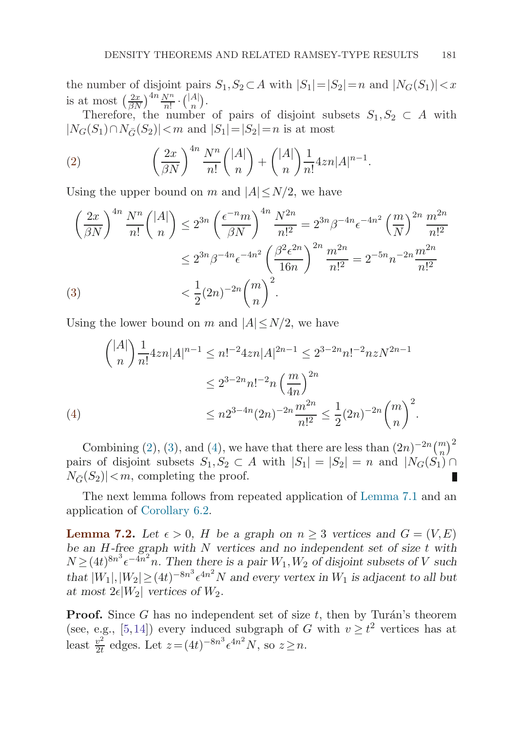the number of disjoint pairs $S_1, S_2 \subset A$ with $|S_1| = |S_2| = n$ and $|N_G(S_1)| < x$ is at most $\left(\frac{2x}{\beta N}\right)^{4n} \frac{N^n}{n!} \cdot \binom{|A|}{n}$.

Therefore, the number of pairs of disjoint subsets $S_1, S_2 \subset A$ with $|N_G(S_1) \cap N_{\bar{G}}(S_2)| < m$ and $|S_1| = |S_2| = n$ is at most

$$\left(\frac{2x}{\beta N}\right)^{4n} \frac{N^n}{n!}\binom{|A|}{n} + \binom{|A|}{n}\frac{1}{n!}4zn|A|^{n-1}. \tag{2}$$

Using the upper bound on $m$ and $|A| \le N/2$, we have

$$\begin{aligned}
\left(\frac{2x}{\beta N}\right)^{4n} \frac{N^n}{n!}\binom{|A|}{n} &\le 2^{3n}\left(\frac{\epsilon^{-n} m}{\beta N}\right)^{4n} \frac{N^{2n}}{n!^2} = 2^{3n}\beta^{-4n}\epsilon^{-4n^2}\left(\frac{m}{N}\right)^{2n}\frac{m^{2n}}{n!^2} \\
&\le 2^{3n}\beta^{-4n}\epsilon^{-4n^2}\left(\frac{\beta^2\epsilon^{2n}}{16n}\right)^{2n}\frac{m^{2n}}{n!^2} = 2^{-5n}n^{-2n}\frac{m^{2n}}{n!^2} \\
&< \frac{1}{2}(2n)^{-2n}\binom{m}{n}^2. 
\end{aligned} \tag{3}$$

Using the lower bound on $m$ and $|A| \le N/2$, we have

$$\begin{aligned}
\binom{|A|}{n}\frac{1}{n!}4zn|A|^{n-1} &\le n!^{-2}4zn|A|^{2n-1} \le 2^{3-2n}n!^{-2}nzN^{2n-1} \\
&\le 2^{3-2n}n!^{-2}n\left(\frac{m}{4n}\right)^{2n} \\
&\le n2^{3-4n}(2n)^{-2n}\frac{m^{2n}}{n!^2} \le \frac{1}{2}(2n)^{-2n}\binom{m}{n}^2.
\end{aligned} \tag{4}$$

Combining (2), (3), and (4), we have that there are less than $(2n)^{-2n}\binom{m}{n}^2$ pairs of disjoint subsets $S_1, S_2 \subset A$ with $|S_1| = |S_2| = n$ and $|N_G(S_1) \cap N_{\bar{G}}(S_2)| < m$, completing the proof. ∎

The next lemma follows from repeated application of Lemma 7.1 and an application of Corollary 6.2.

**Lemma 7.2.** *Let $\epsilon > 0$, $H$ be a graph on $n \ge 3$ vertices and $G = (V, E)$ be an $H$-free graph with $N$ vertices and no independent set of size $t$ with $N \ge (4t)^{8n^3}\epsilon^{-4n^2}n$. Then there is a pair $W_1, W_2$ of disjoint subsets of $V$ such that $|W_1|, |W_2| \ge (4t)^{-8n^3}\epsilon^{4n^2}N$ and every vertex in $W_1$ is adjacent to all but at most $2\epsilon|W_2|$ vertices of $W_2$.*

**Proof.** Since $G$ has no independent set of size $t$, then by Turán's theorem (see, e.g., [5,14]) every induced subgraph of $G$ with $v \ge t^2$ vertices has at least $\frac{v^2}{2t}$ edges. Let $z = (4t)^{-8n^3}\epsilon^{4n^2}N$, so $z \ge n$.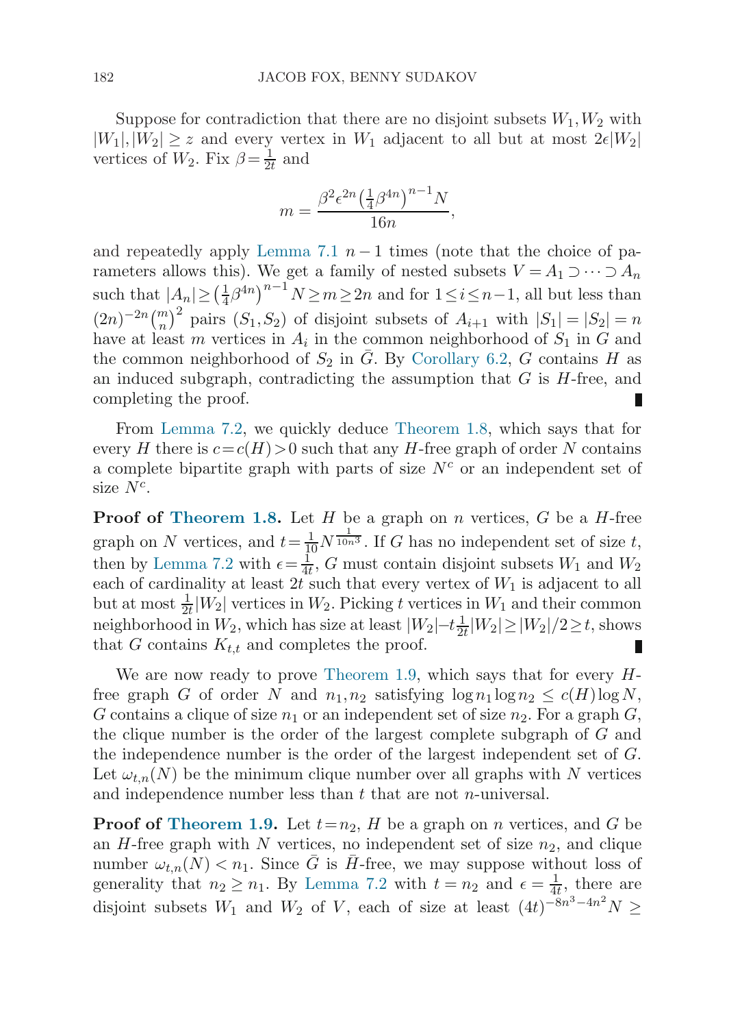Suppose for contradiction that there are no disjoint subsets $W_1, W_2$ with $|W_1|, |W_2| \geq z$ and every vertex in $W_1$ adjacent to all but at most $2\epsilon|W_2|$ vertices of $W_2$. Fix $\beta = \frac{1}{2t}$ and

$$m = \frac{\beta^2 \epsilon^{2n} \left(\frac{1}{4}\beta^{4n}\right)^{n-1} N}{16n},$$

and repeatedly apply Lemma 7.1 $n-1$ times (note that the choice of parameters allows this). We get a family of nested subsets $V = A_1 \supset \cdots \supset A_n$ such that $|A_n| \geq \left(\frac{1}{4}\beta^{4n}\right)^{n-1} N \geq m \geq 2n$ and for $1 \leq i \leq n-1$, all but less than $(2n)^{-2n}\binom{m}{n}^2$ pairs $(S_1, S_2)$ of disjoint subsets of $A_{i+1}$ with $|S_1| = |S_2| = n$ have at least $m$ vertices in $A_i$ in the common neighborhood of $S_1$ in $G$ and the common neighborhood of $S_2$ in $\bar{G}$. By Corollary 6.2, $G$ contains $H$ as an induced subgraph, contradicting the assumption that $G$ is $H$-free, and completing the proof. ∎

From Lemma 7.2, we quickly deduce Theorem 1.8, which says that for every $H$ there is $c = c(H) > 0$ such that any $H$-free graph of order $N$ contains a complete bipartite graph with parts of size $N^c$ or an independent set of size $N^c$.

**Proof of Theorem 1.8.** Let $H$ be a graph on $n$ vertices, $G$ be a $H$-free graph on $N$ vertices, and $t = \frac{1}{10} N^{\frac{1}{10n^3}}$. If $G$ has no independent set of size $t$, then by Lemma 7.2 with $\epsilon = \frac{1}{4t}$, $G$ must contain disjoint subsets $W_1$ and $W_2$ each of cardinality at least $2t$ such that every vertex of $W_1$ is adjacent to all but at most $\frac{1}{2t}|W_2|$ vertices in $W_2$. Picking $t$ vertices in $W_1$ and their common neighborhood in $W_2$, which has size at least $|W_2| - t\frac{1}{2t}|W_2| \geq |W_2|/2 \geq t$, shows that $G$ contains $K_{t,t}$ and completes the proof. ∎

We are now ready to prove Theorem 1.9, which says that for every $H$-free graph $G$ of order $N$ and $n_1, n_2$ satisfying $\log n_1 \log n_2 \leq c(H) \log N$, $G$ contains a clique of size $n_1$ or an independent set of size $n_2$. For a graph $G$, the clique number is the order of the largest complete subgraph of $G$ and the independence number is the order of the largest independent set of $G$. Let $\omega_{t,n}(N)$ be the minimum clique number over all graphs with $N$ vertices and independence number less than $t$ that are not $n$-universal.

**Proof of Theorem 1.9.** Let $t = n_2$, $H$ be a graph on $n$ vertices, and $G$ be an $H$-free graph with $N$ vertices, no independent set of size $n_2$, and clique number $\omega_{t,n}(N) < n_1$. Since $\bar{G}$ is $\bar{H}$-free, we may suppose without loss of generality that $n_2 \geq n_1$. By Lemma 7.2 with $t = n_2$ and $\epsilon = \frac{1}{4t}$, there are disjoint subsets $W_1$ and $W_2$ of $V$, each of size at least $(4t)^{-8n^3-4n^2}N \geq$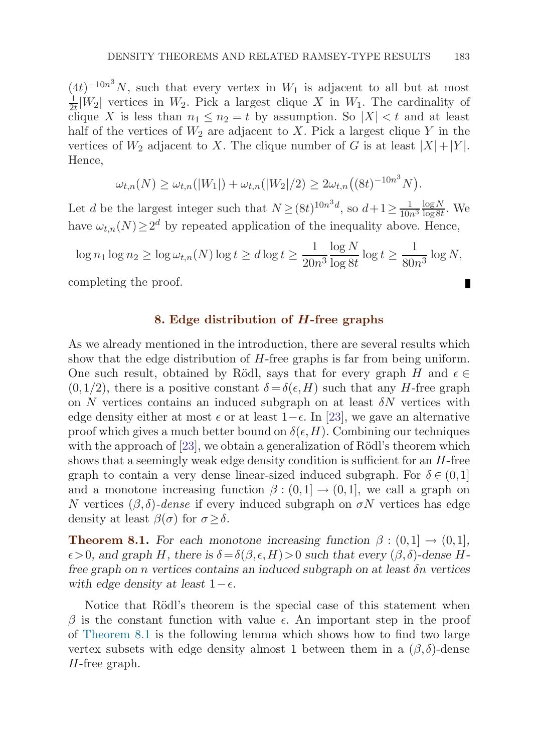$(4t)^{-10n^3}N$, such that every vertex in $W_1$ is adjacent to all but at most $\frac{1}{2t}|W_2|$ vertices in $W_2$. Pick a largest clique $X$ in $W_1$. The cardinality of clique $X$ is less than $n_1 \le n_2 = t$ by assumption. So $|X| < t$ and at least half of the vertices of $W_2$ are adjacent to $X$. Pick a largest clique $Y$ in the vertices of $W_2$ adjacent to $X$. The clique number of $G$ is at least $|X|+|Y|$. Hence,

$$\omega_{t,n}(N) \ge \omega_{t,n}(|W_1|) + \omega_{t,n}(|W_2|/2) \ge 2\omega_{t,n}\big((8t)^{-10n^3}N\big).$$

Let $d$ be the largest integer such that $N \ge (8t)^{10n^3 d}$, so $d+1 \ge \frac{1}{10n^3}\frac{\log N}{\log 8t}$. We have $\omega_{t,n}(N) \ge 2^d$ by repeated application of the inequality above. Hence,

$$\log n_1 \log n_2 \ge \log \omega_{t,n}(N) \log t \ge d \log t \ge \frac{1}{20n^3}\frac{\log N}{\log 8t}\log t \ge \frac{1}{80n^3}\log N,$$

completing the proof. ∎

## 8. Edge distribution of $H$-free graphs

As we already mentioned in the introduction, there are several results which show that the edge distribution of $H$-free graphs is far from being uniform. One such result, obtained by Rödl, says that for every graph $H$ and $\epsilon \in (0,1/2)$, there is a positive constant $\delta = \delta(\epsilon, H)$ such that any $H$-free graph on $N$ vertices contains an induced subgraph on at least $\delta N$ vertices with edge density either at most $\epsilon$ or at least $1-\epsilon$. In [23], we gave an alternative proof which gives a much better bound on $\delta(\epsilon, H)$. Combining our techniques with the approach of [23], we obtain a generalization of Rödl's theorem which shows that a seemingly weak edge density condition is sufficient for an $H$-free graph to contain a very dense linear-sized induced subgraph. For $\delta \in (0,1]$ and a monotone increasing function $\beta : (0,1] \to (0,1]$, we call a graph on $N$ vertices $(\beta,\delta)$-*dense* if every induced subgraph on $\sigma N$ vertices has edge density at least $\beta(\sigma)$ for $\sigma \ge \delta$.

**Theorem 8.1.** *For each monotone increasing function $\beta : (0,1] \to (0,1]$, $\epsilon > 0$, and graph $H$, there is $\delta = \delta(\beta, \epsilon, H) > 0$ such that every $(\beta,\delta)$-dense $H$-free graph on $n$ vertices contains an induced subgraph on at least $\delta n$ vertices with edge density at least $1-\epsilon$.*

Notice that Rödl's theorem is the special case of this statement when $\beta$ is the constant function with value $\epsilon$. An important step in the proof of Theorem 8.1 is the following lemma which shows how to find two large vertex subsets with edge density almost 1 between them in a $(\beta,\delta)$-dense $H$-free graph.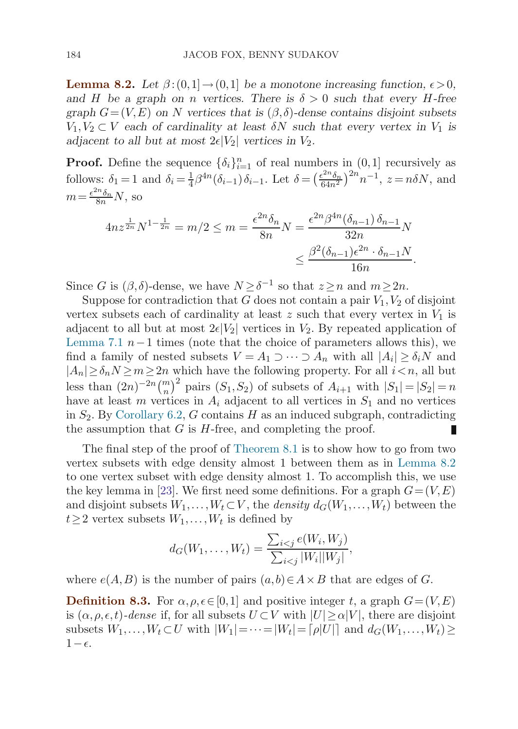**Lemma 8.2.** *Let $\beta:(0,1]\to(0,1]$ be a monotone increasing function, $\epsilon>0$, and $H$ be a graph on $n$ vertices. There is $\delta>0$ such that every $H$-free graph $G=(V,E)$ on $N$ vertices that is $(\beta,\delta)$-dense contains disjoint subsets $V_1,V_2\subset V$ each of cardinality at least $\delta N$ such that every vertex in $V_1$ is adjacent to all but at most $2\epsilon|V_2|$ vertices in $V_2$.*

**Proof.** Define the sequence $\{\delta_i\}_{i=1}^n$ of real numbers in $(0,1]$ recursively as follows: $\delta_1=1$ and $\delta_i=\frac{1}{4}\beta^{4n}(\delta_{i-1})\,\delta_{i-1}$. Let $\delta=\left(\frac{\epsilon^{2n}\delta_n}{64n^2}\right)^{2n}n^{-1}$, $z=n\delta N$, and $m=\frac{\epsilon^{2n}\delta_n}{8n}N$, so

$$4nz^{\frac{1}{2n}}N^{1-\frac{1}{2n}}=m/2\le m=\frac{\epsilon^{2n}\delta_n}{8n}N=\frac{\epsilon^{2n}\beta^{4n}(\delta_{n-1})\,\delta_{n-1}}{32n}N \le\frac{\beta^{2}(\delta_{n-1})\epsilon^{2n}\cdot\delta_{n-1}N}{16n}.$$

Since $G$ is $(\beta,\delta)$-dense, we have $N\ge\delta^{-1}$ so that $z\ge n$ and $m\ge 2n$.

Suppose for contradiction that $G$ does not contain a pair $V_1,V_2$ of disjoint vertex subsets each of cardinality at least $z$ such that every vertex in $V_1$ is adjacent to all but at most $2\epsilon|V_2|$ vertices in $V_2$. By repeated application of Lemma 7.1 $n-1$ times (note that the choice of parameters allows this), we find a family of nested subsets $V=A_1\supset\cdots\supset A_n$ with all $|A_i|\ge\delta_i N$ and $|A_n|\ge\delta_n N\ge m\ge 2n$ which have the following property. For all $i<n$, all but less than $(2n)^{-2n}\binom{m}{n}^2$ pairs $(S_1,S_2)$ of subsets of $A_{i+1}$ with $|S_1|=|S_2|=n$ have at least $m$ vertices in $A_i$ adjacent to all vertices in $S_1$ and no vertices in $S_2$. By Corollary 6.2, $G$ contains $H$ as an induced subgraph, contradicting the assumption that $G$ is $H$-free, and completing the proof. ∎

The final step of the proof of Theorem 8.1 is to show how to go from two vertex subsets with edge density almost 1 between them as in Lemma 8.2 to one vertex subset with edge density almost 1. To accomplish this, we use the key lemma in [23]. We first need some definitions. For a graph $G=(V,E)$ and disjoint subsets $W_1,\ldots,W_t\subset V$, the *density* $d_G(W_1,\ldots,W_t)$ between the $t\ge 2$ vertex subsets $W_1,\ldots,W_t$ is defined by

$$d_G(W_1,\ldots,W_t)=\frac{\sum_{i<j}e(W_i,W_j)}{\sum_{i<j}|W_i||W_j|},$$

where $e(A,B)$ is the number of pairs $(a,b)\in A\times B$ that are edges of $G$.

**Definition 8.3.** For $\alpha,\rho,\epsilon\in[0,1]$ and positive integer $t$, a graph $G=(V,E)$ is $(\alpha,\rho,\epsilon,t)$-*dense* if, for all subsets $U\subset V$ with $|U|\ge\alpha|V|$, there are disjoint subsets $W_1,\ldots,W_t\subset U$ with $|W_1|=\cdots=|W_t|=\lceil\rho|U|\rceil$ and $d_G(W_1,\ldots,W_t)\ge 1-\epsilon$.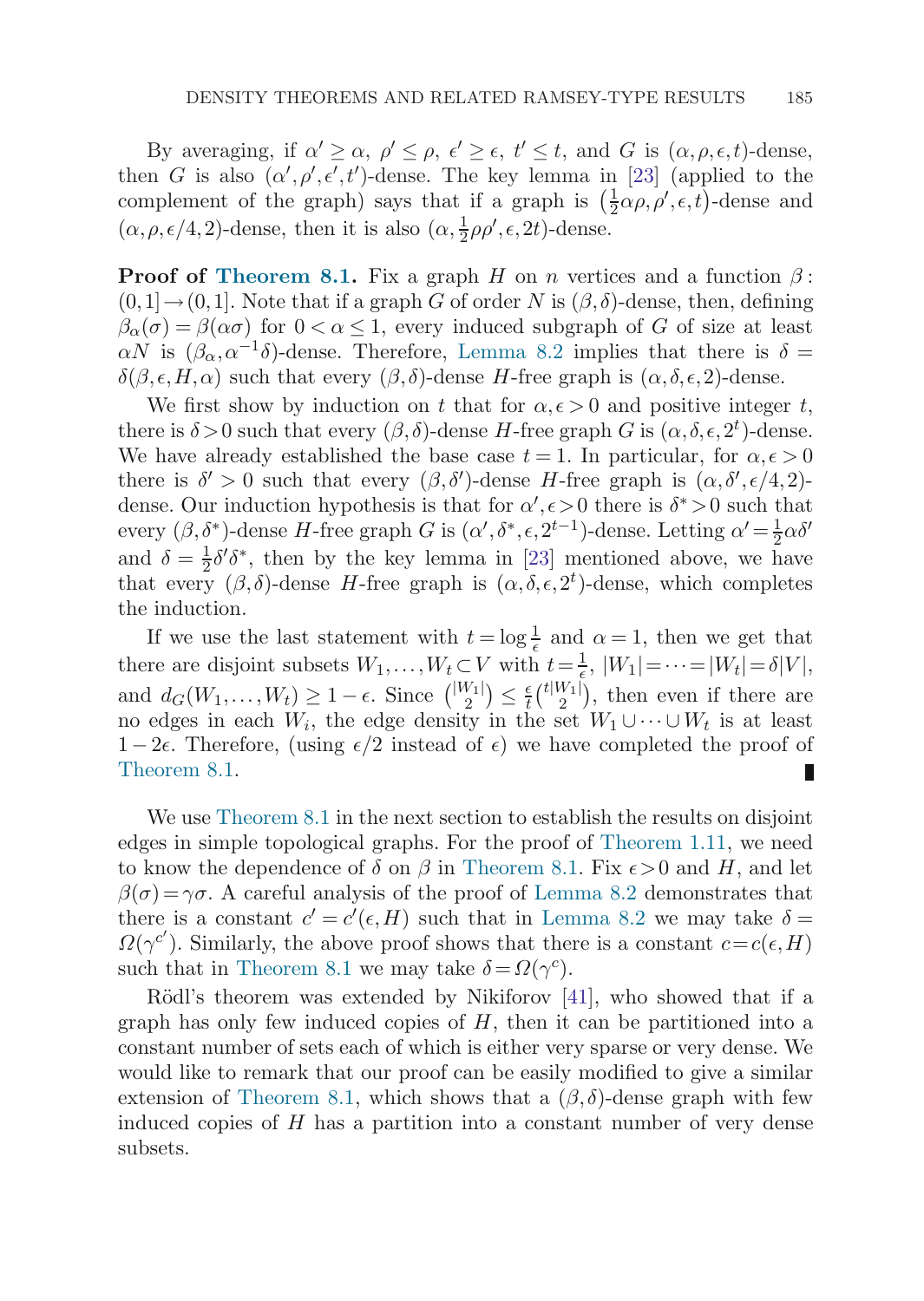By averaging, if $\alpha' \geq \alpha$, $\rho' \leq \rho$, $\epsilon' \geq \epsilon$, $t' \leq t$, and $G$ is $(\alpha, \rho, \epsilon, t)$-dense, then $G$ is also $(\alpha', \rho', \epsilon', t')$-dense. The key lemma in [23] (applied to the complement of the graph) says that if a graph is $\left(\frac{1}{2}\alpha\rho, \rho', \epsilon, t\right)$-dense and $(\alpha, \rho, \epsilon/4, 2)$-dense, then it is also $(\alpha, \frac{1}{2}\rho\rho', \epsilon, 2t)$-dense.

**Proof of Theorem 8.1.** Fix a graph $H$ on $n$ vertices and a function $\beta: (0,1] \to (0,1]$. Note that if a graph $G$ of order $N$ is $(\beta, \delta)$-dense, then, defining $\beta_\alpha(\sigma) = \beta(\alpha\sigma)$ for $0 < \alpha \leq 1$, every induced subgraph of $G$ of size at least $\alpha N$ is $(\beta_\alpha, \alpha^{-1}\delta)$-dense. Therefore, Lemma 8.2 implies that there is $\delta = \delta(\beta, \epsilon, H, \alpha)$ such that every $(\beta, \delta)$-dense $H$-free graph is $(\alpha, \delta, \epsilon, 2)$-dense.

We first show by induction on $t$ that for $\alpha, \epsilon > 0$ and positive integer $t$, there is $\delta > 0$ such that every $(\beta, \delta)$-dense $H$-free graph $G$ is $(\alpha, \delta, \epsilon, 2^t)$-dense. We have already established the base case $t = 1$. In particular, for $\alpha, \epsilon > 0$ there is $\delta' > 0$ such that every $(\beta, \delta')$-dense $H$-free graph is $(\alpha, \delta', \epsilon/4, 2)$-dense. Our induction hypothesis is that for $\alpha', \epsilon > 0$ there is $\delta^* > 0$ such that every $(\beta, \delta^*)$-dense $H$-free graph $G$ is $(\alpha', \delta^*, \epsilon, 2^{t-1})$-dense. Letting $\alpha' = \frac{1}{2}\alpha\delta'$ and $\delta = \frac{1}{2}\delta'\delta^*$, then by the key lemma in [23] mentioned above, we have that every $(\beta, \delta)$-dense $H$-free graph is $(\alpha, \delta, \epsilon, 2^t)$-dense, which completes the induction.

If we use the last statement with $t = \log \frac{1}{\epsilon}$ and $\alpha = 1$, then we get that there are disjoint subsets $W_1, \ldots, W_t \subset V$ with $t = \frac{1}{\epsilon}$, $|W_1| = \cdots = |W_t| = \delta|V|$, and $d_G(W_1, \ldots, W_t) \geq 1 - \epsilon$. Since $\binom{|W_1|}{2} \leq \frac{\epsilon}{t}\binom{t|W_1|}{2}$, then even if there are no edges in each $W_i$, the edge density in the set $W_1 \cup \cdots \cup W_t$ is at least $1 - 2\epsilon$. Therefore, (using $\epsilon/2$ instead of $\epsilon$) we have completed the proof of Theorem 8.1. ∎

We use Theorem 8.1 in the next section to establish the results on disjoint edges in simple topological graphs. For the proof of Theorem 1.11, we need to know the dependence of $\delta$ on $\beta$ in Theorem 8.1. Fix $\epsilon > 0$ and $H$, and let $\beta(\sigma) = \gamma\sigma$. A careful analysis of the proof of Lemma 8.2 demonstrates that there is a constant $c' = c'(\epsilon, H)$ such that in Lemma 8.2 we may take $\delta = \Omega(\gamma^{c'})$. Similarly, the above proof shows that there is a constant $c = c(\epsilon, H)$ such that in Theorem 8.1 we may take $\delta = \Omega(\gamma^c)$.

Rödl's theorem was extended by Nikiforov [41], who showed that if a graph has only few induced copies of $H$, then it can be partitioned into a constant number of sets each of which is either very sparse or very dense. We would like to remark that our proof can be easily modified to give a similar extension of Theorem 8.1, which shows that a $(\beta, \delta)$-dense graph with few induced copies of $H$ has a partition into a constant number of very dense subsets.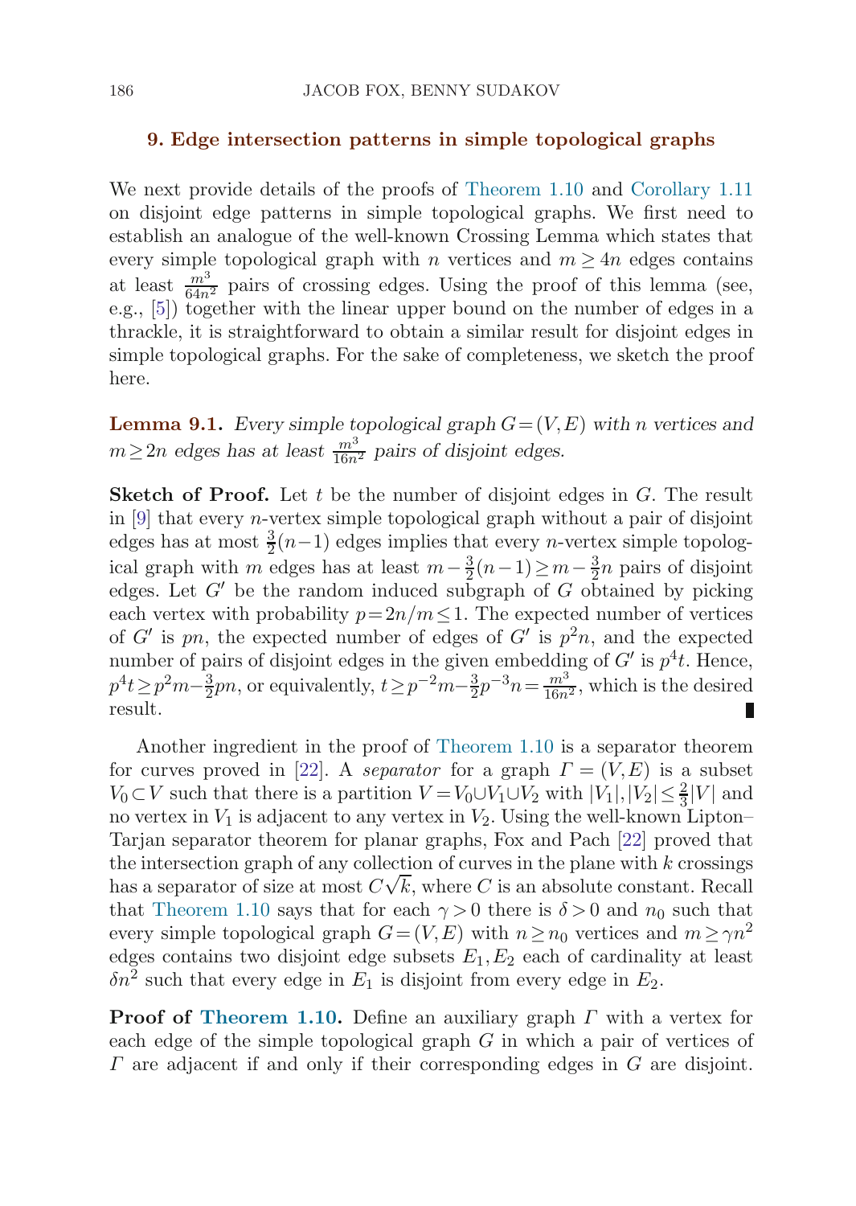## 9. Edge intersection patterns in simple topological graphs

We next provide details of the proofs of Theorem 1.10 and Corollary 1.11 on disjoint edge patterns in simple topological graphs. We first need to establish an analogue of the well-known Crossing Lemma which states that every simple topological graph with $n$ vertices and $m \geq 4n$ edges contains at least $\frac{m^3}{64n^2}$ pairs of crossing edges. Using the proof of this lemma (see, e.g., [5]) together with the linear upper bound on the number of edges in a thrackle, it is straightforward to obtain a similar result for disjoint edges in simple topological graphs. For the sake of completeness, we sketch the proof here.

**Lemma 9.1.** *Every simple topological graph $G=(V,E)$ with $n$ vertices and $m \geq 2n$ edges has at least $\frac{m^3}{16n^2}$ pairs of disjoint edges.*

**Sketch of Proof.** Let $t$ be the number of disjoint edges in $G$. The result in [9] that every $n$-vertex simple topological graph without a pair of disjoint edges has at most $\frac{3}{2}(n-1)$ edges implies that every $n$-vertex simple topological graph with $m$ edges has at least $m-\frac{3}{2}(n-1) \geq m-\frac{3}{2}n$ pairs of disjoint edges. Let $G'$ be the random induced subgraph of $G$ obtained by picking each vertex with probability $p=2n/m \leq 1$. The expected number of vertices of $G'$ is $pn$, the expected number of edges of $G'$ is $p^2n$, and the expected number of pairs of disjoint edges in the given embedding of $G'$ is $p^4t$. Hence, $p^4t \geq p^2m - \frac{3}{2}pn$, or equivalently, $t \geq p^{-2}m - \frac{3}{2}p^{-3}n = \frac{m^3}{16n^2}$, which is the desired result. ∎

Another ingredient in the proof of Theorem 1.10 is a separator theorem for curves proved in [22]. A *separator* for a graph $\Gamma=(V,E)$ is a subset $V_0 \subset V$ such that there is a partition $V = V_0 \cup V_1 \cup V_2$ with $|V_1|, |V_2| \leq \frac{2}{3}|V|$ and no vertex in $V_1$ is adjacent to any vertex in $V_2$. Using the well-known Lipton–Tarjan separator theorem for planar graphs, Fox and Pach [22] proved that the intersection graph of any collection of curves in the plane with $k$ crossings has a separator of size at most $C\sqrt{k}$, where $C$ is an absolute constant. Recall that Theorem 1.10 says that for each $\gamma > 0$ there is $\delta > 0$ and $n_0$ such that every simple topological graph $G=(V,E)$ with $n \geq n_0$ vertices and $m \geq \gamma n^2$ edges contains two disjoint edge subsets $E_1, E_2$ each of cardinality at least $\delta n^2$ such that every edge in $E_1$ is disjoint from every edge in $E_2$.

**Proof of Theorem 1.10.** Define an auxiliary graph $\Gamma$ with a vertex for each edge of the simple topological graph $G$ in which a pair of vertices of $\Gamma$ are adjacent if and only if their corresponding edges in $G$ are disjoint.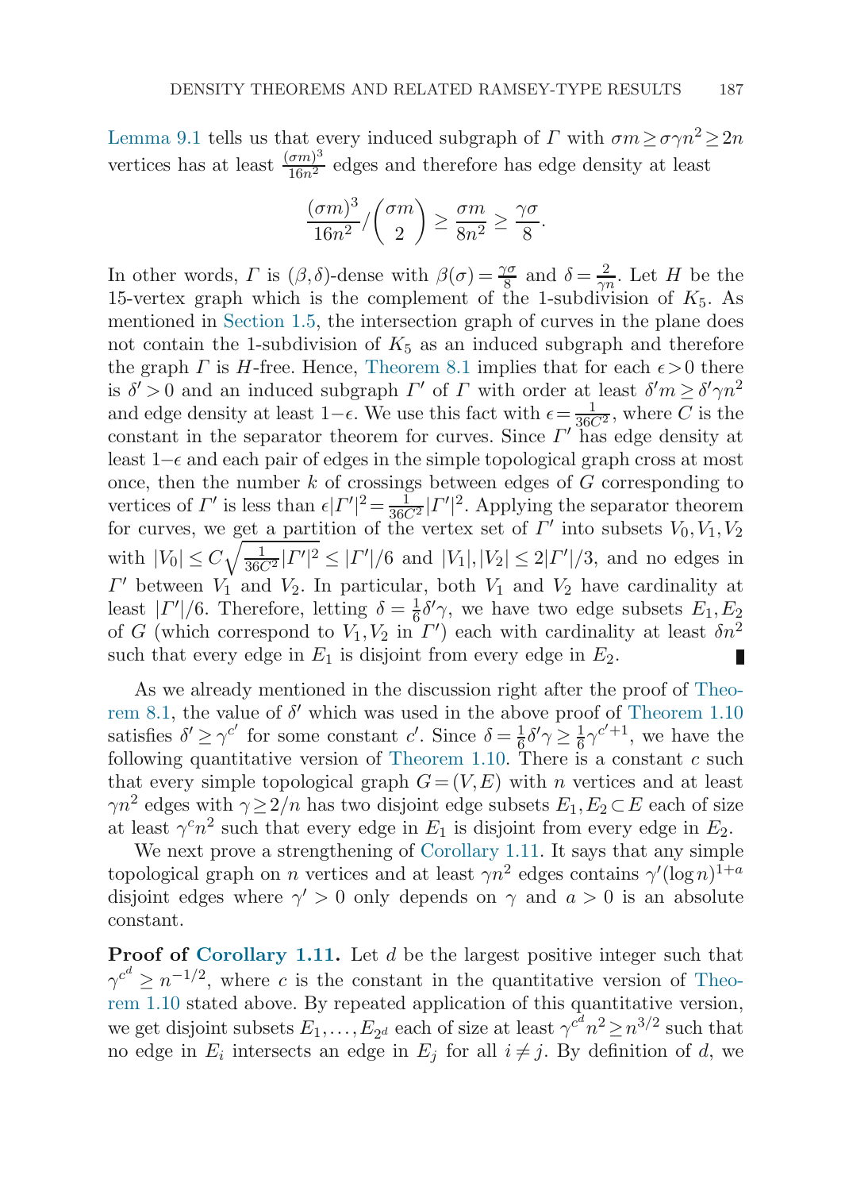Lemma 9.1 tells us that every induced subgraph of $\Gamma$ with $\sigma m \geq \sigma \gamma n^2 \geq 2n$ vertices has at least $\frac{(\sigma m)^3}{16n^2}$ edges and therefore has edge density at least

$$\frac{(\sigma m)^3}{16n^2} / \binom{\sigma m}{2} \geq \frac{\sigma m}{8n^2} \geq \frac{\gamma \sigma}{8}.$$

In other words, $\Gamma$ is $(\beta,\delta)$-dense with $\beta(\sigma) = \frac{\gamma\sigma}{8}$ and $\delta = \frac{2}{\gamma n}$. Let $H$ be the 15-vertex graph which is the complement of the 1-subdivision of $K_5$. As mentioned in Section 1.5, the intersection graph of curves in the plane does not contain the 1-subdivision of $K_5$ as an induced subgraph and therefore the graph $\Gamma$ is $H$-free. Hence, Theorem 8.1 implies that for each $\epsilon > 0$ there is $\delta' > 0$ and an induced subgraph $\Gamma'$ of $\Gamma$ with order at least $\delta' m \geq \delta' \gamma n^2$ and edge density at least $1-\epsilon$. We use this fact with $\epsilon = \frac{1}{36C^2}$, where $C$ is the constant in the separator theorem for curves. Since $\Gamma'$ has edge density at least $1-\epsilon$ and each pair of edges in the simple topological graph cross at most once, then the number $k$ of crossings between edges of $G$ corresponding to vertices of $\Gamma'$ is less than $\epsilon|\Gamma'|^2 = \frac{1}{36C^2}|\Gamma'|^2$. Applying the separator theorem for curves, we get a partition of the vertex set of $\Gamma'$ into subsets $V_0, V_1, V_2$ with $|V_0| \leq C\sqrt{\frac{1}{36C^2}|\Gamma'|^2} \leq |\Gamma'|/6$ and $|V_1|, |V_2| \leq 2|\Gamma'|/3$, and no edges in $\Gamma'$ between $V_1$ and $V_2$. In particular, both $V_1$ and $V_2$ have cardinality at least $|\Gamma'|/6$. Therefore, letting $\delta = \frac{1}{6}\delta'\gamma$, we have two edge subsets $E_1, E_2$ of $G$ (which correspond to $V_1, V_2$ in $\Gamma'$) each with cardinality at least $\delta n^2$ such that every edge in $E_1$ is disjoint from every edge in $E_2$. ∎

As we already mentioned in the discussion right after the proof of Theorem 8.1, the value of $\delta'$ which was used in the above proof of Theorem 1.10 satisfies $\delta' \geq \gamma^{c'}$ for some constant $c'$. Since $\delta = \frac{1}{6}\delta'\gamma \geq \frac{1}{6}\gamma^{c'+1}$, we have the following quantitative version of Theorem 1.10. There is a constant $c$ such that every simple topological graph $G = (V,E)$ with $n$ vertices and at least $\gamma n^2$ edges with $\gamma \geq 2/n$ has two disjoint edge subsets $E_1, E_2 \subset E$ each of size at least $\gamma^c n^2$ such that every edge in $E_1$ is disjoint from every edge in $E_2$.

We next prove a strengthening of Corollary 1.11. It says that any simple topological graph on $n$ vertices and at least $\gamma n^2$ edges contains $\gamma'(\log n)^{1+a}$ disjoint edges where $\gamma' > 0$ only depends on $\gamma$ and $a > 0$ is an absolute constant.

**Proof of Corollary 1.11.** Let $d$ be the largest positive integer such that $\gamma^{c^d} \geq n^{-1/2}$, where $c$ is the constant in the quantitative version of Theorem 1.10 stated above. By repeated application of this quantitative version, we get disjoint subsets $E_1, \ldots, E_{2^d}$ each of size at least $\gamma^{c^d} n^2 \geq n^{3/2}$ such that no edge in $E_i$ intersects an edge in $E_j$ for all $i \neq j$. By definition of $d$, we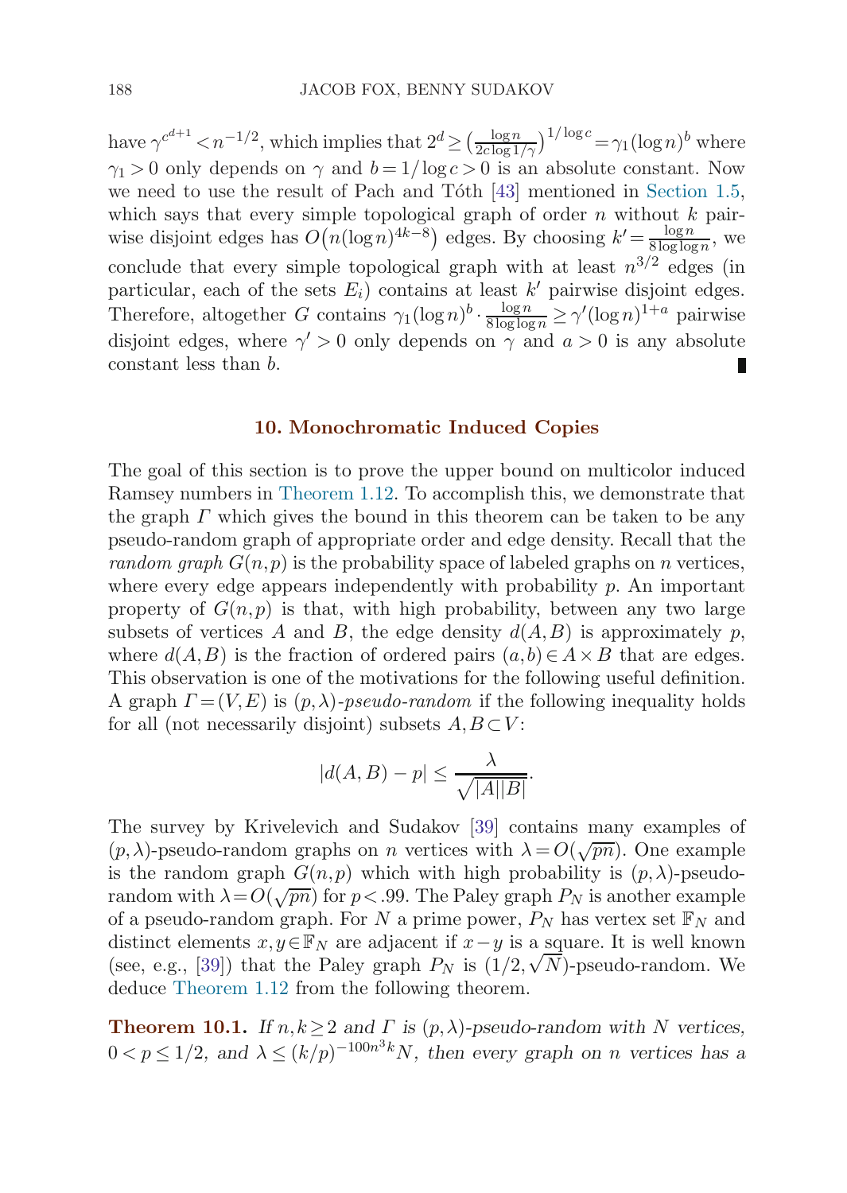have $\gamma^{c^{d+1}} < n^{-1/2}$, which implies that $2^d \geq \left(\frac{\log n}{2c\log 1/\gamma}\right)^{1/\log c} = \gamma_1(\log n)^b$ where $\gamma_1 > 0$ only depends on $\gamma$ and $b = 1/\log c > 0$ is an absolute constant. Now we need to use the result of Pach and Tóth [43] mentioned in Section 1.5, which says that every simple topological graph of order $n$ without $k$ pairwise disjoint edges has $O\big(n(\log n)^{4k-8}\big)$ edges. By choosing $k' = \frac{\log n}{8\log\log n}$, we conclude that every simple topological graph with at least $n^{3/2}$ edges (in particular, each of the sets $E_i$) contains at least $k'$ pairwise disjoint edges. Therefore, altogether $G$ contains $\gamma_1(\log n)^b \cdot \frac{\log n}{8\log\log n} \geq \gamma'(\log n)^{1+a}$ pairwise disjoint edges, where $\gamma' > 0$ only depends on $\gamma$ and $a > 0$ is any absolute constant less than $b$. ∎

## 10. Monochromatic Induced Copies

The goal of this section is to prove the upper bound on multicolor induced Ramsey numbers in Theorem 1.12. To accomplish this, we demonstrate that the graph $\Gamma$ which gives the bound in this theorem can be taken to be any pseudo-random graph of appropriate order and edge density. Recall that the *random graph* $G(n,p)$ is the probability space of labeled graphs on $n$ vertices, where every edge appears independently with probability $p$. An important property of $G(n,p)$ is that, with high probability, between any two large subsets of vertices $A$ and $B$, the edge density $d(A,B)$ is approximately $p$, where $d(A,B)$ is the fraction of ordered pairs $(a,b) \in A \times B$ that are edges. This observation is one of the motivations for the following useful definition. A graph $\Gamma = (V,E)$ is $(p,\lambda)$*-pseudo-random* if the following inequality holds for all (not necessarily disjoint) subsets $A, B \subset V$:

$$|d(A,B) - p| \leq \frac{\lambda}{\sqrt{|A||B|}}.$$

The survey by Krivelevich and Sudakov [39] contains many examples of $(p,\lambda)$-pseudo-random graphs on $n$ vertices with $\lambda = O(\sqrt{pn})$. One example is the random graph $G(n,p)$ which with high probability is $(p,\lambda)$-pseudo-random with $\lambda = O(\sqrt{pn})$ for $p < .99$. The Paley graph $P_N$ is another example of a pseudo-random graph. For $N$ a prime power, $P_N$ has vertex set $\mathbb{F}_N$ and distinct elements $x, y \in \mathbb{F}_N$ are adjacent if $x - y$ is a square. It is well known (see, e.g., [39]) that the Paley graph $P_N$ is $(1/2, \sqrt{N})$-pseudo-random. We deduce Theorem 1.12 from the following theorem.

**Theorem 10.1.** *If $n, k \geq 2$ and $\Gamma$ is $(p,\lambda)$-pseudo-random with $N$ vertices, $0 < p \leq 1/2$, and $\lambda \leq (k/p)^{-100n^3k} N$, then every graph on $n$ vertices has a*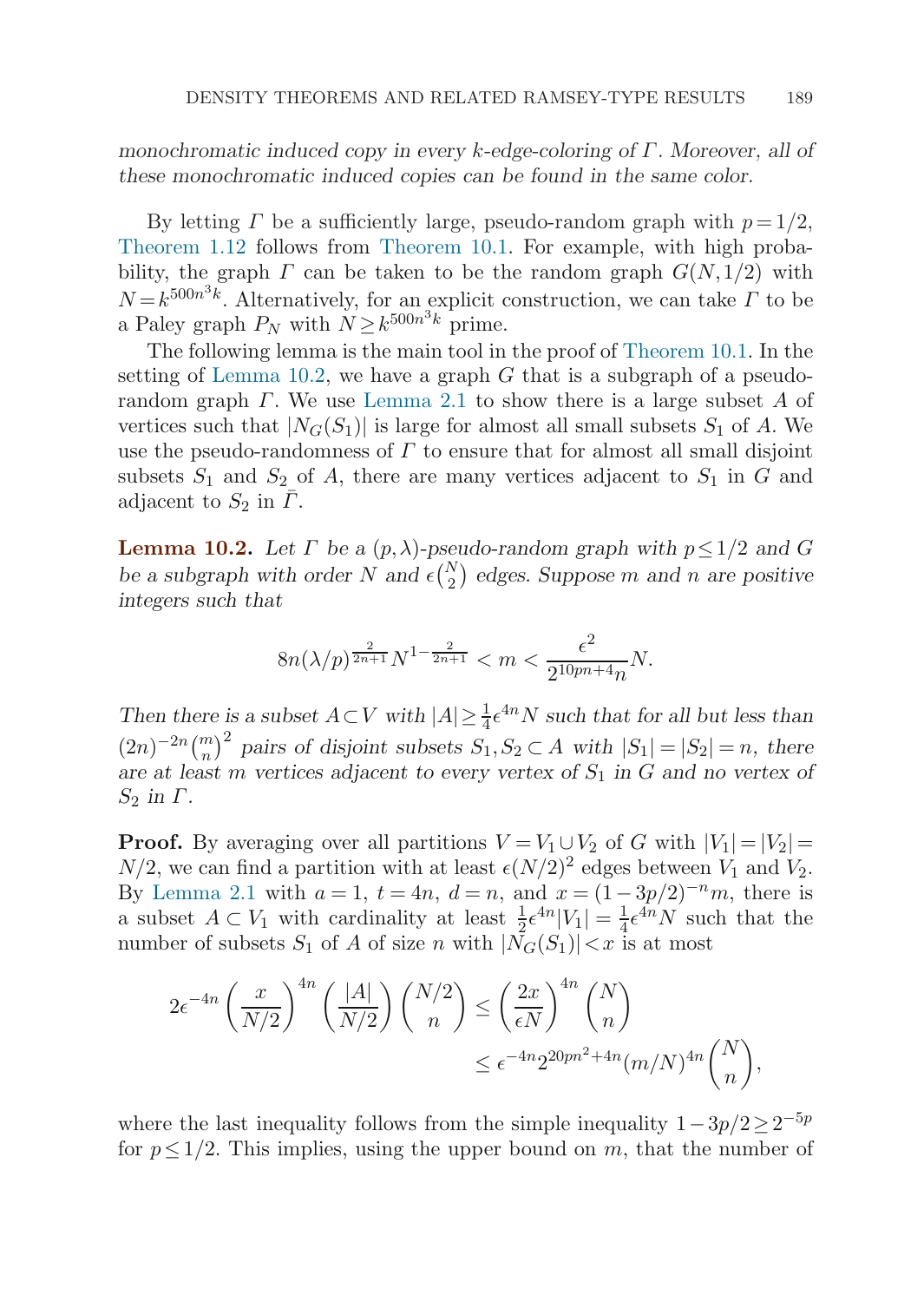*monochromatic induced copy in every k-edge-coloring of Γ. Moreover, all of these monochromatic induced copies can be found in the same color.*

By letting $\Gamma$ be a sufficiently large, pseudo-random graph with $p=1/2$, Theorem 1.12 follows from Theorem 10.1. For example, with high probability, the graph $\Gamma$ can be taken to be the random graph $G(N,1/2)$ with $N=k^{500n^3k}$. Alternatively, for an explicit construction, we can take $\Gamma$ to be a Paley graph $P_N$ with $N \geq k^{500n^3k}$ prime.

The following lemma is the main tool in the proof of Theorem 10.1. In the setting of Lemma 10.2, we have a graph $G$ that is a subgraph of a pseudo-random graph $\Gamma$. We use Lemma 2.1 to show there is a large subset $A$ of vertices such that $|N_G(S_1)|$ is large for almost all small subsets $S_1$ of $A$. We use the pseudo-randomness of $\Gamma$ to ensure that for almost all small disjoint subsets $S_1$ and $S_2$ of $A$, there are many vertices adjacent to $S_1$ in $G$ and adjacent to $S_2$ in $\bar{\Gamma}$.

**Lemma 10.2.** *Let $\Gamma$ be a $(p,\lambda)$-pseudo-random graph with $p \leq 1/2$ and $G$ be a subgraph with order $N$ and $\epsilon\binom{N}{2}$ edges. Suppose $m$ and $n$ are positive integers such that*

$$8n(\lambda/p)^{\frac{2}{2n+1}}N^{1-\frac{2}{2n+1}} < m < \frac{\epsilon^2}{2^{10pn+4}n}N.$$

*Then there is a subset $A \subset V$ with $|A| \geq \frac{1}{4}\epsilon^{4n}N$ such that for all but less than $(2n)^{-2n}\binom{m}{n}^2$ pairs of disjoint subsets $S_1, S_2 \subset A$ with $|S_1|=|S_2|=n$, there are at least $m$ vertices adjacent to every vertex of $S_1$ in $G$ and no vertex of $S_2$ in $\Gamma$.*

**Proof.** By averaging over all partitions $V=V_1 \cup V_2$ of $G$ with $|V_1|=|V_2|=N/2$, we can find a partition with at least $\epsilon(N/2)^2$ edges between $V_1$ and $V_2$. By Lemma 2.1 with $a=1$, $t=4n$, $d=n$, and $x=(1-3p/2)^{-n}m$, there is a subset $A \subset V_1$ with cardinality at least $\frac{1}{2}\epsilon^{4n}|V_1| = \frac{1}{4}\epsilon^{4n}N$ such that the number of subsets $S_1$ of $A$ of size $n$ with $|N_G(S_1)|<x$ is at most

$$2\epsilon^{-4n}\left(\frac{x}{N/2}\right)^{4n}\left(\frac{|A|}{N/2}\right)\binom{N/2}{n} \leq \left(\frac{2x}{\epsilon N}\right)^{4n}\binom{N}{n}$$
$$\leq \epsilon^{-4n}2^{20pn^2+4n}(m/N)^{4n}\binom{N}{n},$$

where the last inequality follows from the simple inequality $1-3p/2 \geq 2^{-5p}$ for $p \leq 1/2$. This implies, using the upper bound on $m$, that the number of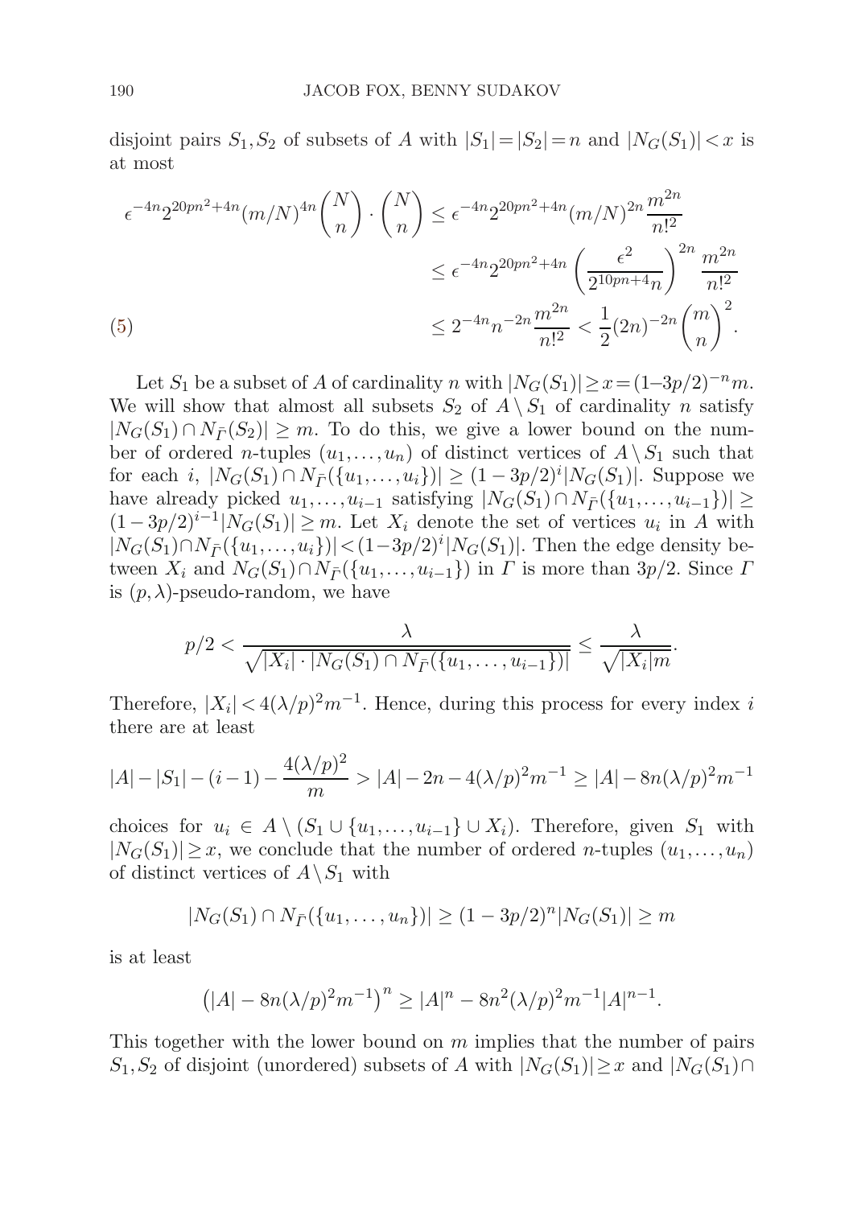disjoint pairs $S_1, S_2$ of subsets of $A$ with $|S_1| = |S_2| = n$ and $|N_G(S_1)| < x$ is at most

$$
\begin{aligned}
\epsilon^{-4n} 2^{20pn^2+4n} (m/N)^{4n} \binom{N}{n} \cdot \binom{N}{n} &\le \epsilon^{-4n} 2^{20pn^2+4n} (m/N)^{2n} \frac{m^{2n}}{n!^2} \\
&\le \epsilon^{-4n} 2^{20pn^2+4n} \left( \frac{\epsilon^2}{2^{10pn+4} n} \right)^{2n} \frac{m^{2n}}{n!^2} \\
&\le 2^{-4n} n^{-2n} \frac{m^{2n}}{n!^2} < \frac{1}{2} (2n)^{-2n} \binom{m}{n}^2. \qquad (5)
\end{aligned}
$$

Let $S_1$ be a subset of $A$ of cardinality $n$ with $|N_G(S_1)| \ge x = (1-3p/2)^{-n} m$. We will show that almost all subsets $S_2$ of $A \setminus S_1$ of cardinality $n$ satisfy $|N_G(S_1) \cap N_{\bar{\Gamma}}(S_2)| \ge m$. To do this, we give a lower bound on the number of ordered $n$-tuples $(u_1, \ldots, u_n)$ of distinct vertices of $A \setminus S_1$ such that for each $i$, $|N_G(S_1) \cap N_{\bar{\Gamma}}(\{u_1, \ldots, u_i\})| \ge (1-3p/2)^i |N_G(S_1)|$. Suppose we have already picked $u_1, \ldots, u_{i-1}$ satisfying $|N_G(S_1) \cap N_{\bar{\Gamma}}(\{u_1, \ldots, u_{i-1}\})| \ge (1-3p/2)^{i-1} |N_G(S_1)| \ge m$. Let $X_i$ denote the set of vertices $u_i$ in $A$ with $|N_G(S_1) \cap N_{\bar{\Gamma}}(\{u_1, \ldots, u_i\})| < (1-3p/2)^i |N_G(S_1)|$. Then the edge density between $X_i$ and $N_G(S_1) \cap N_{\bar{\Gamma}}(\{u_1, \ldots, u_{i-1}\})$ in $\Gamma$ is more than $3p/2$. Since $\Gamma$ is $(p, \lambda)$-pseudo-random, we have

$$
p/2 < \frac{\lambda}{\sqrt{|X_i| \cdot |N_G(S_1) \cap N_{\bar{\Gamma}}(\{u_1, \ldots, u_{i-1}\})|}} \le \frac{\lambda}{\sqrt{|X_i| m}}.
$$

Therefore, $|X_i| < 4(\lambda/p)^2 m^{-1}$. Hence, during this process for every index $i$ there are at least

$$
|A| - |S_1| - (i-1) - \frac{4(\lambda/p)^2}{m} > |A| - 2n - 4(\lambda/p)^2 m^{-1} \ge |A| - 8n(\lambda/p)^2 m^{-1}
$$

choices for $u_i \in A \setminus (S_1 \cup \{u_1, \ldots, u_{i-1}\} \cup X_i)$. Therefore, given $S_1$ with $|N_G(S_1)| \ge x$, we conclude that the number of ordered $n$-tuples $(u_1, \ldots, u_n)$ of distinct vertices of $A \setminus S_1$ with

$$
|N_G(S_1) \cap N_{\bar{\Gamma}}(\{u_1, \ldots, u_n\})| \ge (1-3p/2)^n |N_G(S_1)| \ge m
$$

is at least

$$
\left( |A| - 8n(\lambda/p)^2 m^{-1} \right)^n \ge |A|^n - 8n^2 (\lambda/p)^2 m^{-1} |A|^{n-1}.
$$

This together with the lower bound on $m$ implies that the number of pairs $S_1, S_2$ of disjoint (unordered) subsets of $A$ with $|N_G(S_1)| \ge x$ and $|N_G(S_1) \cap$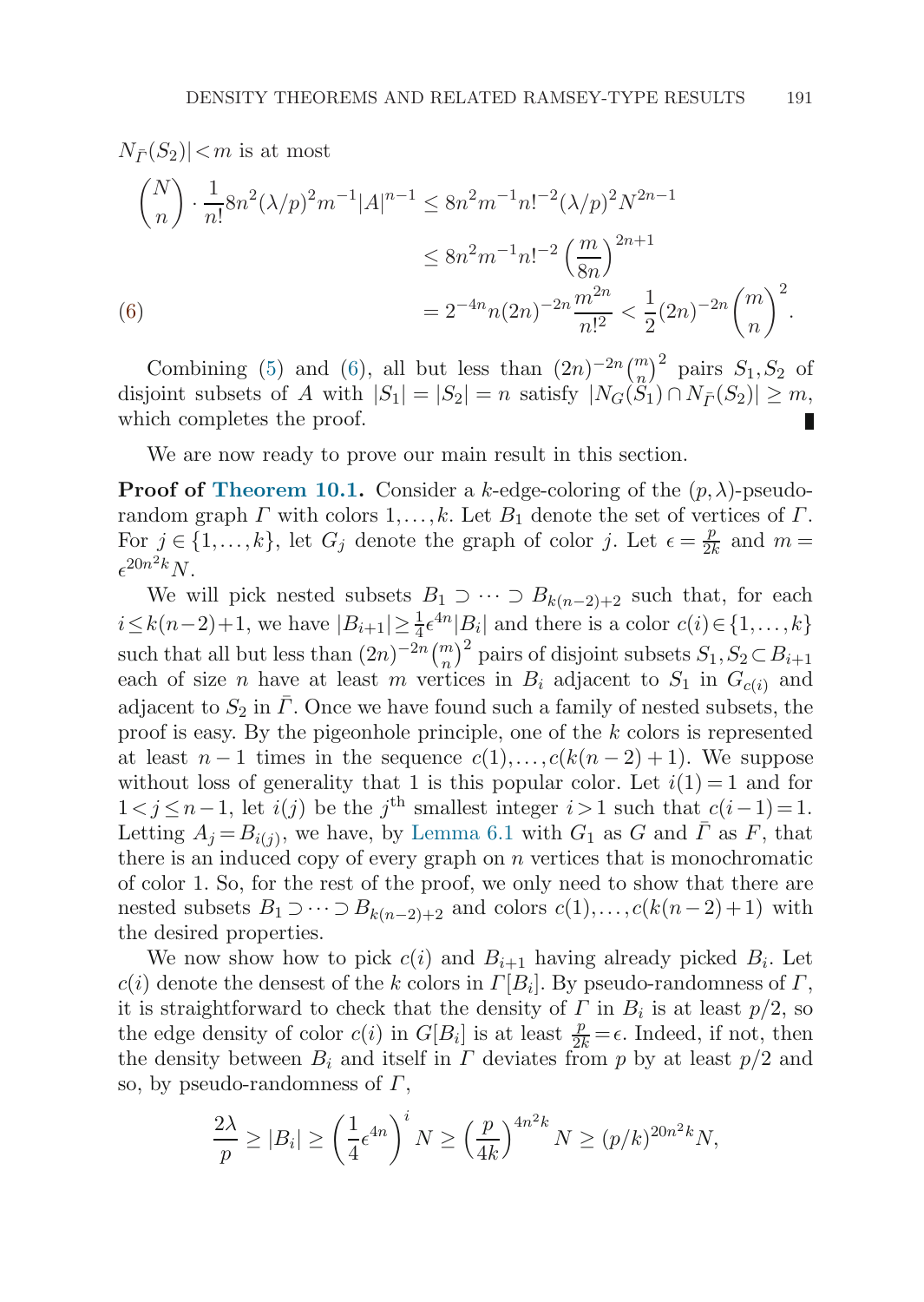$N_{\bar{\Gamma}}(S_2)| < m$ is at most

$$\binom{N}{n} \cdot \frac{1}{n!} 8n^2(\lambda/p)^2 m^{-1}|A|^{n-1} \leq 8n^2 m^{-1} n!^{-2} (\lambda/p)^2 N^{2n-1}$$
$$\leq 8n^2 m^{-1} n!^{-2} \left(\frac{m}{8n}\right)^{2n+1}$$
$$= 2^{-4n} n (2n)^{-2n} \frac{m^{2n}}{n!^2} < \frac{1}{2}(2n)^{-2n} \binom{m}{n}^2. \tag{6}$$

Combining (5) and (6), all but less than $(2n)^{-2n}\binom{m}{n}^2$ pairs $S_1, S_2$ of disjoint subsets of $A$ with $|S_1| = |S_2| = n$ satisfy $|N_G(S_1) \cap N_{\bar{\Gamma}}(S_2)| \geq m$, which completes the proof. ∎

We are now ready to prove our main result in this section.

**Proof of Theorem 10.1.** Consider a $k$-edge-coloring of the $(p, \lambda)$-pseudo-random graph $\Gamma$ with colors $1, \ldots, k$. Let $B_1$ denote the set of vertices of $\Gamma$. For $j \in \{1, \ldots, k\}$, let $G_j$ denote the graph of color $j$. Let $\epsilon = \frac{p}{2k}$ and $m = \epsilon^{20n^2k} N$.

We will pick nested subsets $B_1 \supset \cdots \supset B_{k(n-2)+2}$ such that, for each $i \leq k(n-2)+1$, we have $|B_{i+1}| \geq \frac{1}{4}\epsilon^{4n}|B_i|$ and there is a color $c(i) \in \{1, \ldots, k\}$ such that all but less than $(2n)^{-2n}\binom{m}{n}^2$ pairs of disjoint subsets $S_1, S_2 \subset B_{i+1}$ each of size $n$ have at least $m$ vertices in $B_i$ adjacent to $S_1$ in $G_{c(i)}$ and adjacent to $S_2$ in $\bar{\Gamma}$. Once we have found such a family of nested subsets, the proof is easy. By the pigeonhole principle, one of the $k$ colors is represented at least $n-1$ times in the sequence $c(1), \ldots, c(k(n-2)+1)$. We suppose without loss of generality that 1 is this popular color. Let $i(1) = 1$ and for $1 < j \leq n-1$, let $i(j)$ be the $j^{\text{th}}$ smallest integer $i > 1$ such that $c(i-1) = 1$. Letting $A_j = B_{i(j)}$, we have, by Lemma 6.1 with $G_1$ as $G$ and $\bar{\Gamma}$ as $F$, that there is an induced copy of every graph on $n$ vertices that is monochromatic of color 1. So, for the rest of the proof, we only need to show that there are nested subsets $B_1 \supset \cdots \supset B_{k(n-2)+2}$ and colors $c(1), \ldots, c(k(n-2)+1)$ with the desired properties.

We now show how to pick $c(i)$ and $B_{i+1}$ having already picked $B_i$. Let $c(i)$ denote the densest of the $k$ colors in $\Gamma[B_i]$. By pseudo-randomness of $\Gamma$, it is straightforward to check that the density of $\Gamma$ in $B_i$ is at least $p/2$, so the edge density of color $c(i)$ in $G[B_i]$ is at least $\frac{p}{2k} = \epsilon$. Indeed, if not, then the density between $B_i$ and itself in $\Gamma$ deviates from $p$ by at least $p/2$ and so, by pseudo-randomness of $\Gamma$,

$$\frac{2\lambda}{p} \geq |B_i| \geq \left(\frac{1}{4}\epsilon^{4n}\right)^i N \geq \left(\frac{p}{4k}\right)^{4n^2k} N \geq (p/k)^{20n^2k} N,$$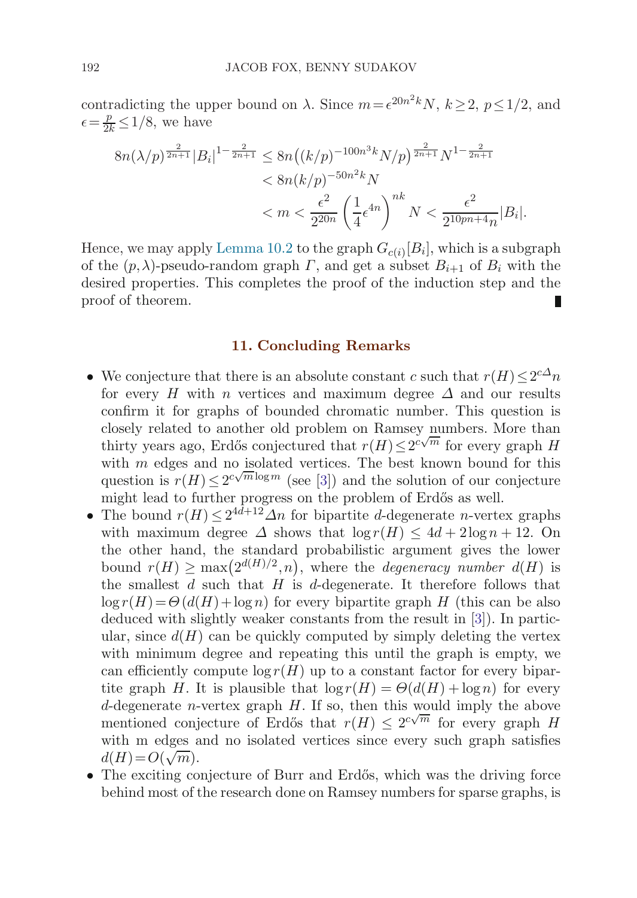contradicting the upper bound on $\lambda$. Since $m = \epsilon^{20n^2k}N$, $k \geq 2$, $p \leq 1/2$, and $\epsilon = \frac{p}{2k} \leq 1/8$, we have

$$\begin{aligned}
8n(\lambda/p)^{\frac{2}{2n+1}}|B_i|^{1-\frac{2}{2n+1}} &\leq 8n\big((k/p)^{-100n^3k}N/p\big)^{\frac{2}{2n+1}}N^{1-\frac{2}{2n+1}} \\
&< 8n(k/p)^{-50n^2k}N \\
&< m < \frac{\epsilon^2}{2^{20n}}\left(\frac{1}{4}\epsilon^{4n}\right)^{nk}N < \frac{\epsilon^2}{2^{10pn+4}n}|B_i|.
\end{aligned}$$

Hence, we may apply Lemma 10.2 to the graph $G_{c(i)}[B_i]$, which is a subgraph of the $(p,\lambda)$-pseudo-random graph $\Gamma$, and get a subset $B_{i+1}$ of $B_i$ with the desired properties. This completes the proof of the induction step and the proof of theorem. ∎

## 11. Concluding Remarks

- We conjecture that there is an absolute constant $c$ such that $r(H) \leq 2^{c\Delta}n$ for every $H$ with $n$ vertices and maximum degree $\Delta$ and our results confirm it for graphs of bounded chromatic number. This question is closely related to another old problem on Ramsey numbers. More than thirty years ago, Erdős conjectured that $r(H) \leq 2^{c\sqrt{m}}$ for every graph $H$ with $m$ edges and no isolated vertices. The best known bound for this question is $r(H) \leq 2^{c\sqrt{m}\log m}$ (see [3]) and the solution of our conjecture might lead to further progress on the problem of Erdős as well.
- The bound $r(H) \leq 2^{4d+12}\Delta n$ for bipartite $d$-degenerate $n$-vertex graphs with maximum degree $\Delta$ shows that $\log r(H) \leq 4d + 2\log n + 12$. On the other hand, the standard probabilistic argument gives the lower bound $r(H) \geq \max\big(2^{d(H)/2}, n\big)$, where the *degeneracy number* $d(H)$ is the smallest $d$ such that $H$ is $d$-degenerate. It therefore follows that $\log r(H) = \Theta(d(H) + \log n)$ for every bipartite graph $H$ (this can be also deduced with slightly weaker constants from the result in [3]). In particular, since $d(H)$ can be quickly computed by simply deleting the vertex with minimum degree and repeating this until the graph is empty, we can efficiently compute $\log r(H)$ up to a constant factor for every bipartite graph $H$. It is plausible that $\log r(H) = \Theta(d(H) + \log n)$ for every $d$-degenerate $n$-vertex graph $H$. If so, then this would imply the above mentioned conjecture of Erdős that $r(H) \leq 2^{c\sqrt{m}}$ for every graph $H$ with m edges and no isolated vertices since every such graph satisfies $d(H) = O(\sqrt{m})$.
- The exciting conjecture of Burr and Erdős, which was the driving force behind most of the research done on Ramsey numbers for sparse graphs, is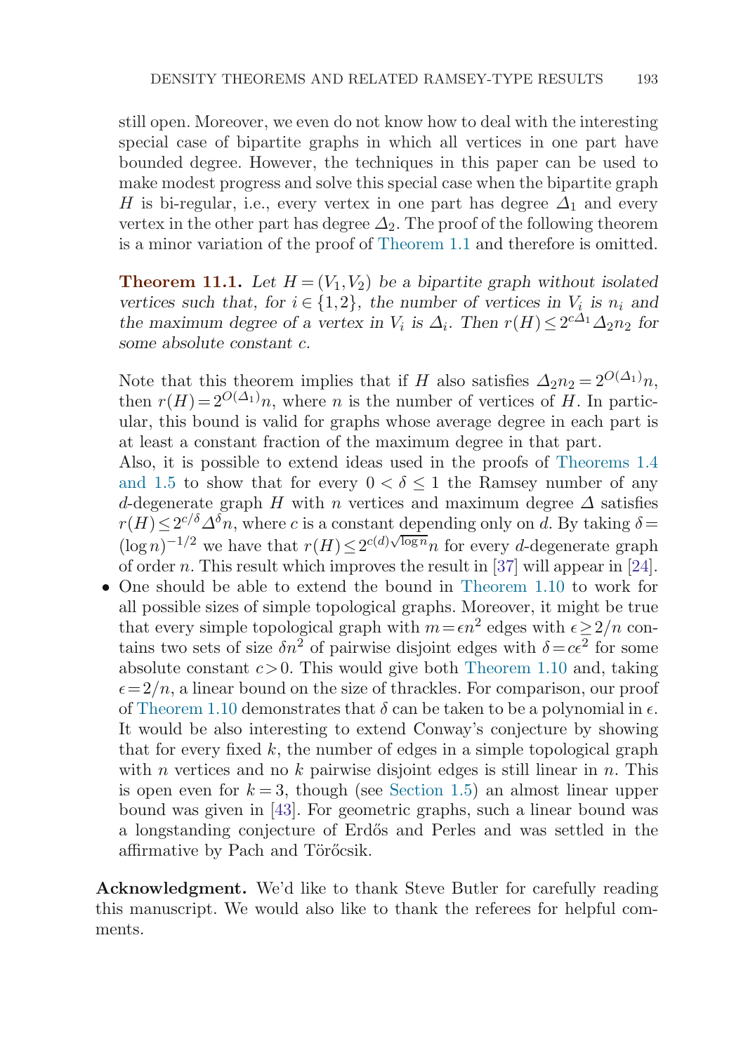still open. Moreover, we even do not know how to deal with the interesting special case of bipartite graphs in which all vertices in one part have bounded degree. However, the techniques in this paper can be used to make modest progress and solve this special case when the bipartite graph $H$ is bi-regular, i.e., every vertex in one part has degree $\Delta_1$ and every vertex in the other part has degree $\Delta_2$. The proof of the following theorem is a minor variation of the proof of Theorem 1.1 and therefore is omitted.

**Theorem 11.1.** *Let $H=(V_1,V_2)$ be a bipartite graph without isolated vertices such that, for $i\in\{1,2\}$, the number of vertices in $V_i$ is $n_i$ and the maximum degree of a vertex in $V_i$ is $\Delta_i$. Then $r(H)\le 2^{c\Delta_1}\Delta_2 n_2$ for some absolute constant $c$.*

Note that this theorem implies that if $H$ also satisfies $\Delta_2 n_2 = 2^{O(\Delta_1)}n$, then $r(H)=2^{O(\Delta_1)}n$, where $n$ is the number of vertices of $H$. In particular, this bound is valid for graphs whose average degree in each part is at least a constant fraction of the maximum degree in that part.

Also, it is possible to extend ideas used in the proofs of Theorems 1.4 and 1.5 to show that for every $0<\delta\le 1$ the Ramsey number of any $d$-degenerate graph $H$ with $n$ vertices and maximum degree $\Delta$ satisfies $r(H)\le 2^{c/\delta}\Delta^{\delta}n$, where $c$ is a constant depending only on $d$. By taking $\delta=(\log n)^{-1/2}$ we have that $r(H)\le 2^{c(d)\sqrt{\log n}}n$ for every $d$-degenerate graph of order $n$. This result which improves the result in [37] will appear in [24].

- One should be able to extend the bound in Theorem 1.10 to work for all possible sizes of simple topological graphs. Moreover, it might be true that every simple topological graph with $m=\epsilon n^2$ edges with $\epsilon\ge 2/n$ contains two sets of size $\delta n^2$ of pairwise disjoint edges with $\delta=c\epsilon^2$ for some absolute constant $c>0$. This would give both Theorem 1.10 and, taking $\epsilon=2/n$, a linear bound on the size of thrackles. For comparison, our proof of Theorem 1.10 demonstrates that $\delta$ can be taken to be a polynomial in $\epsilon$. It would be also interesting to extend Conway's conjecture by showing that for every fixed $k$, the number of edges in a simple topological graph with $n$ vertices and no $k$ pairwise disjoint edges is still linear in $n$. This is open even for $k=3$, though (see Section 1.5) an almost linear upper bound was given in [43]. For geometric graphs, such a linear bound was a longstanding conjecture of Erdős and Perles and was settled in the affirmative by Pach and Törőcsik.

**Acknowledgment.** We'd like to thank Steve Butler for carefully reading this manuscript. We would also like to thank the referees for helpful comments.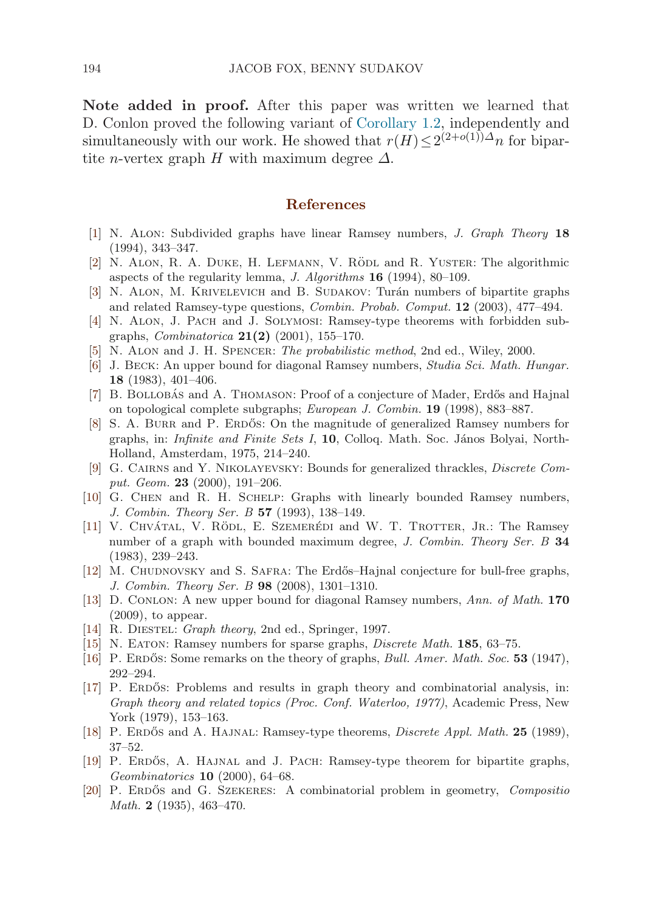**Note added in proof.** After this paper was written we learned that D. Conlon proved the following variant of Corollary 1.2, independently and simultaneously with our work. He showed that $r(H) \le 2^{(2+o(1))\Delta} n$ for bipartite $n$-vertex graph $H$ with maximum degree $\Delta$.

## References

[1] N. Alon: Subdivided graphs have linear Ramsey numbers, *J. Graph Theory* **18** (1994), 343–347.

[2] N. Alon, R. A. Duke, H. Lefmann, V. Rödl and R. Yuster: The algorithmic aspects of the regularity lemma, *J. Algorithms* **16** (1994), 80–109.

[3] N. Alon, M. Krivelevich and B. Sudakov: Turán numbers of bipartite graphs and related Ramsey-type questions, *Combin. Probab. Comput.* **12** (2003), 477–494.

[4] N. Alon, J. Pach and J. Solymosi: Ramsey-type theorems with forbidden subgraphs, *Combinatorica* **21(2)** (2001), 155–170.

[5] N. Alon and J. H. Spencer: *The probabilistic method*, 2nd ed., Wiley, 2000.

[6] J. Beck: An upper bound for diagonal Ramsey numbers, *Studia Sci. Math. Hungar.* **18** (1983), 401–406.

[7] B. Bollobás and A. Thomason: Proof of a conjecture of Mader, Erdős and Hajnal on topological complete subgraphs; *European J. Combin.* **19** (1998), 883–887.

[8] S. A. Burr and P. Erdős: On the magnitude of generalized Ramsey numbers for graphs, in: *Infinite and Finite Sets I*, **10**, Colloq. Math. Soc. János Bolyai, North-Holland, Amsterdam, 1975, 214–240.

[9] G. Cairns and Y. Nikolayevsky: Bounds for generalized thrackles, *Discrete Comput. Geom.* **23** (2000), 191–206.

[10] G. Chen and R. H. Schelp: Graphs with linearly bounded Ramsey numbers, *J. Combin. Theory Ser. B* **57** (1993), 138–149.

[11] V. Chvátal, V. Rödl, E. Szemerédi and W. T. Trotter, Jr.: The Ramsey number of a graph with bounded maximum degree, *J. Combin. Theory Ser. B* **34** (1983), 239–243.

[12] M. Chudnovsky and S. Safra: The Erdős–Hajnal conjecture for bull-free graphs, *J. Combin. Theory Ser. B* **98** (2008), 1301–1310.

[13] D. Conlon: A new upper bound for diagonal Ramsey numbers, *Ann. of Math.* **170** (2009), to appear.

[14] R. Diestel: *Graph theory*, 2nd ed., Springer, 1997.

[15] N. Eaton: Ramsey numbers for sparse graphs, *Discrete Math.* **185**, 63–75.

[16] P. Erdős: Some remarks on the theory of graphs, *Bull. Amer. Math. Soc.* **53** (1947), 292–294.

[17] P. Erdős: Problems and results in graph theory and combinatorial analysis, in: *Graph theory and related topics (Proc. Conf. Waterloo, 1977)*, Academic Press, New York (1979), 153–163.

[18] P. Erdős and A. Hajnal: Ramsey-type theorems, *Discrete Appl. Math.* **25** (1989), 37–52.

[19] P. Erdős, A. Hajnal and J. Pach: Ramsey-type theorem for bipartite graphs, *Geombinatorics* **10** (2000), 64–68.

[20] P. Erdős and G. Szekeres: A combinatorial problem in geometry, *Compositio Math.* **2** (1935), 463–470.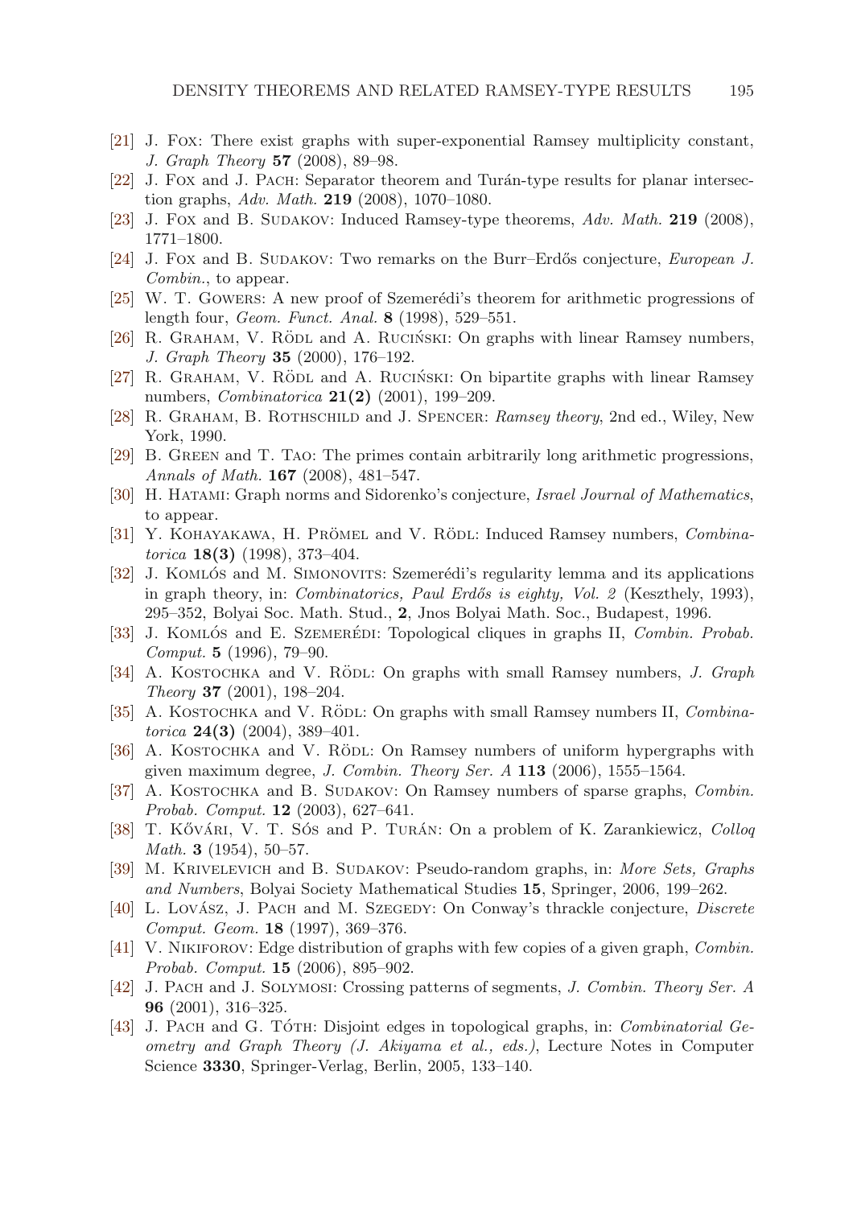[21] J. Fox: There exist graphs with super-exponential Ramsey multiplicity constant, *J. Graph Theory* **57** (2008), 89–98.

[22] J. Fox and J. Pach: Separator theorem and Turán-type results for planar intersection graphs, *Adv. Math.* **219** (2008), 1070–1080.

[23] J. Fox and B. Sudakov: Induced Ramsey-type theorems, *Adv. Math.* **219** (2008), 1771–1800.

[24] J. Fox and B. Sudakov: Two remarks on the Burr–Erdős conjecture, *European J. Combin.*, to appear.

[25] W. T. Gowers: A new proof of Szemerédi's theorem for arithmetic progressions of length four, *Geom. Funct. Anal.* **8** (1998), 529–551.

[26] R. Graham, V. Rödl and A. Ruciński: On graphs with linear Ramsey numbers, *J. Graph Theory* **35** (2000), 176–192.

[27] R. Graham, V. Rödl and A. Ruciński: On bipartite graphs with linear Ramsey numbers, *Combinatorica* **21(2)** (2001), 199–209.

[28] R. Graham, B. Rothschild and J. Spencer: *Ramsey theory*, 2nd ed., Wiley, New York, 1990.

[29] B. Green and T. Tao: The primes contain arbitrarily long arithmetic progressions, *Annals of Math.* **167** (2008), 481–547.

[30] H. Hatami: Graph norms and Sidorenko's conjecture, *Israel Journal of Mathematics*, to appear.

[31] Y. Kohayakawa, H. Prömel and V. Rödl: Induced Ramsey numbers, *Combinatorica* **18(3)** (1998), 373–404.

[32] J. Komlós and M. Simonovits: Szemerédi's regularity lemma and its applications in graph theory, in: *Combinatorics, Paul Erdős is eighty, Vol. 2* (Keszthely, 1993), 295–352, Bolyai Soc. Math. Stud., **2**, Jnos Bolyai Math. Soc., Budapest, 1996.

[33] J. Komlós and E. Szemerédi: Topological cliques in graphs II, *Combin. Probab. Comput.* **5** (1996), 79–90.

[34] A. Kostochka and V. Rödl: On graphs with small Ramsey numbers, *J. Graph Theory* **37** (2001), 198–204.

[35] A. Kostochka and V. Rödl: On graphs with small Ramsey numbers II, *Combinatorica* **24(3)** (2004), 389–401.

[36] A. Kostochka and V. Rödl: On Ramsey numbers of uniform hypergraphs with given maximum degree, *J. Combin. Theory Ser. A* **113** (2006), 1555–1564.

[37] A. Kostochka and B. Sudakov: On Ramsey numbers of sparse graphs, *Combin. Probab. Comput.* **12** (2003), 627–641.

[38] T. Kővári, V. T. Sós and P. Turán: On a problem of K. Zarankiewicz, *Colloq Math.* **3** (1954), 50–57.

[39] M. Krivelevich and B. Sudakov: Pseudo-random graphs, in: *More Sets, Graphs and Numbers*, Bolyai Society Mathematical Studies **15**, Springer, 2006, 199–262.

[40] L. Lovász, J. Pach and M. Szegedy: On Conway's thrackle conjecture, *Discrete Comput. Geom.* **18** (1997), 369–376.

[41] V. Nikiforov: Edge distribution of graphs with few copies of a given graph, *Combin. Probab. Comput.* **15** (2006), 895–902.

[42] J. Pach and J. Solymosi: Crossing patterns of segments, *J. Combin. Theory Ser. A* **96** (2001), 316–325.

[43] J. Pach and G. Tóth: Disjoint edges in topological graphs, in: *Combinatorial Geometry and Graph Theory (J. Akiyama et al., eds.)*, Lecture Notes in Computer Science **3330**, Springer-Verlag, Berlin, 2005, 133–140.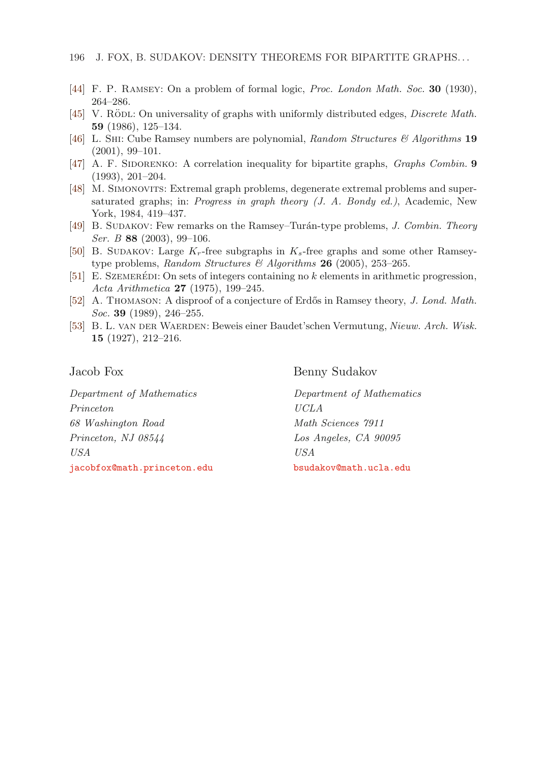[44] F. P. Ramsey: On a problem of formal logic, *Proc. London Math. Soc.* **30** (1930), 264–286.

[45] V. Rödl: On universality of graphs with uniformly distributed edges, *Discrete Math.* **59** (1986), 125–134.

[46] L. Shi: Cube Ramsey numbers are polynomial, *Random Structures & Algorithms* **19** (2001), 99–101.

[47] A. F. Sidorenko: A correlation inequality for bipartite graphs, *Graphs Combin.* **9** (1993), 201–204.

[48] M. Simonovits: Extremal graph problems, degenerate extremal problems and supersaturated graphs; in: *Progress in graph theory (J. A. Bondy ed.)*, Academic, New York, 1984, 419–437.

[49] B. Sudakov: Few remarks on the Ramsey–Turán-type problems, *J. Combin. Theory Ser. B* **88** (2003), 99–106.

[50] B. Sudakov: Large $K_r$-free subgraphs in $K_s$-free graphs and some other Ramsey-type problems, *Random Structures & Algorithms* **26** (2005), 253–265.

[51] E. Szemerédi: On sets of integers containing no $k$ elements in arithmetic progression, *Acta Arithmetica* **27** (1975), 199–245.

[52] A. Thomason: A disproof of a conjecture of Erdős in Ramsey theory, *J. Lond. Math. Soc.* **39** (1989), 246–255.

[53] B. L. van der Waerden: Beweis einer Baudet'schen Vermutung, *Nieuw. Arch. Wisk.* **15** (1927), 212–216.

Jacob Fox

*Department of Mathematics*
*Princeton*
*68 Washington Road*
*Princeton, NJ 08544*
*USA*
jacobfox@math.princeton.edu

Benny Sudakov

*Department of Mathematics*
*UCLA*
*Math Sciences 7911*
*Los Angeles, CA 90095*
*USA*
bsudakov@math.ucla.edu